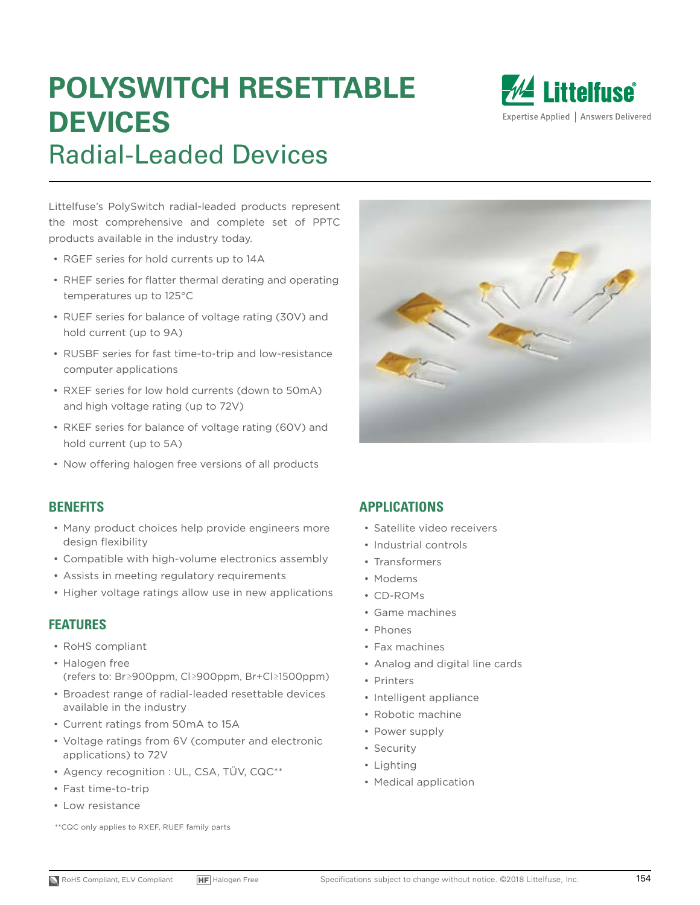# POLYSWITCH RESETTABLE DEVICES

## Radial-Leaded Devices

Littelfuse's PolySwitch radial-leaded products represent the most comprehensive and complete set of PPTC products available in the industry today.

- RGEF series for hold currents up to 14A
- RHEF series for flatter thermal derating and operating temperatures up to 125°C
- RUEF series for balance of voltage rating (30V) and hold current (up to 9A)
- RUSBF series for fast time-to-trip and low-resistance computer applications
- RXEF series for low hold currents (down to 50mA) and high voltage rating (up to 72V)
- RKEF series for balance of voltage rating (60V) and hold current (up to 5A)
- Now offering halogen free versions of all products

### BENEFITS

- Many product choices help provide engineers more design flexibility
- Compatible with high-volume electronics assembly
- Assists in meeting regulatory requirements
- Higher voltage ratings allow use in new applications

### FEATURES

- RoHS compliant
- Halogen free (refers to: Br≥900ppm, Cl≥900ppm, Br+Cl≥1500ppm)
- Broadest range of radial-leaded resettable devices available in the industry
- Current ratings from 50mA to 15A
- Voltage ratings from 6V (computer and electronic applications) to 72V
- Agency recognition : UL, CSA, TÜV, CQC**
- Fast time-to-trip
- Low resistance

**CQC only applies to RXEF, RUEF family parts

### APPLICATIONS

- Satellite video receivers
- Industrial controls
- Transformers
- Modems
- CD-ROMs
- Game machines
- Phones
- Fax machines
- Analog and digital line cards
- Printers
- Intelligent appliance
- Robotic machine
- Power supply
- Security
- Lighting
- Medical application

RoHS Compliant, ELV Compliant HF Halogen Free Specifications subject to change without notice. ©2018 Littelfuse, Inc.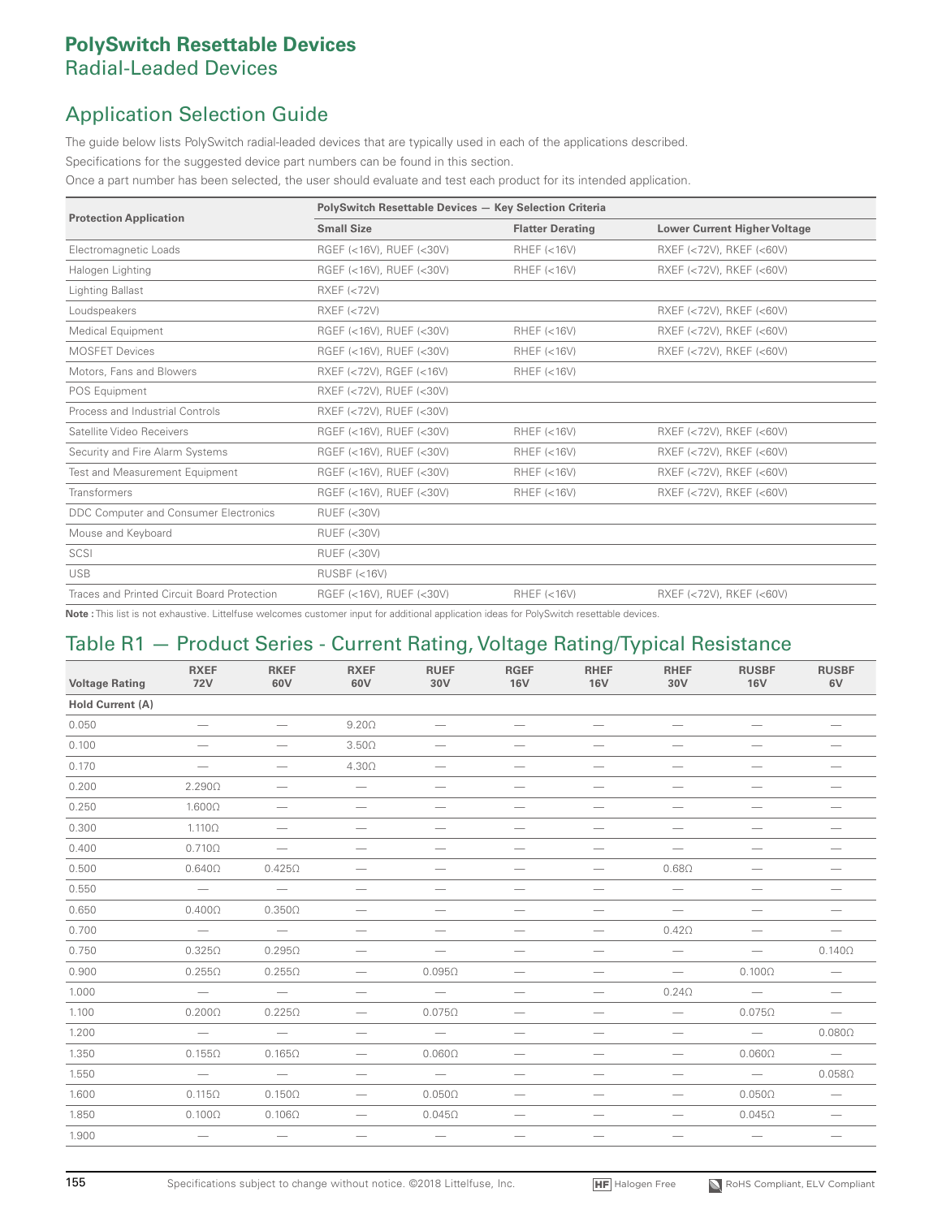# PolySwitch Resettable Devices
## Radial-Leaded Devices

## Application Selection Guide

The guide below lists PolySwitch radial-leaded devices that are typically used in each of the applications described.

Specifications for the suggested device part numbers can be found in this section.

Once a part number has been selected, the user should evaluate and test each product for its intended application.

| Protection Application | PolySwitch Resettable Devices — Key Selection Criteria | | |
|---|---|---|---|
| | Small Size | Flatter Derating | Lower Current Higher Voltage |
| Electromagnetic Loads | RGEF (<16V), RUEF (<30V) | RHEF (<16V) | RXEF (<72V), RKEF (<60V) |
| Halogen Lighting | RGEF (<16V), RUEF (<30V) | RHEF (<16V) | RXEF (<72V), RKEF (<60V) |
| Lighting Ballast | RXEF (<72V) | | |
| Loudspeakers | RXEF (<72V) | | RXEF (<72V), RKEF (<60V) |
| Medical Equipment | RGEF (<16V), RUEF (<30V) | RHEF (<16V) | RXEF (<72V), RKEF (<60V) |
| MOSFET Devices | RGEF (<16V), RUEF (<30V) | RHEF (<16V) | RXEF (<72V), RKEF (<60V) |
| Motors, Fans and Blowers | RXEF (<72V), RGEF (<16V) | RHEF (<16V) | |
| POS Equipment | RXEF (<72V), RUEF (<30V) | | |
| Process and Industrial Controls | RXEF (<72V), RUEF (<30V) | | |
| Satellite Video Receivers | RGEF (<16V), RUEF (<30V) | RHEF (<16V) | RXEF (<72V), RKEF (<60V) |
| Security and Fire Alarm Systems | RGEF (<16V), RUEF (<30V) | RHEF (<16V) | RXEF (<72V), RKEF (<60V) |
| Test and Measurement Equipment | RGEF (<16V), RUEF (<30V) | RHEF (<16V) | RXEF (<72V), RKEF (<60V) |
| Transformers | RGEF (<16V), RUEF (<30V) | RHEF (<16V) | RXEF (<72V), RKEF (<60V) |
| DDC Computer and Consumer Electronics | RUEF (<30V) | | |
| Mouse and Keyboard | RUEF (<30V) | | |
| SCSI | RUEF (<30V) | | |
| USB | RUSBF (<16V) | | |
| Traces and Printed Circuit Board Protection | RGEF (<16V), RUEF (<30V) | RHEF (<16V) | RXEF (<72V), RKEF (<60V) |

**Note :** This list is not exhaustive. Littelfuse welcomes customer input for additional application ideas for PolySwitch resettable devices.

## Table R1 — Product Series - Current Rating, Voltage Rating/Typical Resistance

| Voltage Rating | RXEF 72V | RKEF 60V | RXEF 60V | RUEF 30V | RGEF 16V | RHEF 16V | RHEF 30V | RUSBF 16V | RUSBF 6V |
|---|---|---|---|---|---|---|---|---|---|
| **Hold Current (A)** | | | | | | | | | |
| 0.050 | — | — | 9.20Ω | — | — | — | — | — | — |
| 0.100 | — | — | 3.50Ω | — | — | — | — | — | — |
| 0.170 | — | — | 4.30Ω | — | — | — | — | — | — |
| 0.200 | 2.290Ω | — | — | — | — | — | — | — | — |
| 0.250 | 1.600Ω | — | — | — | — | — | — | — | — |
| 0.300 | 1.110Ω | — | — | — | — | — | — | — | — |
| 0.400 | 0.710Ω | — | — | — | — | — | — | — | — |
| 0.500 | 0.640Ω | 0.425Ω | — | — | — | — | 0.68Ω | — | — |
| 0.550 | — | — | — | — | — | — | — | — | — |
| 0.650 | 0.400Ω | 0.350Ω | — | — | — | — | — | — | — |
| 0.700 | — | — | — | — | — | — | 0.42Ω | — | — |
| 0.750 | 0.325Ω | 0.295Ω | — | — | — | — | — | — | 0.140Ω |
| 0.900 | 0.255Ω | 0.255Ω | — | 0.095Ω | — | — | — | 0.100Ω | — |
| 1.000 | — | — | — | — | — | — | 0.24Ω | — | — |
| 1.100 | 0.200Ω | 0.225Ω | — | 0.075Ω | — | — | — | 0.075Ω | — |
| 1.200 | — | — | — | — | — | — | — | — | 0.080Ω |
| 1.350 | 0.155Ω | 0.165Ω | — | 0.060Ω | — | — | — | 0.060Ω | — |
| 1.550 | — | — | — | — | — | — | — | — | 0.058Ω |
| 1.600 | 0.115Ω | 0.150Ω | — | 0.050Ω | — | — | — | 0.050Ω | — |
| 1.850 | 0.100Ω | 0.106Ω | — | 0.045Ω | — | — | — | 0.045Ω | — |
| 1.900 | — | — | — | — | — | — | — | — | — |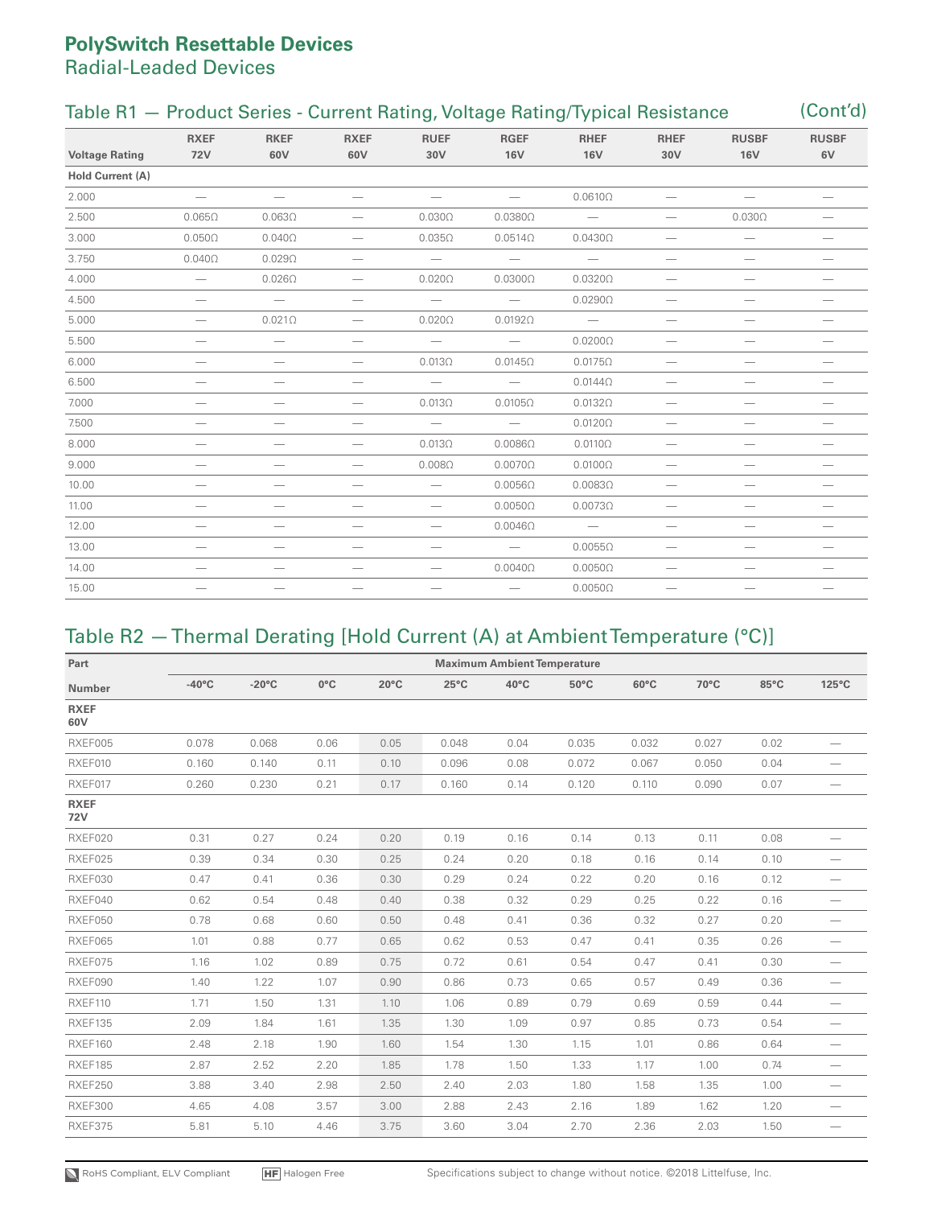# PolySwitch Resettable Devices

## Radial-Leaded Devices

### Table R1 — Product Series - Current Rating, Voltage Rating/Typical Resistance (Cont'd)

| Voltage Rating | RXEF 72V | RKEF 60V | RXEF 60V | RUEF 30V | RGEF 16V | RHEF 16V | RHEF 30V | RUSBF 16V | RUSBF 6V |
|---|---|---|---|---|---|---|---|---|---|
| **Hold Current (A)** | | | | | | | | | |
| 2.000 | — | — | — | — | — | 0.0610Ω | — | — | — |
| 2.500 | 0.065Ω | 0.063Ω | — | 0.030Ω | 0.0380Ω | — | — | 0.030Ω | — |
| 3.000 | 0.050Ω | 0.040Ω | — | 0.035Ω | 0.0514Ω | 0.0430Ω | — | — | — |
| 3.750 | 0.040Ω | 0.029Ω | — | — | — | — | — | — | — |
| 4.000 | — | 0.026Ω | — | 0.020Ω | 0.0300Ω | 0.0320Ω | — | — | — |
| 4.500 | — | — | — | — | — | 0.0290Ω | — | — | — |
| 5.000 | — | 0.021Ω | — | 0.020Ω | 0.0192Ω | — | — | — | — |
| 5.500 | — | — | — | — | — | 0.0200Ω | — | — | — |
| 6.000 | — | — | — | 0.013Ω | 0.0145Ω | 0.0175Ω | — | — | — |
| 6.500 | — | — | — | — | — | 0.0144Ω | — | — | — |
| 7.000 | — | — | — | 0.013Ω | 0.0105Ω | 0.0132Ω | — | — | — |
| 7.500 | — | — | — | — | — | 0.0120Ω | — | — | — |
| 8.000 | — | — | — | 0.013Ω | 0.0086Ω | 0.0110Ω | — | — | — |
| 9.000 | — | — | — | 0.008Ω | 0.0070Ω | 0.0100Ω | — | — | — |
| 10.00 | — | — | — | — | 0.0056Ω | 0.0083Ω | — | — | — |
| 11.00 | — | — | — | — | 0.0050Ω | 0.0073Ω | — | — | — |
| 12.00 | — | — | — | — | 0.0046Ω | — | — | — | — |
| 13.00 | — | — | — | — | — | 0.0055Ω | — | — | — |
| 14.00 | — | — | — | — | 0.0040Ω | 0.0050Ω | — | — | — |
| 15.00 | — | — | — | — | — | 0.0050Ω | — | — | — |

### Table R2 — Thermal Derating [Hold Current (A) at Ambient Temperature (°C)]

| Part Number | Maximum Ambient Temperature | | | | | | | | | | |
|---|---|---|---|---|---|---|---|---|---|---|---|
| | -40°C | -20°C | 0°C | 20°C | 25°C | 40°C | 50°C | 60°C | 70°C | 85°C | 125°C |
| **RXEF 60V** | | | | | | | | | | | |
| RXEF005 | 0.078 | 0.068 | 0.06 | 0.05 | 0.048 | 0.04 | 0.035 | 0.032 | 0.027 | 0.02 | — |
| RXEF010 | 0.160 | 0.140 | 0.11 | 0.10 | 0.096 | 0.08 | 0.072 | 0.067 | 0.050 | 0.04 | — |
| RXEF017 | 0.260 | 0.230 | 0.21 | 0.17 | 0.160 | 0.14 | 0.120 | 0.110 | 0.090 | 0.07 | — |
| **RXEF 72V** | | | | | | | | | | | |
| RXEF020 | 0.31 | 0.27 | 0.24 | 0.20 | 0.19 | 0.16 | 0.14 | 0.13 | 0.11 | 0.08 | — |
| RXEF025 | 0.39 | 0.34 | 0.30 | 0.25 | 0.24 | 0.20 | 0.18 | 0.16 | 0.14 | 0.10 | — |
| RXEF030 | 0.47 | 0.41 | 0.36 | 0.30 | 0.29 | 0.24 | 0.22 | 0.20 | 0.16 | 0.12 | — |
| RXEF040 | 0.62 | 0.54 | 0.48 | 0.40 | 0.38 | 0.32 | 0.29 | 0.25 | 0.22 | 0.16 | — |
| RXEF050 | 0.78 | 0.68 | 0.60 | 0.50 | 0.48 | 0.41 | 0.36 | 0.32 | 0.27 | 0.20 | — |
| RXEF065 | 1.01 | 0.88 | 0.77 | 0.65 | 0.62 | 0.53 | 0.47 | 0.41 | 0.35 | 0.26 | — |
| RXEF075 | 1.16 | 1.02 | 0.89 | 0.75 | 0.72 | 0.61 | 0.54 | 0.47 | 0.41 | 0.30 | — |
| RXEF090 | 1.40 | 1.22 | 1.07 | 0.90 | 0.86 | 0.73 | 0.65 | 0.57 | 0.49 | 0.36 | — |
| RXEF110 | 1.71 | 1.50 | 1.31 | 1.10 | 1.06 | 0.89 | 0.79 | 0.69 | 0.59 | 0.44 | — |
| RXEF135 | 2.09 | 1.84 | 1.61 | 1.35 | 1.30 | 1.09 | 0.97 | 0.85 | 0.73 | 0.54 | — |
| RXEF160 | 2.48 | 2.18 | 1.90 | 1.60 | 1.54 | 1.30 | 1.15 | 1.01 | 0.86 | 0.64 | — |
| RXEF185 | 2.87 | 2.52 | 2.20 | 1.85 | 1.78 | 1.50 | 1.33 | 1.17 | 1.00 | 0.74 | — |
| RXEF250 | 3.88 | 3.40 | 2.98 | 2.50 | 2.40 | 2.03 | 1.80 | 1.58 | 1.35 | 1.00 | — |
| RXEF300 | 4.65 | 4.08 | 3.57 | 3.00 | 2.88 | 2.43 | 2.16 | 1.89 | 1.62 | 1.20 | — |
| RXEF375 | 5.81 | 5.10 | 4.46 | 3.75 | 3.60 | 3.04 | 2.70 | 2.36 | 2.03 | 1.50 | — |

RoHS Compliant, ELV Compliant    HF Halogen Free    Specifications subject to change without notice. ©2018 Littelfuse, Inc.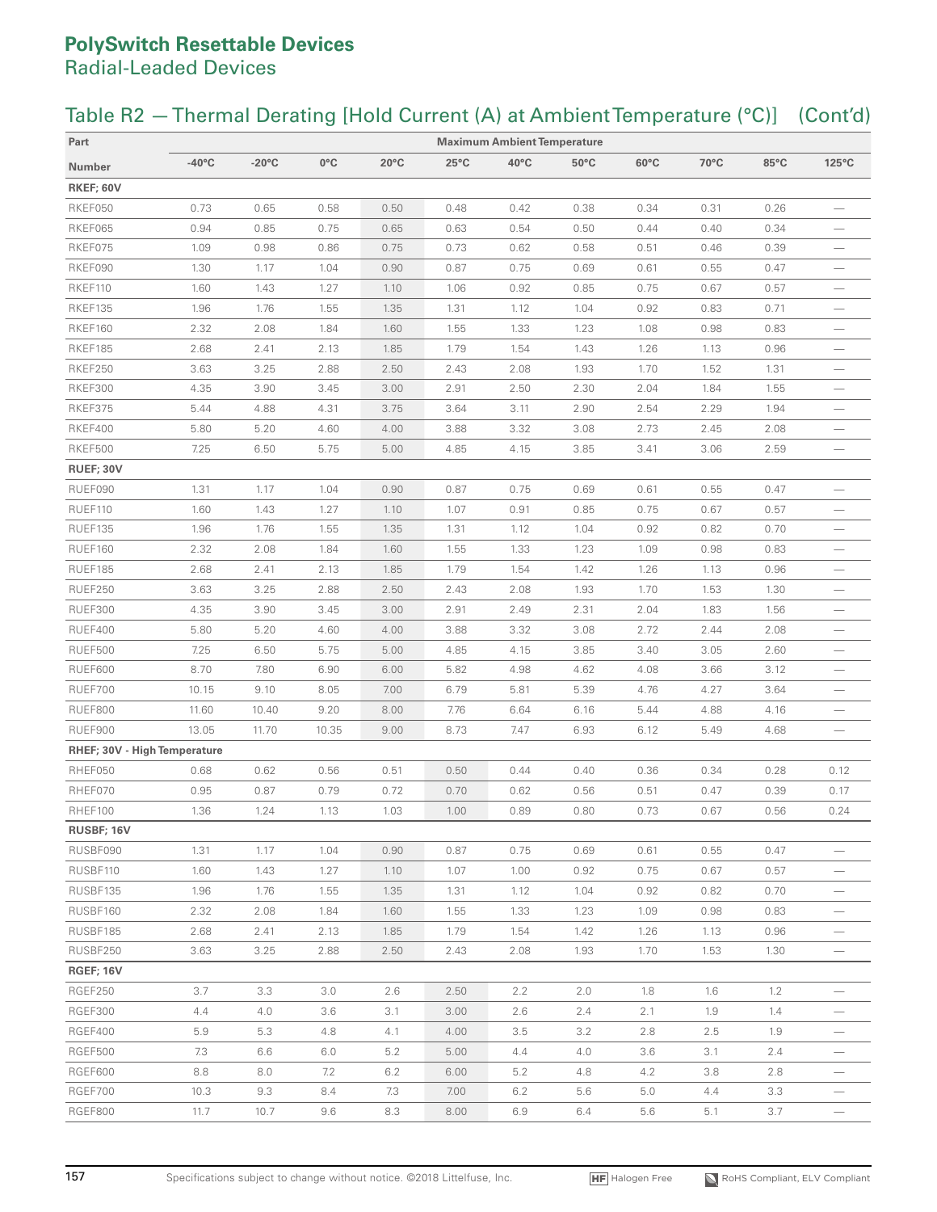# PolySwitch Resettable Devices

## Radial-Leaded Devices

## Table R2 — Thermal Derating [Hold Current (A) at Ambient Temperature (°C)] (Cont'd)

| Part | Maximum Ambient Temperature | | | | | | | | | | |
|---|---|---|---|---|---|---|---|---|---|---|---|
| Number | -40°C | -20°C | 0°C | 20°C | 25°C | 40°C | 50°C | 60°C | 70°C | 85°C | 125°C |
| **RKEF; 60V** | | | | | | | | | | | |
| RKEF050 | 0.73 | 0.65 | 0.58 | 0.50 | 0.48 | 0.42 | 0.38 | 0.34 | 0.31 | 0.26 | — |
| RKEF065 | 0.94 | 0.85 | 0.75 | 0.65 | 0.63 | 0.54 | 0.50 | 0.44 | 0.40 | 0.34 | — |
| RKEF075 | 1.09 | 0.98 | 0.86 | 0.75 | 0.73 | 0.62 | 0.58 | 0.51 | 0.46 | 0.39 | — |
| RKEF090 | 1.30 | 1.17 | 1.04 | 0.90 | 0.87 | 0.75 | 0.69 | 0.61 | 0.55 | 0.47 | — |
| RKEF110 | 1.60 | 1.43 | 1.27 | 1.10 | 1.06 | 0.92 | 0.85 | 0.75 | 0.67 | 0.57 | — |
| RKEF135 | 1.96 | 1.76 | 1.55 | 1.35 | 1.31 | 1.12 | 1.04 | 0.92 | 0.83 | 0.71 | — |
| RKEF160 | 2.32 | 2.08 | 1.84 | 1.60 | 1.55 | 1.33 | 1.23 | 1.08 | 0.98 | 0.83 | — |
| RKEF185 | 2.68 | 2.41 | 2.13 | 1.85 | 1.79 | 1.54 | 1.43 | 1.26 | 1.13 | 0.96 | — |
| RKEF250 | 3.63 | 3.25 | 2.88 | 2.50 | 2.43 | 2.08 | 1.93 | 1.70 | 1.52 | 1.31 | — |
| RKEF300 | 4.35 | 3.90 | 3.45 | 3.00 | 2.91 | 2.50 | 2.30 | 2.04 | 1.84 | 1.55 | — |
| RKEF375 | 5.44 | 4.88 | 4.31 | 3.75 | 3.64 | 3.11 | 2.90 | 2.54 | 2.29 | 1.94 | — |
| RKEF400 | 5.80 | 5.20 | 4.60 | 4.00 | 3.88 | 3.32 | 3.08 | 2.73 | 2.45 | 2.08 | — |
| RKEF500 | 7.25 | 6.50 | 5.75 | 5.00 | 4.85 | 4.15 | 3.85 | 3.41 | 3.06 | 2.59 | — |
| **RUEF; 30V** | | | | | | | | | | | |
| RUEF090 | 1.31 | 1.17 | 1.04 | 0.90 | 0.87 | 0.75 | 0.69 | 0.61 | 0.55 | 0.47 | — |
| RUEF110 | 1.60 | 1.43 | 1.27 | 1.10 | 1.07 | 0.91 | 0.85 | 0.75 | 0.67 | 0.57 | — |
| RUEF135 | 1.96 | 1.76 | 1.55 | 1.35 | 1.31 | 1.12 | 1.04 | 0.92 | 0.82 | 0.70 | — |
| RUEF160 | 2.32 | 2.08 | 1.84 | 1.60 | 1.55 | 1.33 | 1.23 | 1.09 | 0.98 | 0.83 | — |
| RUEF185 | 2.68 | 2.41 | 2.13 | 1.85 | 1.79 | 1.54 | 1.42 | 1.26 | 1.13 | 0.96 | — |
| RUEF250 | 3.63 | 3.25 | 2.88 | 2.50 | 2.43 | 2.08 | 1.93 | 1.70 | 1.53 | 1.30 | — |
| RUEF300 | 4.35 | 3.90 | 3.45 | 3.00 | 2.91 | 2.49 | 2.31 | 2.04 | 1.83 | 1.56 | — |
| RUEF400 | 5.80 | 5.20 | 4.60 | 4.00 | 3.88 | 3.32 | 3.08 | 2.72 | 2.44 | 2.08 | — |
| RUEF500 | 7.25 | 6.50 | 5.75 | 5.00 | 4.85 | 4.15 | 3.85 | 3.40 | 3.05 | 2.60 | — |
| RUEF600 | 8.70 | 7.80 | 6.90 | 6.00 | 5.82 | 4.98 | 4.62 | 4.08 | 3.66 | 3.12 | — |
| RUEF700 | 10.15 | 9.10 | 8.05 | 7.00 | 6.79 | 5.81 | 5.39 | 4.76 | 4.27 | 3.64 | — |
| RUEF800 | 11.60 | 10.40 | 9.20 | 8.00 | 7.76 | 6.64 | 6.16 | 5.44 | 4.88 | 4.16 | — |
| RUEF900 | 13.05 | 11.70 | 10.35 | 9.00 | 8.73 | 7.47 | 6.93 | 6.12 | 5.49 | 4.68 | — |
| **RHEF; 30V - High Temperature** | | | | | | | | | | | |
| RHEF050 | 0.68 | 0.62 | 0.56 | 0.51 | 0.50 | 0.44 | 0.40 | 0.36 | 0.34 | 0.28 | 0.12 |
| RHEF070 | 0.95 | 0.87 | 0.79 | 0.72 | 0.70 | 0.62 | 0.56 | 0.51 | 0.47 | 0.39 | 0.17 |
| RHEF100 | 1.36 | 1.24 | 1.13 | 1.03 | 1.00 | 0.89 | 0.80 | 0.73 | 0.67 | 0.56 | 0.24 |
| **RUSBF; 16V** | | | | | | | | | | | |
| RUSBF090 | 1.31 | 1.17 | 1.04 | 0.90 | 0.87 | 0.75 | 0.69 | 0.61 | 0.55 | 0.47 | — |
| RUSBF110 | 1.60 | 1.43 | 1.27 | 1.10 | 1.07 | 1.00 | 0.92 | 0.75 | 0.67 | 0.57 | — |
| RUSBF135 | 1.96 | 1.76 | 1.55 | 1.35 | 1.31 | 1.12 | 1.04 | 0.92 | 0.82 | 0.70 | — |
| RUSBF160 | 2.32 | 2.08 | 1.84 | 1.60 | 1.55 | 1.33 | 1.23 | 1.09 | 0.98 | 0.83 | — |
| RUSBF185 | 2.68 | 2.41 | 2.13 | 1.85 | 1.79 | 1.54 | 1.42 | 1.26 | 1.13 | 0.96 | — |
| RUSBF250 | 3.63 | 3.25 | 2.88 | 2.50 | 2.43 | 2.08 | 1.93 | 1.70 | 1.53 | 1.30 | — |
| **RGEF; 16V** | | | | | | | | | | | |
| RGEF250 | 3.7 | 3.3 | 3.0 | 2.6 | 2.50 | 2.2 | 2.0 | 1.8 | 1.6 | 1.2 | — |
| RGEF300 | 4.4 | 4.0 | 3.6 | 3.1 | 3.00 | 2.6 | 2.4 | 2.1 | 1.9 | 1.4 | — |
| RGEF400 | 5.9 | 5.3 | 4.8 | 4.1 | 4.00 | 3.5 | 3.2 | 2.8 | 2.5 | 1.9 | — |
| RGEF500 | 7.3 | 6.6 | 6.0 | 5.2 | 5.00 | 4.4 | 4.0 | 3.6 | 3.1 | 2.4 | — |
| RGEF600 | 8.8 | 8.0 | 7.2 | 6.2 | 6.00 | 5.2 | 4.8 | 4.2 | 3.8 | 2.8 | — |
| RGEF700 | 10.3 | 9.3 | 8.4 | 7.3 | 7.00 | 6.2 | 5.6 | 5.0 | 4.4 | 3.3 | — |
| RGEF800 | 11.7 | 10.7 | 9.6 | 8.3 | 8.00 | 6.9 | 6.4 | 5.6 | 5.1 | 3.7 | — |

Specifications subject to change without notice. ©2018 Littelfuse, Inc. HF Halogen Free RoHS Compliant, ELV Compliant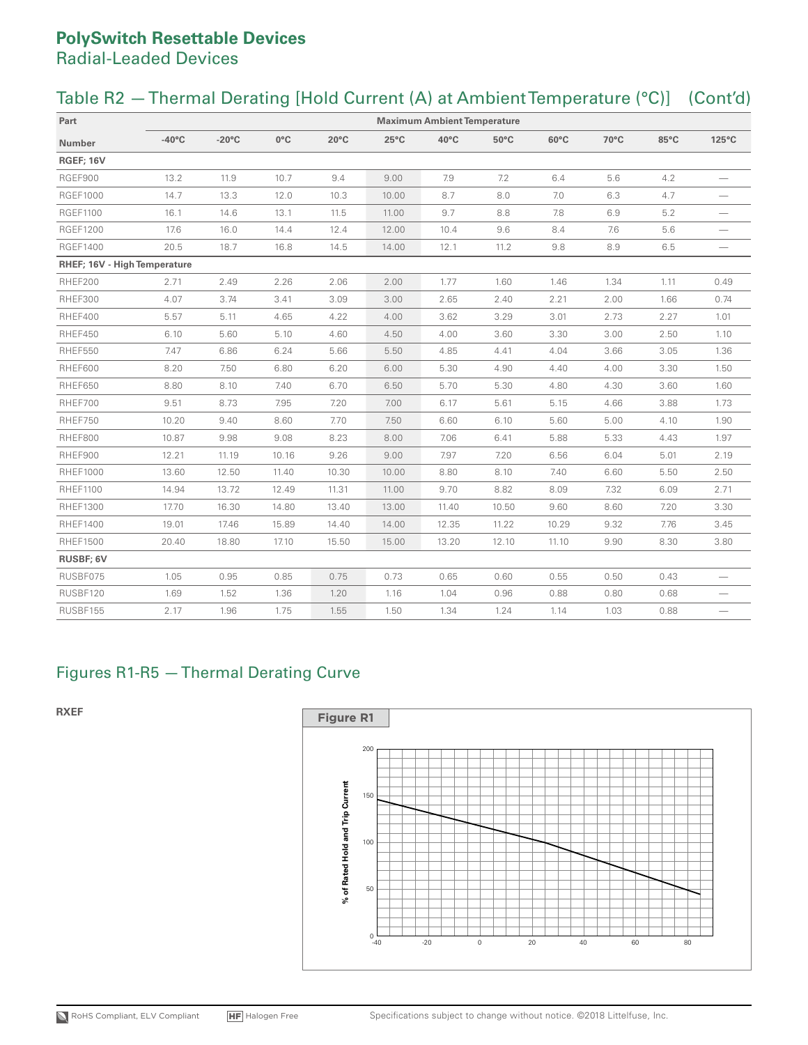# PolySwitch Resettable Devices
## Radial-Leaded Devices

## Table R2 — Thermal Derating [Hold Current (A) at Ambient Temperature (°C)] (Cont'd)

| Part | Maximum Ambient Temperature | | | | | | | | | | |
|---|---|---|---|---|---|---|---|---|---|---|---|
| Number | -40°C | -20°C | 0°C | 20°C | 25°C | 40°C | 50°C | 60°C | 70°C | 85°C | 125°C |
| **RGEF; 16V** | | | | | | | | | | | |
| RGEF900 | 13.2 | 11.9 | 10.7 | 9.4 | 9.00 | 7.9 | 7.2 | 6.4 | 5.6 | 4.2 | — |
| RGEF1000 | 14.7 | 13.3 | 12.0 | 10.3 | 10.00 | 8.7 | 8.0 | 7.0 | 6.3 | 4.7 | — |
| RGEF1100 | 16.1 | 14.6 | 13.1 | 11.5 | 11.00 | 9.7 | 8.8 | 7.8 | 6.9 | 5.2 | — |
| RGEF1200 | 17.6 | 16.0 | 14.4 | 12.4 | 12.00 | 10.4 | 9.6 | 8.4 | 7.6 | 5.6 | — |
| RGEF1400 | 20.5 | 18.7 | 16.8 | 14.5 | 14.00 | 12.1 | 11.2 | 9.8 | 8.9 | 6.5 | — |
| **RHEF; 16V - High Temperature** | | | | | | | | | | | |
| RHEF200 | 2.71 | 2.49 | 2.26 | 2.06 | 2.00 | 1.77 | 1.60 | 1.46 | 1.34 | 1.11 | 0.49 |
| RHEF300 | 4.07 | 3.74 | 3.41 | 3.09 | 3.00 | 2.65 | 2.40 | 2.21 | 2.00 | 1.66 | 0.74 |
| RHEF400 | 5.57 | 5.11 | 4.65 | 4.22 | 4.00 | 3.62 | 3.29 | 3.01 | 2.73 | 2.27 | 1.01 |
| RHEF450 | 6.10 | 5.60 | 5.10 | 4.60 | 4.50 | 4.00 | 3.60 | 3.30 | 3.00 | 2.50 | 1.10 |
| RHEF550 | 7.47 | 6.86 | 6.24 | 5.66 | 5.50 | 4.85 | 4.41 | 4.04 | 3.66 | 3.05 | 1.36 |
| RHEF600 | 8.20 | 7.50 | 6.80 | 6.20 | 6.00 | 5.30 | 4.90 | 4.40 | 4.00 | 3.30 | 1.50 |
| RHEF650 | 8.80 | 8.10 | 7.40 | 6.70 | 6.50 | 5.70 | 5.30 | 4.80 | 4.30 | 3.60 | 1.60 |
| RHEF700 | 9.51 | 8.73 | 7.95 | 7.20 | 7.00 | 6.17 | 5.61 | 5.15 | 4.66 | 3.88 | 1.73 |
| RHEF750 | 10.20 | 9.40 | 8.60 | 7.70 | 7.50 | 6.60 | 6.10 | 5.60 | 5.00 | 4.10 | 1.90 |
| RHEF800 | 10.87 | 9.98 | 9.08 | 8.23 | 8.00 | 7.06 | 6.41 | 5.88 | 5.33 | 4.43 | 1.97 |
| RHEF900 | 12.21 | 11.19 | 10.16 | 9.26 | 9.00 | 7.97 | 7.20 | 6.56 | 6.04 | 5.01 | 2.19 |
| RHEF1000 | 13.60 | 12.50 | 11.40 | 10.30 | 10.00 | 8.80 | 8.10 | 7.40 | 6.60 | 5.50 | 2.50 |
| RHEF1100 | 14.94 | 13.72 | 12.49 | 11.31 | 11.00 | 9.70 | 8.82 | 8.09 | 7.32 | 6.09 | 2.71 |
| RHEF1300 | 17.70 | 16.30 | 14.80 | 13.40 | 13.00 | 11.40 | 10.50 | 9.60 | 8.60 | 7.20 | 3.30 |
| RHEF1400 | 19.01 | 17.46 | 15.89 | 14.40 | 14.00 | 12.35 | 11.22 | 10.29 | 9.32 | 7.76 | 3.45 |
| RHEF1500 | 20.40 | 18.80 | 17.10 | 15.50 | 15.00 | 13.20 | 12.10 | 11.10 | 9.90 | 8.30 | 3.80 |
| **RUSBF; 6V** | | | | | | | | | | | |
| RUSBF075 | 1.05 | 0.95 | 0.85 | 0.75 | 0.73 | 0.65 | 0.60 | 0.55 | 0.50 | 0.43 | — |
| RUSBF120 | 1.69 | 1.52 | 1.36 | 1.20 | 1.16 | 1.04 | 0.96 | 0.88 | 0.80 | 0.68 | — |
| RUSBF155 | 2.17 | 1.96 | 1.75 | 1.55 | 1.50 | 1.34 | 1.24 | 1.14 | 1.03 | 0.88 | — |

## Figures R1-R5 — Thermal Derating Curve

**RXEF**

**Figure R1**

% of Rated Hold and Trip Current

200

150

100

50

0

-40

-20

0

20

40

60

80

RoHS Compliant, ELV Compliant

HF Halogen Free

Specifications subject to change without notice. ©2018 Littelfuse, Inc.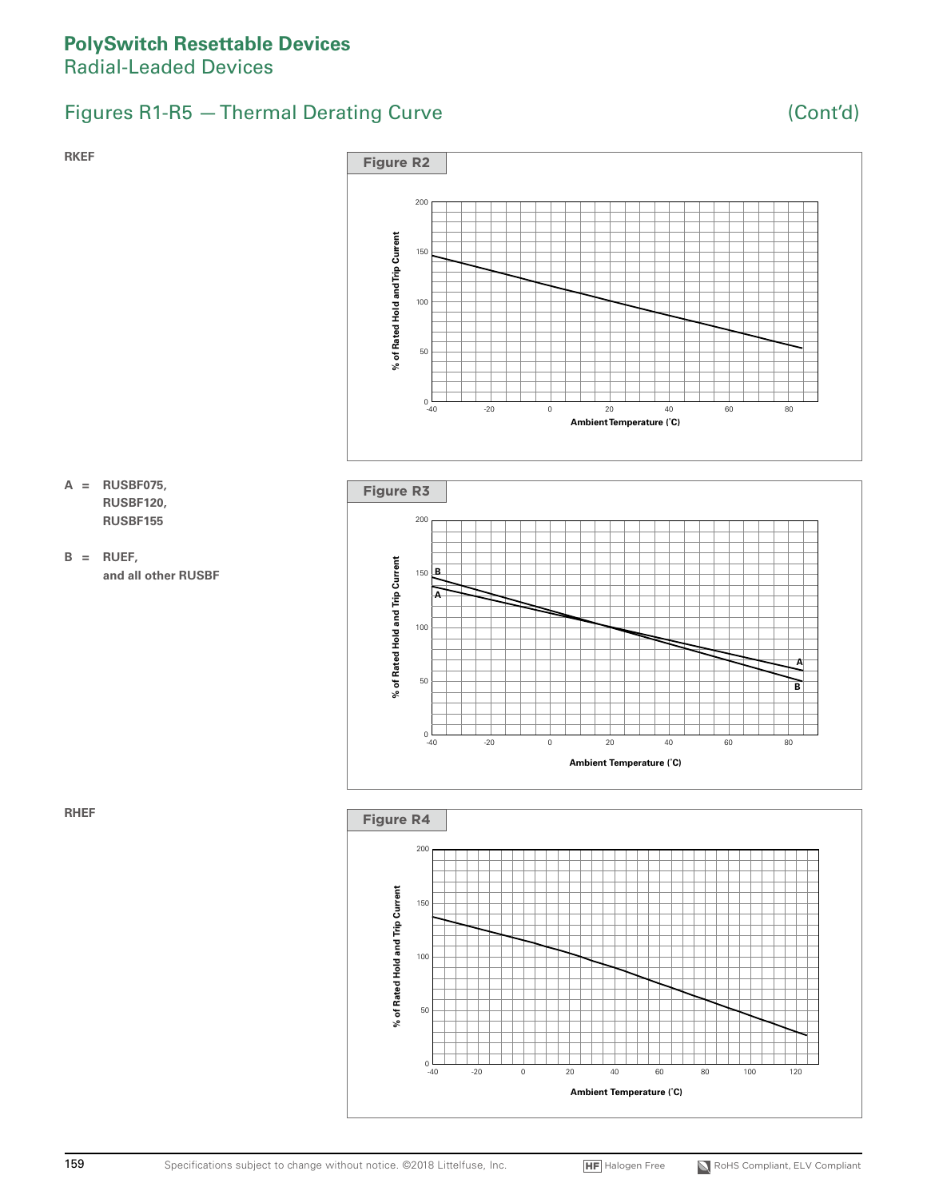# PolySwitch Resettable Devices
Radial-Leaded Devices

## Figures R1-R5 — Thermal Derating Curve (Cont'd)

**RKEF**

**Figure R2**

% of Rated Hold and Trip Current

200
150
100
50
0

-40 -20 0 20 40 60 80

Ambient Temperature (˚C)

**A = RUSBF075, RUSBF120, RUSBF155**

**B = RUEF, and all other RUSBF**

**Figure R3**

% of Rated Hold and Trip Current

200
150
100
50
0

B
A
A
B

-40 -20 0 20 40 60 80

Ambient Temperature (˚C)

**RHEF**

**Figure R4**

% of Rated Hold and Trip Current

200
150
100
50
0

-40 -20 0 20 40 60 80 100 120

Ambient Temperature (˚C)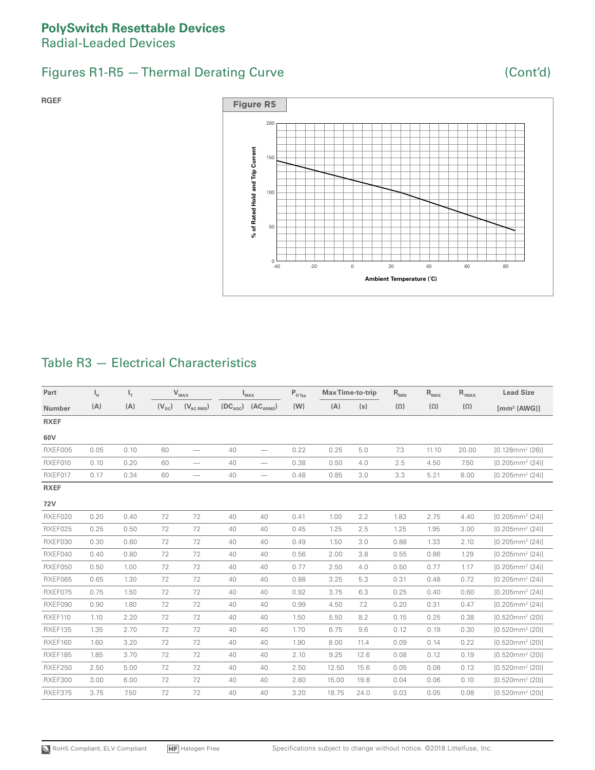# PolySwitch Resettable Devices
Radial-Leaded Devices

## Figures R1-R5 — Thermal Derating Curve (Cont'd)

**RGEF**

**Figure R5**

% of Rated Hold and Trip Current

200
150
100
50
0

-40 -20 0 20 40 60 80

Ambient Temperature (°C)

## Table R3 — Electrical Characteristics

| Part Number | $I_H$ (A) | $I_T$ (A) | $V_{MAX}$ ($V_{DC}$) | $V_{MAX}$ ($V_{AC\ RMS}$) | $I_{MAX}$ ($DC_{ADC}$) | $I_{MAX}$ ($AC_{ARMS}$) | $P_{D\ Typ}$ (W) | Max Time-to-trip (A) | Max Time-to-trip (s) | $R_{MIN}$ (Ω) | $R_{MAX}$ (Ω) | $R_{1MAX}$ (Ω) | Lead Size [mm² (AWG)] |
|---|---|---|---|---|---|---|---|---|---|---|---|---|---|
| **RXEF** | | | | | | | | | | | | | |
| **60V** | | | | | | | | | | | | | |
| RXEF005 | 0.05 | 0.10 | 60 | — | 40 | — | 0.22 | 0.25 | 5.0 | 7.3 | 11.10 | 20.00 | [0.128mm² (26)] |
| RXEF010 | 0.10 | 0.20 | 60 | — | 40 | — | 0.38 | 0.50 | 4.0 | 2.5 | 4.50 | 7.50 | [0.205mm² (24)] |
| RXEF017 | 0.17 | 0.34 | 60 | — | 40 | — | 0.48 | 0.85 | 3.0 | 3.3 | 5.21 | 8.00 | [0.205mm² (24)] |
| **RXEF** | | | | | | | | | | | | | |
| **72V** | | | | | | | | | | | | | |
| RXEF020 | 0.20 | 0.40 | 72 | 72 | 40 | 40 | 0.41 | 1.00 | 2.2 | 1.83 | 2.75 | 4.40 | [0.205mm² (24)] |
| RXEF025 | 0.25 | 0.50 | 72 | 72 | 40 | 40 | 0.45 | 1.25 | 2.5 | 1.25 | 1.95 | 3.00 | [0.205mm² (24)] |
| RXEF030 | 0.30 | 0.60 | 72 | 72 | 40 | 40 | 0.49 | 1.50 | 3.0 | 0.88 | 1.33 | 2.10 | [0.205mm² (24)] |
| RXEF040 | 0.40 | 0.80 | 72 | 72 | 40 | 40 | 0.56 | 2.00 | 3.8 | 0.55 | 0.86 | 1.29 | [0.205mm² (24)] |
| RXEF050 | 0.50 | 1.00 | 72 | 72 | 40 | 40 | 0.77 | 2.50 | 4.0 | 0.50 | 0.77 | 1.17 | [0.205mm² (24)] |
| RXEF065 | 0.65 | 1.30 | 72 | 72 | 40 | 40 | 0.88 | 3.25 | 5.3 | 0.31 | 0.48 | 0.72 | [0.205mm² (24)] |
| RXEF075 | 0.75 | 1.50 | 72 | 72 | 40 | 40 | 0.92 | 3.75 | 6.3 | 0.25 | 0.40 | 0.60 | [0.205mm² (24)] |
| RXEF090 | 0.90 | 1.80 | 72 | 72 | 40 | 40 | 0.99 | 4.50 | 7.2 | 0.20 | 0.31 | 0.47 | [0.205mm² (24)] |
| RXEF110 | 1.10 | 2.20 | 72 | 72 | 40 | 40 | 1.50 | 5.50 | 8.2 | 0.15 | 0.25 | 0.38 | [0.520mm² (20)] |
| RXEF135 | 1.35 | 2.70 | 72 | 72 | 40 | 40 | 1.70 | 6.75 | 9.6 | 0.12 | 0.19 | 0.30 | [0.520mm² (20)] |
| RXEF160 | 1.60 | 3.20 | 72 | 72 | 40 | 40 | 1.90 | 8.00 | 11.4 | 0.09 | 0.14 | 0.22 | [0.520mm² (20)] |
| RXEF185 | 1.85 | 3.70 | 72 | 72 | 40 | 40 | 2.10 | 9.25 | 12.6 | 0.08 | 0.12 | 0.19 | [0.520mm² (20)] |
| RXEF250 | 2.50 | 5.00 | 72 | 72 | 40 | 40 | 2.50 | 12.50 | 15.6 | 0.05 | 0.08 | 0.13 | [0.520mm² (20)] |
| RXEF300 | 3.00 | 6.00 | 72 | 72 | 40 | 40 | 2.80 | 15.00 | 19.8 | 0.04 | 0.06 | 0.10 | [0.520mm² (20)] |
| RXEF375 | 3.75 | 7.50 | 72 | 72 | 40 | 40 | 3.20 | 18.75 | 24.0 | 0.03 | 0.05 | 0.08 | [0.520mm² (20)] |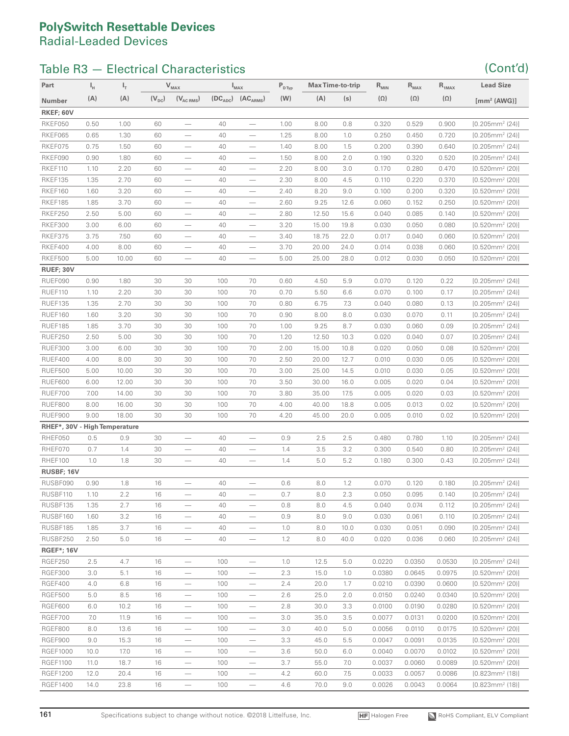# PolySwitch Resettable Devices

## Radial-Leaded Devices

## Table R3 — Electrical Characteristics (Cont'd)

| Part Number | $I_H$ (A) | $I_T$ (A) | $V_{MAX}$ ($V_{DC}$) | $V_{MAX}$ ($V_{AC\,RMS}$) | $I_{MAX}$ ($DC_{ADC}$) | $I_{MAX}$ ($AC_{ARMS}$) | $P_{D\,Typ}$ (W) | Max Time-to-trip (A) | Max Time-to-trip (s) | $R_{MIN}$ (Ω) | $R_{MAX}$ (Ω) | $R_{1MAX}$ (Ω) | Lead Size [mm² (AWG)] |
|---|---|---|---|---|---|---|---|---|---|---|---|---|---|
| **RKEF; 60V** | | | | | | | | | | | | | |
| RKEF050 | 0.50 | 1.00 | 60 | — | 40 | — | 1.00 | 8.00 | 0.8 | 0.320 | 0.529 | 0.900 | [0.205mm² (24)] |
| RKEF065 | 0.65 | 1.30 | 60 | — | 40 | — | 1.25 | 8.00 | 1.0 | 0.250 | 0.450 | 0.720 | [0.205mm² (24)] |
| RKEF075 | 0.75 | 1.50 | 60 | — | 40 | — | 1.40 | 8.00 | 1.5 | 0.200 | 0.390 | 0.640 | [0.205mm² (24)] |
| RKEF090 | 0.90 | 1.80 | 60 | — | 40 | — | 1.50 | 8.00 | 2.0 | 0.190 | 0.320 | 0.520 | [0.205mm² (24)] |
| RKEF110 | 1.10 | 2.20 | 60 | — | 40 | — | 2.20 | 8.00 | 3.0 | 0.170 | 0.280 | 0.470 | [0.520mm² (20)] |
| RKEF135 | 1.35 | 2.70 | 60 | — | 40 | — | 2.30 | 8.00 | 4.5 | 0.110 | 0.220 | 0.370 | [0.520mm² (20)] |
| RKEF160 | 1.60 | 3.20 | 60 | — | 40 | — | 2.40 | 8.20 | 9.0 | 0.100 | 0.200 | 0.320 | [0.520mm² (20)] |
| RKEF185 | 1.85 | 3.70 | 60 | — | 40 | — | 2.60 | 9.25 | 12.6 | 0.060 | 0.152 | 0.250 | [0.520mm² (20)] |
| RKEF250 | 2.50 | 5.00 | 60 | — | 40 | — | 2.80 | 12.50 | 15.6 | 0.040 | 0.085 | 0.140 | [0.520mm² (20)] |
| RKEF300 | 3.00 | 6.00 | 60 | — | 40 | — | 3.20 | 15.00 | 19.8 | 0.030 | 0.050 | 0.080 | [0.520mm² (20)] |
| RKEF375 | 3.75 | 7.50 | 60 | — | 40 | — | 3.40 | 18.75 | 22.0 | 0.017 | 0.040 | 0.060 | [0.520mm² (20)] |
| RKEF400 | 4.00 | 8.00 | 60 | — | 40 | — | 3.70 | 20.00 | 24.0 | 0.014 | 0.038 | 0.060 | [0.520mm² (20)] |
| RKEF500 | 5.00 | 10.00 | 60 | — | 40 | — | 5.00 | 25.00 | 28.0 | 0.012 | 0.030 | 0.050 | [0.520mm² (20)] |
| **RUEF; 30V** | | | | | | | | | | | | | |
| RUEF090 | 0.90 | 1.80 | 30 | 30 | 100 | 70 | 0.60 | 4.50 | 5.9 | 0.070 | 0.120 | 0.22 | [0.205mm² (24)] |
| RUEF110 | 1.10 | 2.20 | 30 | 30 | 100 | 70 | 0.70 | 5.50 | 6.6 | 0.070 | 0.100 | 0.17 | [0.205mm² (24)] |
| RUEF135 | 1.35 | 2.70 | 30 | 30 | 100 | 70 | 0.80 | 6.75 | 7.3 | 0.040 | 0.080 | 0.13 | [0.205mm² (24)] |
| RUEF160 | 1.60 | 3.20 | 30 | 30 | 100 | 70 | 0.90 | 8.00 | 8.0 | 0.030 | 0.070 | 0.11 | [0.205mm² (24)] |
| RUEF185 | 1.85 | 3.70 | 30 | 30 | 100 | 70 | 1.00 | 9.25 | 8.7 | 0.030 | 0.060 | 0.09 | [0.205mm² (24)] |
| RUEF250 | 2.50 | 5.00 | 30 | 30 | 100 | 70 | 1.20 | 12.50 | 10.3 | 0.020 | 0.040 | 0.07 | [0.205mm² (24)] |
| RUEF300 | 3.00 | 6.00 | 30 | 30 | 100 | 70 | 2.00 | 15.00 | 10.8 | 0.020 | 0.050 | 0.08 | [0.520mm² (20)] |
| RUEF400 | 4.00 | 8.00 | 30 | 30 | 100 | 70 | 2.50 | 20.00 | 12.7 | 0.010 | 0.030 | 0.05 | [0.520mm² (20)] |
| RUEF500 | 5.00 | 10.00 | 30 | 30 | 100 | 70 | 3.00 | 25.00 | 14.5 | 0.010 | 0.030 | 0.05 | [0.520mm² (20)] |
| RUEF600 | 6.00 | 12.00 | 30 | 30 | 100 | 70 | 3.50 | 30.00 | 16.0 | 0.005 | 0.020 | 0.04 | [0.520mm² (20)] |
| RUEF700 | 7.00 | 14.00 | 30 | 30 | 100 | 70 | 3.80 | 35.00 | 17.5 | 0.005 | 0.020 | 0.03 | [0.520mm² (20)] |
| RUEF800 | 8.00 | 16.00 | 30 | 30 | 100 | 70 | 4.00 | 40.00 | 18.8 | 0.005 | 0.013 | 0.02 | [0.520mm² (20)] |
| RUEF900 | 9.00 | 18.00 | 30 | 30 | 100 | 70 | 4.20 | 45.00 | 20.0 | 0.005 | 0.010 | 0.02 | [0.520mm² (20)] |
| **RHEF*, 30V - High Temperature** | | | | | | | | | | | | | |
| RHEF050 | 0.5 | 0.9 | 30 | — | 40 | — | 0.9 | 2.5 | 2.5 | 0.480 | 0.780 | 1.10 | [0.205mm² (24)] |
| RHEF070 | 0.7 | 1.4 | 30 | — | 40 | — | 1.4 | 3.5 | 3.2 | 0.300 | 0.540 | 0.80 | [0.205mm² (24)] |
| RHEF100 | 1.0 | 1.8 | 30 | — | 40 | — | 1.4 | 5.0 | 5.2 | 0.180 | 0.300 | 0.43 | [0.205mm² (24)] |
| **RUSBF; 16V** | | | | | | | | | | | | | |
| RUSBF090 | 0.90 | 1.8 | 16 | — | 40 | — | 0.6 | 8.0 | 1.2 | 0.070 | 0.120 | 0.180 | [0.205mm² (24)] |
| RUSBF110 | 1.10 | 2.2 | 16 | — | 40 | — | 0.7 | 8.0 | 2.3 | 0.050 | 0.095 | 0.140 | [0.205mm² (24)] |
| RUSBF135 | 1.35 | 2.7 | 16 | — | 40 | — | 0.8 | 8.0 | 4.5 | 0.040 | 0.074 | 0.112 | [0.205mm² (24)] |
| RUSBF160 | 1.60 | 3.2 | 16 | — | 40 | — | 0.9 | 8.0 | 9.0 | 0.030 | 0.061 | 0.110 | [0.205mm² (24)] |
| RUSBF185 | 1.85 | 3.7 | 16 | — | 40 | — | 1.0 | 8.0 | 10.0 | 0.030 | 0.051 | 0.090 | [0.205mm² (24)] |
| RUSBF250 | 2.50 | 5.0 | 16 | — | 40 | — | 1.2 | 8.0 | 40.0 | 0.020 | 0.036 | 0.060 | [0.205mm² (24)] |
| **RGEF*; 16V** | | | | | | | | | | | | | |
| RGEF250 | 2.5 | 4.7 | 16 | — | 100 | — | 1.0 | 12.5 | 5.0 | 0.0220 | 0.0350 | 0.0530 | [0.205mm² (24)] |
| RGEF300 | 3.0 | 5.1 | 16 | — | 100 | — | 2.3 | 15.0 | 1.0 | 0.0380 | 0.0645 | 0.0975 | [0.520mm² (20)] |
| RGEF400 | 4.0 | 6.8 | 16 | — | 100 | — | 2.4 | 20.0 | 1.7 | 0.0210 | 0.0390 | 0.0600 | [0.520mm² (20)] |
| RGEF500 | 5.0 | 8.5 | 16 | — | 100 | — | 2.6 | 25.0 | 2.0 | 0.0150 | 0.0240 | 0.0340 | [0.520mm² (20)] |
| RGEF600 | 6.0 | 10.2 | 16 | — | 100 | — | 2.8 | 30.0 | 3.3 | 0.0100 | 0.0190 | 0.0280 | [0.520mm² (20)] |
| RGEF700 | 7.0 | 11.9 | 16 | — | 100 | — | 3.0 | 35.0 | 3.5 | 0.0077 | 0.0131 | 0.0200 | [0.520mm² (20)] |
| RGEF800 | 8.0 | 13.6 | 16 | — | 100 | — | 3.0 | 40.0 | 5.0 | 0.0056 | 0.0110 | 0.0175 | [0.520mm² (20)] |
| RGEF900 | 9.0 | 15.3 | 16 | — | 100 | — | 3.3 | 45.0 | 5.5 | 0.0047 | 0.0091 | 0.0135 | [0.520mm² (20)] |
| RGEF1000 | 10.0 | 17.0 | 16 | — | 100 | — | 3.6 | 50.0 | 6.0 | 0.0040 | 0.0070 | 0.0102 | [0.520mm² (20)] |
| RGEF1100 | 11.0 | 18.7 | 16 | — | 100 | — | 3.7 | 55.0 | 7.0 | 0.0037 | 0.0060 | 0.0089 | [0.520mm² (20)] |
| RGEF1200 | 12.0 | 20.4 | 16 | — | 100 | — | 4.2 | 60.0 | 7.5 | 0.0033 | 0.0057 | 0.0086 | [0.823mm² (18)] |
| RGEF1400 | 14.0 | 23.8 | 16 | — | 100 | — | 4.6 | 70.0 | 9.0 | 0.0026 | 0.0043 | 0.0064 | [0.823mm² (18)] |

Specifications subject to change without notice. ©2018 Littelfuse, Inc.

HF Halogen Free RoHS Compliant, ELV Compliant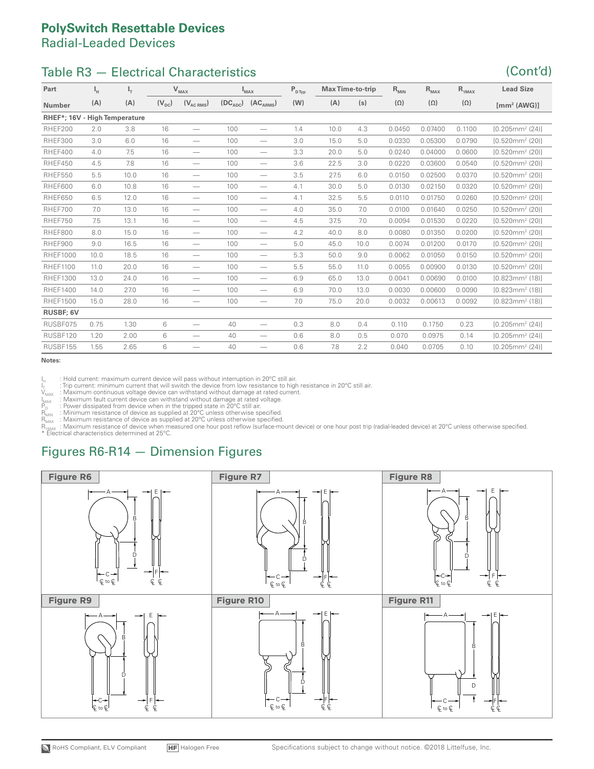# PolySwitch Resettable Devices

## Radial-Leaded Devices

## Table R3 — Electrical Characteristics (Cont'd)

| Part Number | $I_H$ (A) | $I_T$ (A) | $V_{MAX}$ ($V_{DC}$) | $V_{MAX}$ ($V_{AC\ RMS}$) | $I_{MAX}$ ($DC_{ADC}$) | $I_{MAX}$ ($AC_{ARMS}$) | $P_{D\ Typ}$ (W) | Max Time-to-trip (A) | Max Time-to-trip (s) | $R_{MIN}$ (Ω) | $R_{MAX}$ (Ω) | $R_{1MAX}$ (Ω) | Lead Size [mm² (AWG)] |
|---|---|---|---|---|---|---|---|---|---|---|---|---|---|
| **RHEF*; 16V - High Temperature** | | | | | | | | | | | | | |
| RHEF200 | 2.0 | 3.8 | 16 | — | 100 | — | 1.4 | 10.0 | 4.3 | 0.0450 | 0.07400 | 0.1100 | [0.205mm² (24)] |
| RHEF300 | 3.0 | 6.0 | 16 | — | 100 | — | 3.0 | 15.0 | 5.0 | 0.0330 | 0.05300 | 0.0790 | [0.520mm² (20)] |
| RHEF400 | 4.0 | 7.5 | 16 | — | 100 | — | 3.3 | 20.0 | 5.0 | 0.0240 | 0.04000 | 0.0600 | [0.520mm² (20)] |
| RHEF450 | 4.5 | 7.8 | 16 | — | 100 | — | 3.6 | 22.5 | 3.0 | 0.0220 | 0.03600 | 0.0540 | [0.520mm² (20)] |
| RHEF550 | 5.5 | 10.0 | 16 | — | 100 | — | 3.5 | 27.5 | 6.0 | 0.0150 | 0.02500 | 0.0370 | [0.520mm² (20)] |
| RHEF600 | 6.0 | 10.8 | 16 | — | 100 | — | 4.1 | 30.0 | 5.0 | 0.0130 | 0.02150 | 0.0320 | [0.520mm² (20)] |
| RHEF650 | 6.5 | 12.0 | 16 | — | 100 | — | 4.1 | 32.5 | 5.5 | 0.0110 | 0.01750 | 0.0260 | [0.520mm² (20)] |
| RHEF700 | 7.0 | 13.0 | 16 | — | 100 | — | 4.0 | 35.0 | 7.0 | 0.0100 | 0.01640 | 0.0250 | [0.520mm² (20)] |
| RHEF750 | 7.5 | 13.1 | 16 | — | 100 | — | 4.5 | 37.5 | 7.0 | 0.0094 | 0.01530 | 0.0220 | [0.520mm² (20)] |
| RHEF800 | 8.0 | 15.0 | 16 | — | 100 | — | 4.2 | 40.0 | 8.0 | 0.0080 | 0.01350 | 0.0200 | [0.520mm² (20)] |
| RHEF900 | 9.0 | 16.5 | 16 | — | 100 | — | 5.0 | 45.0 | 10.0 | 0.0074 | 0.01200 | 0.0170 | [0.520mm² (20)] |
| RHEF1000 | 10.0 | 18.5 | 16 | — | 100 | — | 5.3 | 50.0 | 9.0 | 0.0062 | 0.01050 | 0.0150 | [0.520mm² (20)] |
| RHEF1100 | 11.0 | 20.0 | 16 | — | 100 | — | 5.5 | 55.0 | 11.0 | 0.0055 | 0.00900 | 0.0130 | [0.520mm² (20)] |
| RHEF1300 | 13.0 | 24.0 | 16 | — | 100 | — | 6.9 | 65.0 | 13.0 | 0.0041 | 0.00690 | 0.0100 | [0.823mm² (18)] |
| RHEF1400 | 14.0 | 27.0 | 16 | — | 100 | — | 6.9 | 70.0 | 13.0 | 0.0030 | 0.00600 | 0.0090 | [0.823mm² (18)] |
| RHEF1500 | 15.0 | 28.0 | 16 | — | 100 | — | 7.0 | 75.0 | 20.0 | 0.0032 | 0.00613 | 0.0092 | [0.823mm² (18)] |
| **RUSBF; 6V** | | | | | | | | | | | | | |
| RUSBF075 | 0.75 | 1.30 | 6 | — | 40 | — | 0.3 | 8.0 | 0.4 | 0.110 | 0.1750 | 0.23 | [0.205mm² (24)] |
| RUSBF120 | 1.20 | 2.00 | 6 | — | 40 | — | 0.6 | 8.0 | 0.5 | 0.070 | 0.0975 | 0.14 | [0.205mm² (24)] |
| RUSBF155 | 1.55 | 2.65 | 6 | — | 40 | — | 0.6 | 7.8 | 2.2 | 0.040 | 0.0705 | 0.10 | [0.205mm² (24)] |

**Notes:**

$I_H$ : Hold current: maximum current device will pass without interruption in 20°C still air.
$I_T$ : Trip current: minimum current that will switch the device from low resistance to high resistance in 20°C still air.
$V_{MAX}$ : Maximum continuous voltage device can withstand without damage at rated current.
$I_{MAX}$ : Maximum fault current device can withstand without damage at rated voltage.
$P_D$ : Power dissipated from device when in the tripped state in 20°C still air.
$R_{MIN}$ : Minimum resistance of device as supplied at 20°C unless otherwise specified.
$R_{MAX}$ : Maximum resistance of device as supplied at 20°C unless otherwise specified.
$R_{1MAX}$ : Maximum resistance of device when measured one hour post reflow (surface-mount device) or one hour post trip (radial-leaded device) at 20°C unless otherwise specified.
* Electrical characteristics determined at 25°C.

## Figures R6-R14 — Dimension Figures

Figure R6

Figure R7

Figure R8

Figure R9

Figure R10

Figure R11

RoHS Compliant, ELV Compliant HF Halogen Free Specifications subject to change without notice. ©2018 Littelfuse, Inc.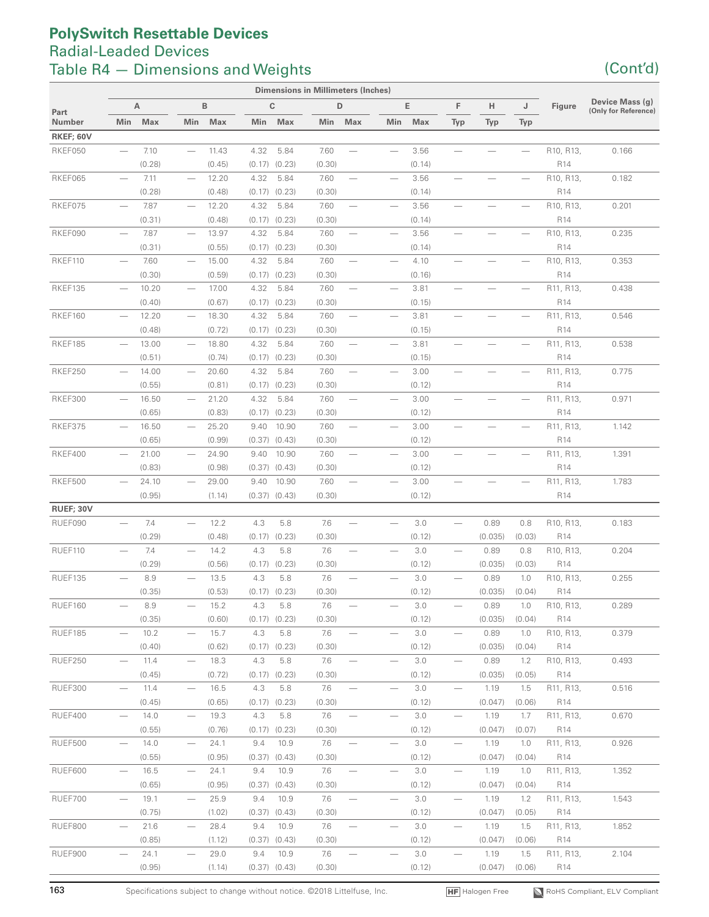# PolySwitch Resettable Devices

## Radial-Leaded Devices

## Table R4 — Dimensions and Weights (Cont'd)

| Part Number | Dimensions in Millimeters (Inches) | | | | | | | | | | | | | Figure | Device Mass (g) (Only for Reference) |
|---|---|---|---|---|---|---|---|---|---|---|---|---|---|---|---|
| | A | | B | | C | | D | | E | | F | H | J | | |
| | Min | Max | Min | Max | Min | Max | Min | Max | Min | Max | Typ | Typ | Typ | | |
| **RKEF; 60V** | | | | | | | | | | | | | | | |
| RKEF050 | — | 7.10 (0.28) | — | 11.43 (0.45) | 4.32 (0.17) | 5.84 (0.23) | 7.60 (0.30) | — | — | 3.56 (0.14) | — | — | — | R10, R13, R14 | 0.166 |
| RKEF065 | — | 7.11 (0.28) | — | 12.20 (0.48) | 4.32 (0.17) | 5.84 (0.23) | 7.60 (0.30) | — | — | 3.56 (0.14) | — | — | — | R10, R13, R14 | 0.182 |
| RKEF075 | — | 7.87 (0.31) | — | 12.20 (0.48) | 4.32 (0.17) | 5.84 (0.23) | 7.60 (0.30) | — | — | 3.56 (0.14) | — | — | — | R10, R13, R14 | 0.201 |
| RKEF090 | — | 7.87 (0.31) | — | 13.97 (0.55) | 4.32 (0.17) | 5.84 (0.23) | 7.60 (0.30) | — | — | 3.56 (0.14) | — | — | — | R10, R13, R14 | 0.235 |
| RKEF110 | — | 7.60 (0.30) | — | 15.00 (0.59) | 4.32 (0.17) | 5.84 (0.23) | 7.60 (0.30) | — | — | 4.10 (0.16) | — | — | — | R10, R13, R14 | 0.353 |
| RKEF135 | — | 10.20 (0.40) | — | 17.00 (0.67) | 4.32 (0.17) | 5.84 (0.23) | 7.60 (0.30) | — | — | 3.81 (0.15) | — | — | — | R11, R13, R14 | 0.438 |
| RKEF160 | — | 12.20 (0.48) | — | 18.30 (0.72) | 4.32 (0.17) | 5.84 (0.23) | 7.60 (0.30) | — | — | 3.81 (0.15) | — | — | — | R11, R13, R14 | 0.546 |
| RKEF185 | — | 13.00 (0.51) | — | 18.80 (0.74) | 4.32 (0.17) | 5.84 (0.23) | 7.60 (0.30) | — | — | 3.81 (0.15) | — | — | — | R11, R13, R14 | 0.538 |
| RKEF250 | — | 14.00 (0.55) | — | 20.60 (0.81) | 4.32 (0.17) | 5.84 (0.23) | 7.60 (0.30) | — | — | 3.00 (0.12) | — | — | — | R11, R13, R14 | 0.775 |
| RKEF300 | — | 16.50 (0.65) | — | 21.20 (0.83) | 4.32 (0.17) | 5.84 (0.23) | 7.60 (0.30) | — | — | 3.00 (0.12) | — | — | — | R11, R13, R14 | 0.971 |
| RKEF375 | — | 16.50 (0.65) | — | 25.20 (0.99) | 9.40 (0.37) | 10.90 (0.43) | 7.60 (0.30) | — | — | 3.00 (0.12) | — | — | — | R11, R13, R14 | 1.142 |
| RKEF400 | — | 21.00 (0.83) | — | 24.90 (0.98) | 9.40 (0.37) | 10.90 (0.43) | 7.60 (0.30) | — | — | 3.00 (0.12) | — | — | — | R11, R13, R14 | 1.391 |
| RKEF500 | — | 24.10 (0.95) | — | 29.00 (1.14) | 9.40 (0.37) | 10.90 (0.43) | 7.60 (0.30) | — | — | 3.00 (0.12) | — | — | — | R11, R13, R14 | 1.783 |
| **RUEF; 30V** | | | | | | | | | | | | | | | |
| RUEF090 | — | 7.4 (0.29) | — | 12.2 (0.48) | 4.3 (0.17) | 5.8 (0.23) | 7.6 (0.30) | — | — | 3.0 (0.12) | — | 0.89 (0.035) | 0.8 (0.03) | R10, R13, R14 | 0.183 |
| RUEF110 | — | 7.4 (0.29) | — | 14.2 (0.56) | 4.3 (0.17) | 5.8 (0.23) | 7.6 (0.30) | — | — | 3.0 (0.12) | — | 0.89 (0.035) | 0.8 (0.03) | R10, R13, R14 | 0.204 |
| RUEF135 | — | 8.9 (0.35) | — | 13.5 (0.53) | 4.3 (0.17) | 5.8 (0.23) | 7.6 (0.30) | — | — | 3.0 (0.12) | — | 0.89 (0.035) | 1.0 (0.04) | R10, R13, R14 | 0.255 |
| RUEF160 | — | 8.9 (0.35) | — | 15.2 (0.60) | 4.3 (0.17) | 5.8 (0.23) | 7.6 (0.30) | — | — | 3.0 (0.12) | — | 0.89 (0.035) | 1.0 (0.04) | R10, R13, R14 | 0.289 |
| RUEF185 | — | 10.2 (0.40) | — | 15.7 (0.62) | 4.3 (0.17) | 5.8 (0.23) | 7.6 (0.30) | — | — | 3.0 (0.12) | — | 0.89 (0.035) | 1.0 (0.04) | R10, R13, R14 | 0.379 |
| RUEF250 | — | 11.4 (0.45) | — | 18.3 (0.72) | 4.3 (0.17) | 5.8 (0.23) | 7.6 (0.30) | — | — | 3.0 (0.12) | — | 0.89 (0.035) | 1.2 (0.05) | R10, R13, R14 | 0.493 |
| RUEF300 | — | 11.4 (0.45) | — | 16.5 (0.65) | 4.3 (0.17) | 5.8 (0.23) | 7.6 (0.30) | — | — | 3.0 (0.12) | — | 1.19 (0.047) | 1.5 (0.06) | R11, R13, R14 | 0.516 |
| RUEF400 | — | 14.0 (0.55) | — | 19.3 (0.76) | 4.3 (0.17) | 5.8 (0.23) | 7.6 (0.30) | — | — | 3.0 (0.12) | — | 1.19 (0.047) | 1.7 (0.07) | R11, R13, R14 | 0.670 |
| RUEF500 | — | 14.0 (0.55) | — | 24.1 (0.95) | 9.4 (0.37) | 10.9 (0.43) | 7.6 (0.30) | — | — | 3.0 (0.12) | — | 1.19 (0.047) | 1.0 (0.04) | R11, R13, R14 | 0.926 |
| RUEF600 | — | 16.5 (0.65) | — | 24.1 (0.95) | 9.4 (0.37) | 10.9 (0.43) | 7.6 (0.30) | — | — | 3.0 (0.12) | — | 1.19 (0.047) | 1.0 (0.04) | R11, R13, R14 | 1.352 |
| RUEF700 | — | 19.1 (0.75) | — | 25.9 (1.02) | 9.4 (0.37) | 10.9 (0.43) | 7.6 (0.30) | — | — | 3.0 (0.12) | — | 1.19 (0.047) | 1.2 (0.05) | R11, R13, R14 | 1.543 |
| RUEF800 | — | 21.6 (0.85) | — | 28.4 (1.12) | 9.4 (0.37) | 10.9 (0.43) | 7.6 (0.30) | — | — | 3.0 (0.12) | — | 1.19 (0.047) | 1.5 (0.06) | R11, R13, R14 | 1.852 |
| RUEF900 | — | 24.1 (0.95) | — | 29.0 (1.14) | 9.4 (0.37) | 10.9 (0.43) | 7.6 (0.30) | — | — | 3.0 (0.12) | — | 1.19 (0.047) | 1.5 (0.06) | R11, R13, R14 | 2.104 |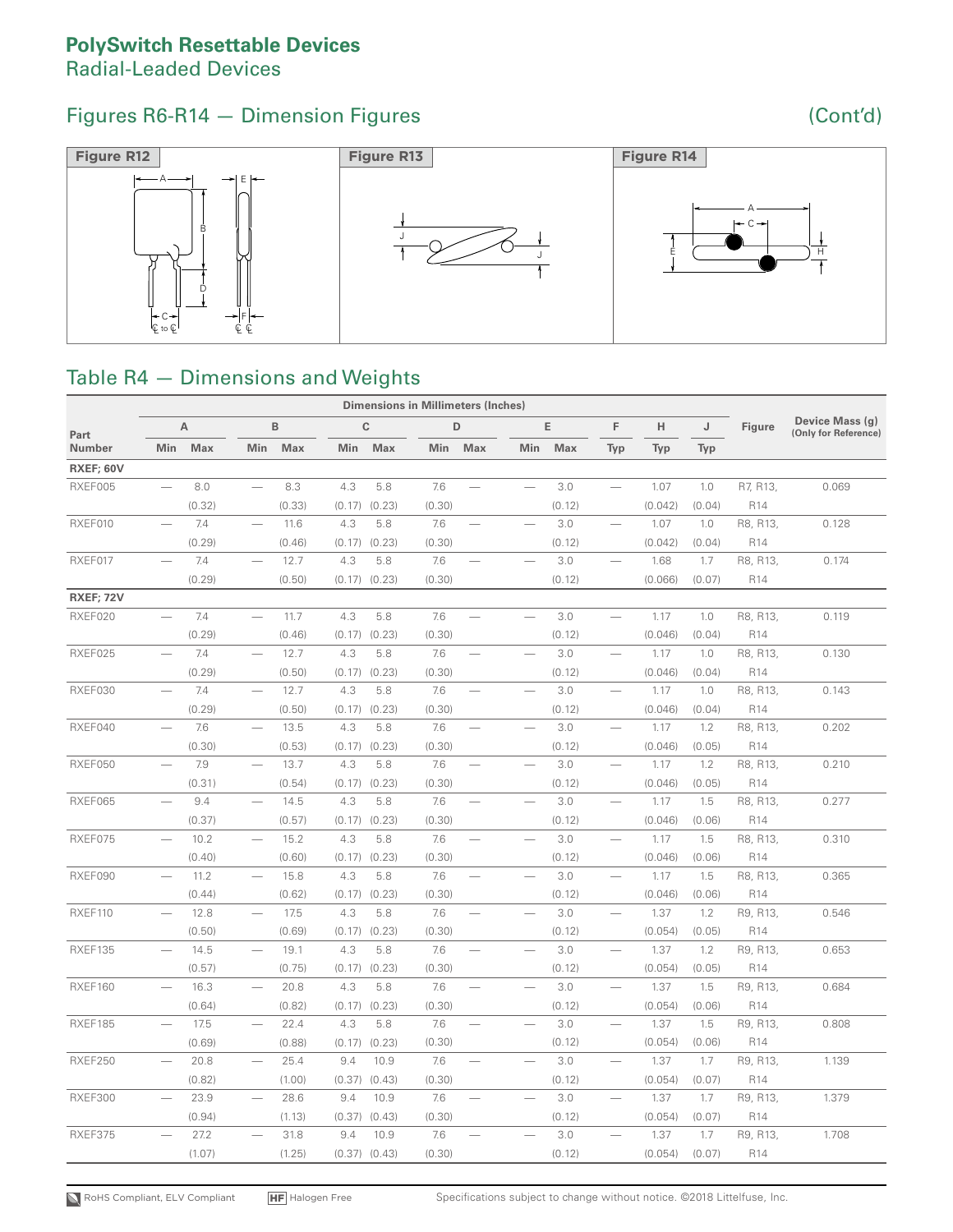## PolySwitch Resettable Devices
Radial-Leaded Devices

## Figures R6-R14 — Dimension Figures (Cont'd)

Figure R12

A
E
B
D
C
℄ to ℄
F
℄ ℄

Figure R13

J
J

Figure R14

A
C
E
H

## Table R4 — Dimensions and Weights

| Part Number | Dimensions in Millimeters (Inches) A Min | A Max | B Min | B Max | C Min | C Max | D Min | D Max | E Min | E Max | F Typ | H Typ | J Typ | Figure | Device Mass (g) (Only for Reference) |
|---|---|---|---|---|---|---|---|---|---|---|---|---|---|---|---|
| **RXEF; 60V** | | | | | | | | | | | | | | | |
| RXEF005 | — | 8.0 (0.32) | — | 8.3 (0.33) | 4.3 (0.17) | 5.8 (0.23) | 7.6 (0.30) | — | — | 3.0 (0.12) | — | 1.07 (0.042) | 1.0 (0.04) | R7, R13, R14 | 0.069 |
| RXEF010 | — | 7.4 (0.29) | — | 11.6 (0.46) | 4.3 (0.17) | 5.8 (0.23) | 7.6 (0.30) | — | — | 3.0 (0.12) | — | 1.07 (0.042) | 1.0 (0.04) | R8, R13, R14 | 0.128 |
| RXEF017 | — | 7.4 (0.29) | — | 12.7 (0.50) | 4.3 (0.17) | 5.8 (0.23) | 7.6 (0.30) | — | — | 3.0 (0.12) | — | 1.68 (0.066) | 1.7 (0.07) | R8, R13, R14 | 0.174 |
| **RXEF; 72V** | | | | | | | | | | | | | | | |
| RXEF020 | — | 7.4 (0.29) | — | 11.7 (0.46) | 4.3 (0.17) | 5.8 (0.23) | 7.6 (0.30) | — | — | 3.0 (0.12) | — | 1.17 (0.046) | 1.0 (0.04) | R8, R13, R14 | 0.119 |
| RXEF025 | — | 7.4 (0.29) | — | 12.7 (0.50) | 4.3 (0.17) | 5.8 (0.23) | 7.6 (0.30) | — | — | 3.0 (0.12) | — | 1.17 (0.046) | 1.0 (0.04) | R8, R13, R14 | 0.130 |
| RXEF030 | — | 7.4 (0.29) | — | 12.7 (0.50) | 4.3 (0.17) | 5.8 (0.23) | 7.6 (0.30) | — | — | 3.0 (0.12) | — | 1.17 (0.046) | 1.0 (0.04) | R8, R13, R14 | 0.143 |
| RXEF040 | — | 7.6 (0.30) | — | 13.5 (0.53) | 4.3 (0.17) | 5.8 (0.23) | 7.6 (0.30) | — | — | 3.0 (0.12) | — | 1.17 (0.046) | 1.2 (0.05) | R8, R13, R14 | 0.202 |
| RXEF050 | — | 7.9 (0.31) | — | 13.7 (0.54) | 4.3 (0.17) | 5.8 (0.23) | 7.6 (0.30) | — | — | 3.0 (0.12) | — | 1.17 (0.046) | 1.2 (0.05) | R8, R13, R14 | 0.210 |
| RXEF065 | — | 9.4 (0.37) | — | 14.5 (0.57) | 4.3 (0.17) | 5.8 (0.23) | 7.6 (0.30) | — | — | 3.0 (0.12) | — | 1.17 (0.046) | 1.5 (0.06) | R8, R13, R14 | 0.277 |
| RXEF075 | — | 10.2 (0.40) | — | 15.2 (0.60) | 4.3 (0.17) | 5.8 (0.23) | 7.6 (0.30) | — | — | 3.0 (0.12) | — | 1.17 (0.046) | 1.5 (0.06) | R8, R13, R14 | 0.310 |
| RXEF090 | — | 11.2 (0.44) | — | 15.8 (0.62) | 4.3 (0.17) | 5.8 (0.23) | 7.6 (0.30) | — | — | 3.0 (0.12) | — | 1.17 (0.046) | 1.5 (0.06) | R8, R13, R14 | 0.365 |
| RXEF110 | — | 12.8 (0.50) | — | 17.5 (0.69) | 4.3 (0.17) | 5.8 (0.23) | 7.6 (0.30) | — | — | 3.0 (0.12) | — | 1.37 (0.054) | 1.2 (0.05) | R9, R13, R14 | 0.546 |
| RXEF135 | — | 14.5 (0.57) | — | 19.1 (0.75) | 4.3 (0.17) | 5.8 (0.23) | 7.6 (0.30) | — | — | 3.0 (0.12) | — | 1.37 (0.054) | 1.2 (0.05) | R9, R13, R14 | 0.653 |
| RXEF160 | — | 16.3 (0.64) | — | 20.8 (0.82) | 4.3 (0.17) | 5.8 (0.23) | 7.6 (0.30) | — | — | 3.0 (0.12) | — | 1.37 (0.054) | 1.5 (0.06) | R9, R13, R14 | 0.684 |
| RXEF185 | — | 17.5 (0.69) | — | 22.4 (0.88) | 4.3 (0.17) | 5.8 (0.23) | 7.6 (0.30) | — | — | 3.0 (0.12) | — | 1.37 (0.054) | 1.5 (0.06) | R9, R13, R14 | 0.808 |
| RXEF250 | — | 20.8 (0.82) | — | 25.4 (1.00) | 9.4 (0.37) | 10.9 (0.43) | 7.6 (0.30) | — | — | 3.0 (0.12) | — | 1.37 (0.054) | 1.7 (0.07) | R9, R13, R14 | 1.139 |
| RXEF300 | — | 23.9 (0.94) | — | 28.6 (1.13) | 9.4 (0.37) | 10.9 (0.43) | 7.6 (0.30) | — | — | 3.0 (0.12) | — | 1.37 (0.054) | 1.7 (0.07) | R9, R13, R14 | 1.379 |
| RXEF375 | — | 27.2 (1.07) | — | 31.8 (1.25) | 9.4 (0.37) | 10.9 (0.43) | 7.6 (0.30) | — | — | 3.0 (0.12) | — | 1.37 (0.054) | 1.7 (0.07) | R9, R13, R14 | 1.708 |

RoHS Compliant, ELV Compliant HF Halogen Free Specifications subject to change without notice. ©2018 Littelfuse, Inc.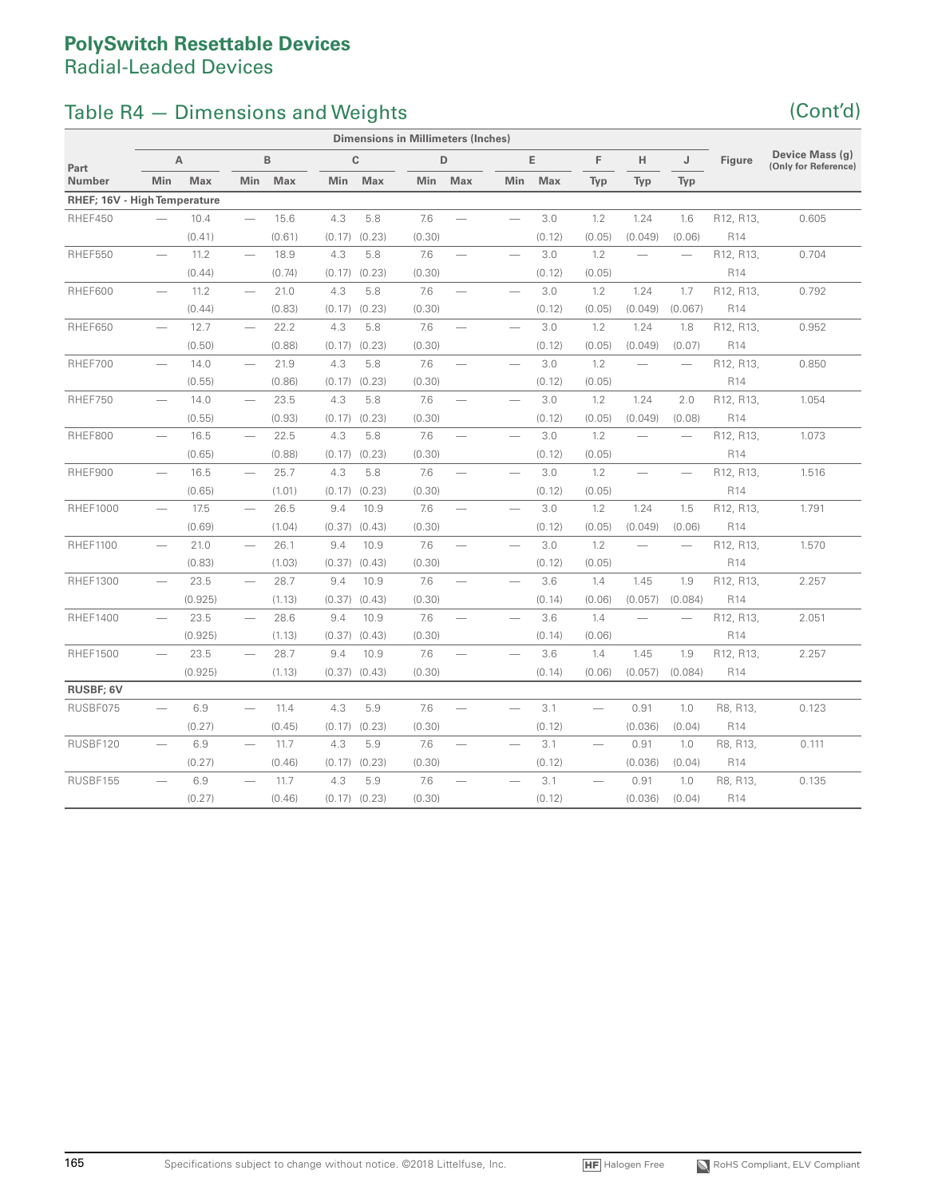# PolySwitch Resettable Devices
## Radial-Leaded Devices

## Table R4 — Dimensions and Weights (Cont'd)

| Part Number | Dimensions in Millimeters (Inches) | | | | | | | | | | | | | Figure | Device Mass (g) (Only for Reference) |
|---|---|---|---|---|---|---|---|---|---|---|---|---|---|---|---|
| | A | | B | | C | | D | | E | | F | H | J | | |
| | Min | Max | Min | Max | Min | Max | Min | Max | Min | Max | Typ | Typ | Typ | | |
| **RHEF; 16V - High Temperature** | | | | | | | | | | | | | | | |
| RHEF450 | — | 10.4 (0.41) | — | 15.6 (0.61) | 4.3 (0.17) | 5.8 (0.23) | 7.6 (0.30) | — | — | 3.0 (0.12) | 1.2 (0.05) | 1.24 (0.049) | 1.6 (0.06) | R12, R13, R14 | 0.605 |
| RHEF550 | — | 11.2 (0.44) | — | 18.9 (0.74) | 4.3 (0.17) | 5.8 (0.23) | 7.6 (0.30) | — | — | 3.0 (0.12) | 1.2 (0.05) | — | — | R12, R13, R14 | 0.704 |
| RHEF600 | — | 11.2 (0.44) | — | 21.0 (0.83) | 4.3 (0.17) | 5.8 (0.23) | 7.6 (0.30) | — | — | 3.0 (0.12) | 1.2 (0.05) | 1.24 (0.049) | 1.7 (0.067) | R12, R13, R14 | 0.792 |
| RHEF650 | — | 12.7 (0.50) | — | 22.2 (0.88) | 4.3 (0.17) | 5.8 (0.23) | 7.6 (0.30) | — | — | 3.0 (0.12) | 1.2 (0.05) | 1.24 (0.049) | 1.8 (0.07) | R12, R13, R14 | 0.952 |
| RHEF700 | — | 14.0 (0.55) | — | 21.9 (0.86) | 4.3 (0.17) | 5.8 (0.23) | 7.6 (0.30) | — | — | 3.0 (0.12) | 1.2 (0.05) | — | — | R12, R13, R14 | 0.850 |
| RHEF750 | — | 14.0 (0.55) | — | 23.5 (0.93) | 4.3 (0.17) | 5.8 (0.23) | 7.6 (0.30) | — | — | 3.0 (0.12) | 1.2 (0.05) | 1.24 (0.049) | 2.0 (0.08) | R12, R13, R14 | 1.054 |
| RHEF800 | — | 16.5 (0.65) | — | 22.5 (0.88) | 4.3 (0.17) | 5.8 (0.23) | 7.6 (0.30) | — | — | 3.0 (0.12) | 1.2 (0.05) | — | — | R12, R13, R14 | 1.073 |
| RHEF900 | — | 16.5 (0.65) | — | 25.7 (1.01) | 4.3 (0.17) | 5.8 (0.23) | 7.6 (0.30) | — | — | 3.0 (0.12) | 1.2 (0.05) | — | — | R12, R13, R14 | 1.516 |
| RHEF1000 | — | 17.5 (0.69) | — | 26.5 (1.04) | 9.4 (0.37) | 10.9 (0.43) | 7.6 (0.30) | — | — | 3.0 (0.12) | 1.2 (0.05) | 1.24 (0.049) | 1.5 (0.06) | R12, R13, R14 | 1.791 |
| RHEF1100 | — | 21.0 (0.83) | — | 26.1 (1.03) | 9.4 (0.37) | 10.9 (0.43) | 7.6 (0.30) | — | — | 3.0 (0.12) | 1.2 (0.05) | — | — | R12, R13, R14 | 1.570 |
| RHEF1300 | — | 23.5 (0.925) | — | 28.7 (1.13) | 9.4 (0.37) | 10.9 (0.43) | 7.6 (0.30) | — | — | 3.6 (0.14) | 1.4 (0.06) | 1.45 (0.057) | 1.9 (0.084) | R12, R13, R14 | 2.257 |
| RHEF1400 | — | 23.5 (0.925) | — | 28.6 (1.13) | 9.4 (0.37) | 10.9 (0.43) | 7.6 (0.30) | — | — | 3.6 (0.14) | 1.4 (0.06) | — | — | R12, R13, R14 | 2.051 |
| RHEF1500 | — | 23.5 (0.925) | — | 28.7 (1.13) | 9.4 (0.37) | 10.9 (0.43) | 7.6 (0.30) | — | — | 3.6 (0.14) | 1.4 (0.06) | 1.45 (0.057) | 1.9 (0.084) | R12, R13, R14 | 2.257 |
| **RUSBF; 6V** | | | | | | | | | | | | | | | |
| RUSBF075 | — | 6.9 (0.27) | — | 11.4 (0.45) | 4.3 (0.17) | 5.9 (0.23) | 7.6 (0.30) | — | — | 3.1 (0.12) | — | 0.91 (0.036) | 1.0 (0.04) | R8, R13, R14 | 0.123 |
| RUSBF120 | — | 6.9 (0.27) | — | 11.7 (0.46) | 4.3 (0.17) | 5.9 (0.23) | 7.6 (0.30) | — | — | 3.1 (0.12) | — | 0.91 (0.036) | 1.0 (0.04) | R8, R13, R14 | 0.111 |
| RUSBF155 | — | 6.9 (0.27) | — | 11.7 (0.46) | 4.3 (0.17) | 5.9 (0.23) | 7.6 (0.30) | — | — | 3.1 (0.12) | — | 0.91 (0.036) | 1.0 (0.04) | R8, R13, R14 | 0.135 |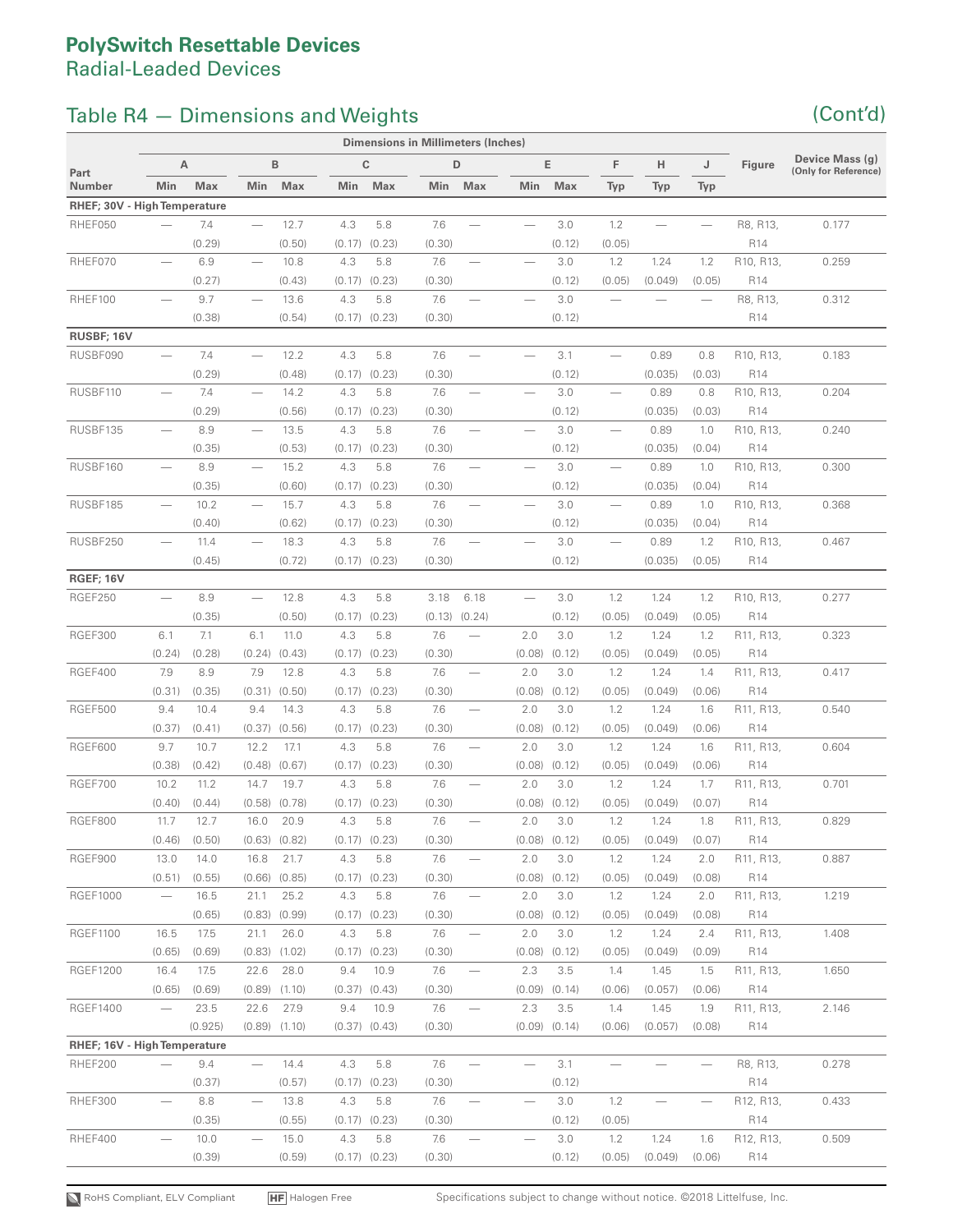# PolySwitch Resettable Devices

## Radial-Leaded Devices

## Table R4 — Dimensions and Weights (Cont'd)

| Part Number | A Min | A Max | B Min | B Max | C Min | C Max | D Min | D Max | E Min | E Max | F Typ | H Typ | J Typ | Figure | Device Mass (g) (Only for Reference) |
|---|---|---|---|---|---|---|---|---|---|---|---|---|---|---|---|
| **RHEF; 30V - High Temperature** | | | | | | | | | | | | | | | |
| RHEF050 | — | 7.4 (0.29) | — | 12.7 (0.50) | 4.3 (0.17) | 5.8 (0.23) | 7.6 (0.30) | — | — | 3.0 (0.12) | 1.2 (0.05) | — | — | R8, R13, R14 | 0.177 |
| RHEF070 | — | 6.9 (0.27) | — | 10.8 (0.43) | 4.3 (0.17) | 5.8 (0.23) | 7.6 (0.30) | — | — | 3.0 (0.12) | 1.2 (0.05) | 1.24 (0.049) | 1.2 (0.05) | R10, R13, R14 | 0.259 |
| RHEF100 | — | 9.7 (0.38) | — | 13.6 (0.54) | 4.3 (0.17) | 5.8 (0.23) | 7.6 (0.30) | — | — | 3.0 (0.12) | — | — | — | R8, R13, R14 | 0.312 |
| **RUSBF; 16V** | | | | | | | | | | | | | | | |
| RUSBF090 | — | 7.4 (0.29) | — | 12.2 (0.48) | 4.3 (0.17) | 5.8 (0.23) | 7.6 (0.30) | — | — | 3.1 (0.12) | — | 0.89 (0.035) | 0.8 (0.03) | R10, R13, R14 | 0.183 |
| RUSBF110 | — | 7.4 (0.29) | — | 14.2 (0.56) | 4.3 (0.17) | 5.8 (0.23) | 7.6 (0.30) | — | — | 3.0 (0.12) | — | 0.89 (0.035) | 0.8 (0.03) | R10, R13, R14 | 0.204 |
| RUSBF135 | — | 8.9 (0.35) | — | 13.5 (0.53) | 4.3 (0.17) | 5.8 (0.23) | 7.6 (0.30) | — | — | 3.0 (0.12) | — | 0.89 (0.035) | 1.0 (0.04) | R10, R13, R14 | 0.240 |
| RUSBF160 | — | 8.9 (0.35) | — | 15.2 (0.60) | 4.3 (0.17) | 5.8 (0.23) | 7.6 (0.30) | — | — | 3.0 (0.12) | — | 0.89 (0.035) | 1.0 (0.04) | R10, R13, R14 | 0.300 |
| RUSBF185 | — | 10.2 (0.40) | — | 15.7 (0.62) | 4.3 (0.17) | 5.8 (0.23) | 7.6 (0.30) | — | — | 3.0 (0.12) | — | 0.89 (0.035) | 1.0 (0.04) | R10, R13, R14 | 0.368 |
| RUSBF250 | — | 11.4 (0.45) | — | 18.3 (0.72) | 4.3 (0.17) | 5.8 (0.23) | 7.6 (0.30) | — | — | 3.0 (0.12) | — | 0.89 (0.035) | 1.2 (0.05) | R10, R13, R14 | 0.467 |
| **RGEF; 16V** | | | | | | | | | | | | | | | |
| RGEF250 | — | 8.9 (0.35) | — | 12.8 (0.50) | 4.3 (0.17) | 5.8 (0.23) | 3.18 (0.13) | 6.18 (0.24) | — | 3.0 (0.12) | 1.2 (0.05) | 1.24 (0.049) | 1.2 (0.05) | R10, R13, R14 | 0.277 |
| RGEF300 | 6.1 (0.24) | 7.1 (0.28) | 6.1 (0.24) | 11.0 (0.43) | 4.3 (0.17) | 5.8 (0.23) | 7.6 (0.30) | — | 2.0 (0.08) | 3.0 (0.12) | 1.2 (0.05) | 1.24 (0.049) | 1.2 (0.05) | R11, R13, R14 | 0.323 |
| RGEF400 | 7.9 (0.31) | 8.9 (0.35) | 7.9 (0.31) | 12.8 (0.50) | 4.3 (0.17) | 5.8 (0.23) | 7.6 (0.30) | — | 2.0 (0.08) | 3.0 (0.12) | 1.2 (0.05) | 1.24 (0.049) | 1.4 (0.06) | R11, R13, R14 | 0.417 |
| RGEF500 | 9.4 (0.37) | 10.4 (0.41) | 9.4 (0.37) | 14.3 (0.56) | 4.3 (0.17) | 5.8 (0.23) | 7.6 (0.30) | — | 2.0 (0.08) | 3.0 (0.12) | 1.2 (0.05) | 1.24 (0.049) | 1.6 (0.06) | R11, R13, R14 | 0.540 |
| RGEF600 | 9.7 (0.38) | 10.7 (0.42) | 12.2 (0.48) | 17.1 (0.67) | 4.3 (0.17) | 5.8 (0.23) | 7.6 (0.30) | — | 2.0 (0.08) | 3.0 (0.12) | 1.2 (0.05) | 1.24 (0.049) | 1.6 (0.06) | R11, R13, R14 | 0.604 |
| RGEF700 | 10.2 (0.40) | 11.2 (0.44) | 14.7 (0.58) | 19.7 (0.78) | 4.3 (0.17) | 5.8 (0.23) | 7.6 (0.30) | — | 2.0 (0.08) | 3.0 (0.12) | 1.2 (0.05) | 1.24 (0.049) | 1.7 (0.07) | R11, R13, R14 | 0.701 |
| RGEF800 | 11.7 (0.46) | 12.7 (0.50) | 16.0 (0.63) | 20.9 (0.82) | 4.3 (0.17) | 5.8 (0.23) | 7.6 (0.30) | — | 2.0 (0.08) | 3.0 (0.12) | 1.2 (0.05) | 1.24 (0.049) | 1.8 (0.07) | R11, R13, R14 | 0.829 |
| RGEF900 | 13.0 (0.51) | 14.0 (0.55) | 16.8 (0.66) | 21.7 (0.85) | 4.3 (0.17) | 5.8 (0.23) | 7.6 (0.30) | — | 2.0 (0.08) | 3.0 (0.12) | 1.2 (0.05) | 1.24 (0.049) | 2.0 (0.08) | R11, R13, R14 | 0.887 |
| RGEF1000 | — | 16.5 (0.65) | 21.1 (0.83) | 25.2 (0.99) | 4.3 (0.17) | 5.8 (0.23) | 7.6 (0.30) | — | 2.0 (0.08) | 3.0 (0.12) | 1.2 (0.05) | 1.24 (0.049) | 2.0 (0.08) | R11, R13, R14 | 1.219 |
| RGEF1100 | 16.5 (0.65) | 17.5 (0.69) | 21.1 (0.83) | 26.0 (1.02) | 4.3 (0.17) | 5.8 (0.23) | 7.6 (0.30) | — | 2.0 (0.08) | 3.0 (0.12) | 1.2 (0.05) | 1.24 (0.049) | 2.4 (0.09) | R11, R13, R14 | 1.408 |
| RGEF1200 | 16.4 (0.65) | 17.5 (0.69) | 22.6 (0.89) | 28.0 (1.10) | 9.4 (0.37) | 10.9 (0.43) | 7.6 (0.30) | — | 2.3 (0.09) | 3.5 (0.14) | 1.4 (0.06) | 1.45 (0.057) | 1.5 (0.06) | R11, R13, R14 | 1.650 |
| RGEF1400 | — | 23.5 (0.925) | 22.6 (0.89) | 27.9 (1.10) | 9.4 (0.37) | 10.9 (0.43) | 7.6 (0.30) | — | 2.3 (0.09) | 3.5 (0.14) | 1.4 (0.06) | 1.45 (0.057) | 1.9 (0.08) | R11, R13, R14 | 2.146 |
| **RHEF; 16V - High Temperature** | | | | | | | | | | | | | | | |
| RHEF200 | — | 9.4 (0.37) | — | 14.4 (0.57) | 4.3 (0.17) | 5.8 (0.23) | 7.6 (0.30) | — | — | 3.1 (0.12) | — | — | — | R8, R13, R14 | 0.278 |
| RHEF300 | — | 8.8 (0.35) | — | 13.8 (0.55) | 4.3 (0.17) | 5.8 (0.23) | 7.6 (0.30) | — | — | 3.0 (0.12) | 1.2 (0.05) | — | — | R12, R13, R14 | 0.433 |
| RHEF400 | — | 10.0 (0.39) | — | 15.0 (0.59) | 4.3 (0.17) | 5.8 (0.23) | 7.6 (0.30) | — | — | 3.0 (0.12) | 1.2 (0.05) | 1.24 (0.049) | 1.6 (0.06) | R12, R13, R14 | 0.509 |

Dimensions in Millimeters (Inches)

RoHS Compliant, ELV Compliant    HF Halogen Free

Specifications subject to change without notice. ©2018 Littelfuse, Inc.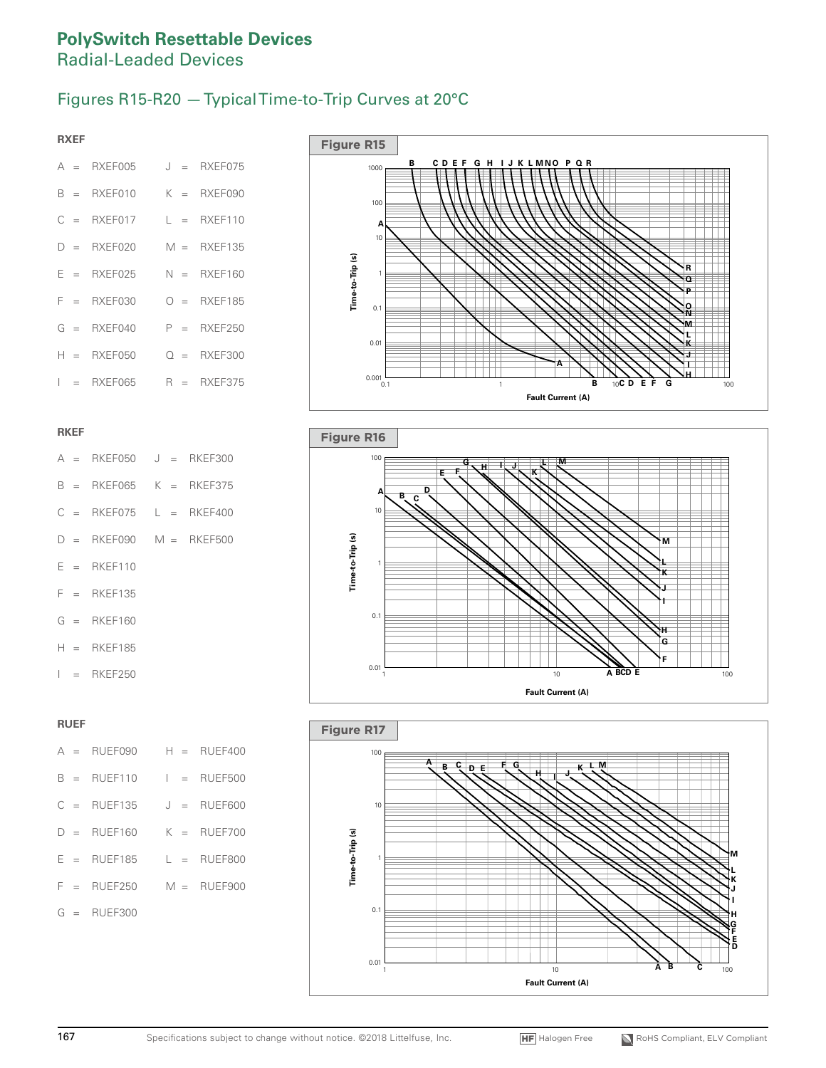# PolySwitch Resettable Devices

## Radial-Leaded Devices

## Figures R15-R20 — Typical Time-to-Trip Curves at 20°C

### RXEF

| | | | | | |
|---|---|---|---|---|---|
| A | = | RXEF005 | J | = | RXEF075 |
| B | = | RXEF010 | K | = | RXEF090 |
| C | = | RXEF017 | L | = | RXEF110 |
| D | = | RXEF020 | M | = | RXEF135 |
| E | = | RXEF025 | N | = | RXEF160 |
| F | = | RXEF030 | O | = | RXEF185 |
| G | = | RXEF040 | P | = | RXEF250 |
| H | = | RXEF050 | Q | = | RXEF300 |
| I | = | RXEF065 | R | = | RXEF375 |

**Figure R15**

B C D E F G H I J K L M N O P Q R

Time-to-Trip (s)

1000
100
10
1
0.1
0.01
0.001

A

R Q P O N M L K J I H

0.1 1 10 100

A B C D E F G

Fault Current (A)

### RKEF

| | | | | | |
|---|---|---|---|---|---|
| A | = | RKEF050 | J | = | RKEF300 |
| B | = | RKEF065 | K | = | RKEF375 |
| C | = | RKEF075 | L | = | RKEF400 |
| D | = | RKEF090 | M | = | RKEF500 |
| E | = | RKEF110 | | | |
| F | = | RKEF135 | | | |
| G | = | RKEF160 | | | |
| H | = | RKEF185 | | | |
| I | = | RKEF250 | | | |

**Figure R16**

A B C D E F G H I J K L M

Time-to-Trip (s)

100
10
1
0.1
0.01

M L K J I H G F

1 10 100

A BCD E

Fault Current (A)

### RUEF

| | | | | | |
|---|---|---|---|---|---|
| A | = | RUEF090 | H | = | RUEF400 |
| B | = | RUEF110 | I | = | RUEF500 |
| C | = | RUEF135 | J | = | RUEF600 |
| D | = | RUEF160 | K | = | RUEF700 |
| E | = | RUEF185 | L | = | RUEF800 |
| F | = | RUEF250 | M | = | RUEF900 |
| G | = | RUEF300 | | | |

**Figure R17**

A B C D E F G H I J K L M

Time-to-Trip (s)

100
10
1
0.1
0.01

M L K J I H G F E D

1 10 100

A B C

Fault Current (A)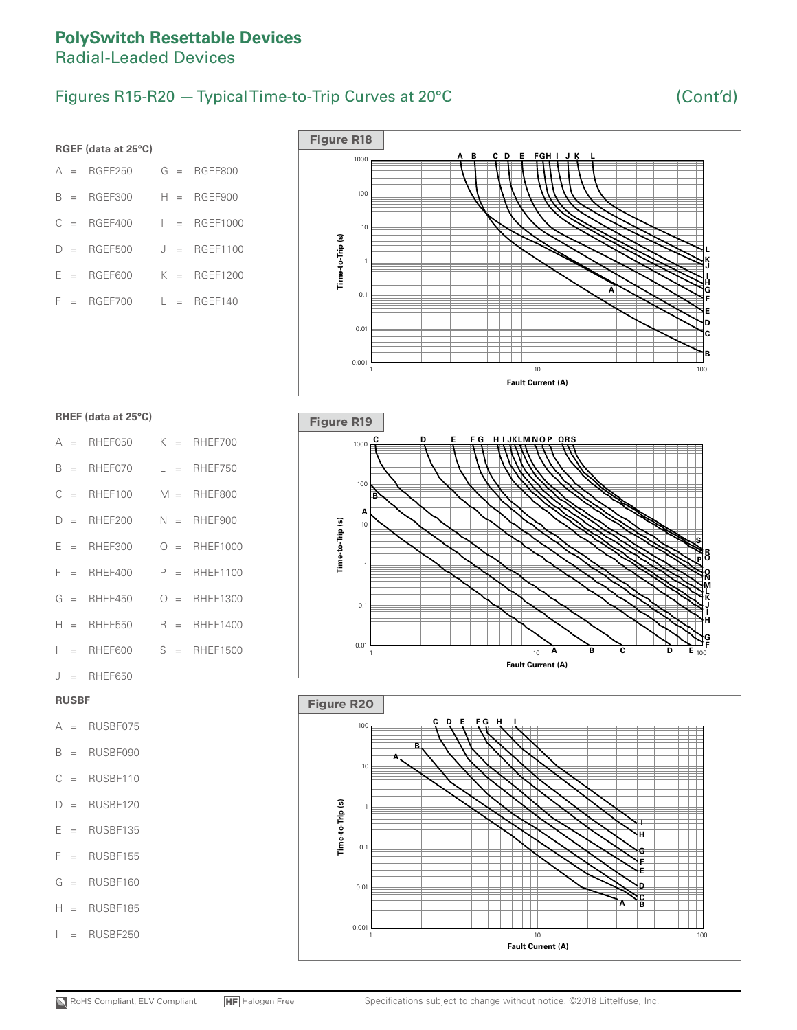# PolySwitch Resettable Devices

## Radial-Leaded Devices

## Figures R15-R20 — Typical Time-to-Trip Curves at 20°C (Cont'd)

**RGEF (data at 25°C)**

| | | | | | |
|---|---|---|---|---|---|
| A | = | RGEF250 | G | = | RGEF800 |
| B | = | RGEF300 | H | = | RGEF900 |
| C | = | RGEF400 | I | = | RGEF1000 |
| D | = | RGEF500 | J | = | RGEF1100 |
| E | = | RGEF600 | K | = | RGEF1200 |
| F | = | RGEF700 | L | = | RGEF140 |

**Figure R18**

A B C D E FGH I J K L

Time-to-Trip (s)

1000
100
10
1
0.1
0.01
0.001

1
10
100

Fault Current (A)

L K J I H G F E D C B A

**RHEF (data at 25°C)**

| | | | | | |
|---|---|---|---|---|---|
| A | = | RHEF050 | K | = | RHEF700 |
| B | = | RHEF070 | L | = | RHEF750 |
| C | = | RHEF100 | M | = | RHEF800 |
| D | = | RHEF200 | N | = | RHEF900 |
| E | = | RHEF300 | O | = | RHEF1000 |
| F | = | RHEF400 | P | = | RHEF1100 |
| G | = | RHEF450 | Q | = | RHEF1300 |
| H | = | RHEF550 | R | = | RHEF1400 |
| I | = | RHEF600 | S | = | RHEF1500 |
| J | = | RHEF650 | | | |

**Figure R19**

C D E F G H I JKLMNOP QRS

Time-to-Trip (s)

1000
100
10
1
0.1
0.01

1
10
100

Fault Current (A)

B A S R Q P O N M L K J I H G F A B C D E

**RUSBF**

| | | |
|---|---|---|
| A | = | RUSBF075 |
| B | = | RUSBF090 |
| C | = | RUSBF110 |
| D | = | RUSBF120 |
| E | = | RUSBF135 |
| F | = | RUSBF155 |
| G | = | RUSBF160 |
| H | = | RUSBF185 |
| I | = | RUSBF250 |

**Figure R20**

C D E F G H I B A

Time-to-Trip (s)

100
10
1
0.1
0.01
0.001

1
10
100

Fault Current (A)

I H G F E D C B A

RoHS Compliant, ELV Compliant HF Halogen Free Specifications subject to change without notice. ©2018 Littelfuse, Inc.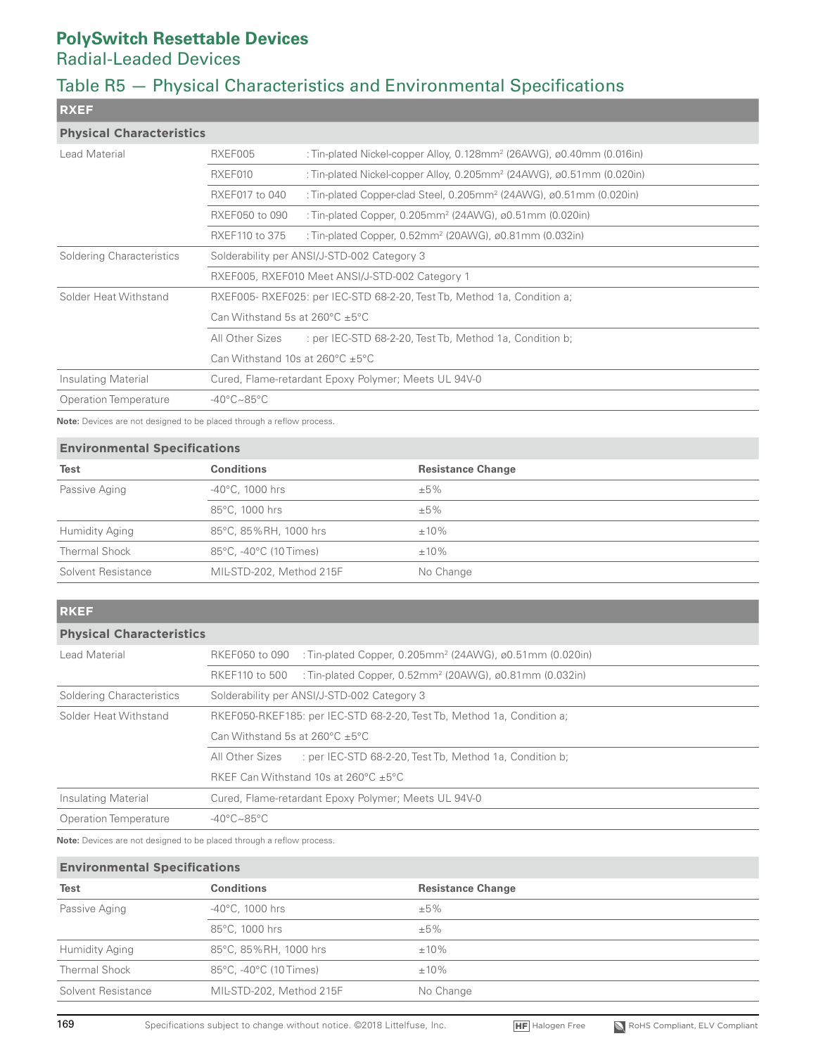# PolySwitch Resettable Devices

## Radial-Leaded Devices

## Table R5 — Physical Characteristics and Environmental Specifications

### RXEF

#### Physical Characteristics

| | | |
|---|---|---|
| Lead Material | RXEF005 | : Tin-plated Nickel-copper Alloy, 0.128mm² (26AWG), ø0.40mm (0.016in) |
| | RXEF010 | : Tin-plated Nickel-copper Alloy, 0.205mm² (24AWG), ø0.51mm (0.020in) |
| | RXEF017 to 040 | : Tin-plated Copper-clad Steel, 0.205mm² (24AWG), ø0.51mm (0.020in) |
| | RXEF050 to 090 | : Tin-plated Copper, 0.205mm² (24AWG), ø0.51mm (0.020in) |
| | RXEF110 to 375 | : Tin-plated Copper, 0.52mm² (20AWG), ø0.81mm (0.032in) |
| Soldering Characteristics | Solderability per ANSI/J-STD-002 Category 3 | |
| | RXEF005, RXEF010 Meet ANSI/J-STD-002 Category 1 | |
| Solder Heat Withstand | RXEF005- RXEF025: per IEC-STD 68-2-20, Test Tb, Method 1a, Condition a; Can Withstand 5s at 260°C ±5°C | |
| | All Other Sizes | : per IEC-STD 68-2-20, Test Tb, Method 1a, Condition b; Can Withstand 10s at 260°C ±5°C |
| Insulating Material | Cured, Flame-retardant Epoxy Polymer; Meets UL 94V-0 | |
| Operation Temperature | -40°C~85°C | |

**Note:** Devices are not designed to be placed through a reflow process.

#### Environmental Specifications

| Test | Conditions | Resistance Change |
|---|---|---|
| Passive Aging | -40°C, 1000 hrs | ±5% |
| | 85°C, 1000 hrs | ±5% |
| Humidity Aging | 85°C, 85%RH, 1000 hrs | ±10% |
| Thermal Shock | 85°C, -40°C (10 Times) | ±10% |
| Solvent Resistance | MIL-STD-202, Method 215F | No Change |

### RKEF

#### Physical Characteristics

| | | |
|---|---|---|
| Lead Material | RKEF050 to 090 | : Tin-plated Copper, 0.205mm² (24AWG), ø0.51mm (0.020in) |
| | RKEF110 to 500 | : Tin-plated Copper, 0.52mm² (20AWG), ø0.81mm (0.032in) |
| Soldering Characteristics | Solderability per ANSI/J-STD-002 Category 3 | |
| Solder Heat Withstand | RKEF050-RKEF185: per IEC-STD 68-2-20, Test Tb, Method 1a, Condition a; Can Withstand 5s at 260°C ±5°C | |
| | All Other Sizes | : per IEC-STD 68-2-20, Test Tb, Method 1a, Condition b; RKEF Can Withstand 10s at 260°C ±5°C |
| Insulating Material | Cured, Flame-retardant Epoxy Polymer; Meets UL 94V-0 | |
| Operation Temperature | -40°C~85°C | |

**Note:** Devices are not designed to be placed through a reflow process.

#### Environmental Specifications

| Test | Conditions | Resistance Change |
|---|---|---|
| Passive Aging | -40°C, 1000 hrs | ±5% |
| | 85°C, 1000 hrs | ±5% |
| Humidity Aging | 85°C, 85%RH, 1000 hrs | ±10% |
| Thermal Shock | 85°C, -40°C (10 Times) | ±10% |
| Solvent Resistance | MIL-STD-202, Method 215F | No Change |

Specifications subject to change without notice. ©2018 Littelfuse, Inc. HF Halogen Free RoHS Compliant, ELV Compliant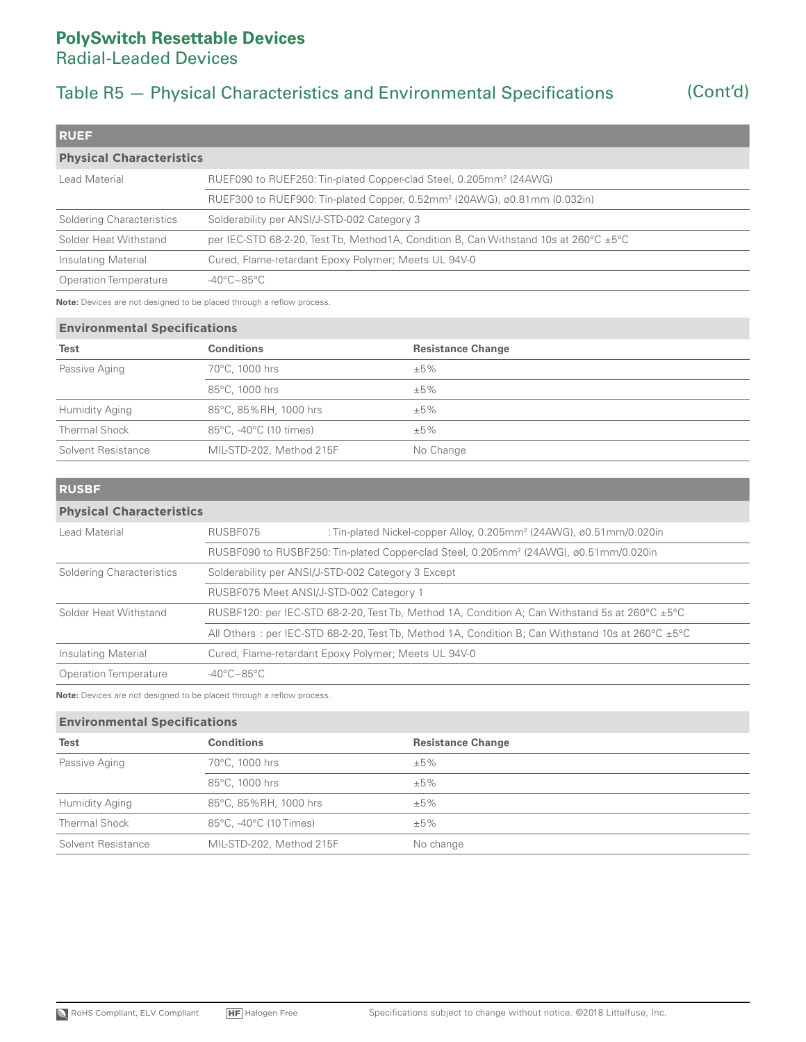# PolySwitch Resettable Devices

## Radial-Leaded Devices

## Table R5 — Physical Characteristics and Environmental Specifications (Cont'd)

### RUEF

#### Physical Characteristics

| | |
|---|---|
| Lead Material | RUEF090 to RUEF250: Tin-plated Copper-clad Steel, 0.205mm² (24AWG) |
| | RUEF300 to RUEF900: Tin-plated Copper, 0.52mm² (20AWG), ø0.81mm (0.032in) |
| Soldering Characteristics | Solderability per ANSI/J-STD-002 Category 3 |
| Solder Heat Withstand | per IEC-STD 68-2-20, Test Tb, Method1A, Condition B, Can Withstand 10s at 260°C ±5°C |
| Insulating Material | Cured, Flame-retardant Epoxy Polymer; Meets UL 94V-0 |
| Operation Temperature | -40°C~85°C |

**Note:** Devices are not designed to be placed through a reflow process.

#### Environmental Specifications

| Test | Conditions | Resistance Change |
|---|---|---|
| Passive Aging | 70°C, 1000 hrs | ±5% |
| | 85°C, 1000 hrs | ±5% |
| Humidity Aging | 85°C, 85%RH, 1000 hrs | ±5% |
| Thermal Shock | 85°C, -40°C (10 times) | ±5% |
| Solvent Resistance | MIL-STD-202, Method 215F | No Change |

### RUSBF

#### Physical Characteristics

| | |
|---|---|
| Lead Material | RUSBF075 : Tin-plated Nickel-copper Alloy, 0.205mm² (24AWG), ø0.51mm/0.020in |
| | RUSBF090 to RUSBF250: Tin-plated Copper-clad Steel, 0.205mm² (24AWG), ø0.51mm/0.020in |
| Soldering Characteristics | Solderability per ANSI/J-STD-002 Category 3 Except |
| | RUSBF075 Meet ANSI/J-STD-002 Category 1 |
| Solder Heat Withstand | RUSBF120: per IEC-STD 68-2-20, Test Tb, Method 1A, Condition A; Can Withstand 5s at 260°C ±5°C |
| | All Others : per IEC-STD 68-2-20, Test Tb, Method 1A, Condition B; Can Withstand 10s at 260°C ±5°C |
| Insulating Material | Cured, Flame-retardant Epoxy Polymer; Meets UL 94V-0 |
| Operation Temperature | -40°C~85°C |

**Note:** Devices are not designed to be placed through a reflow process.

#### Environmental Specifications

| Test | Conditions | Resistance Change |
|---|---|---|
| Passive Aging | 70°C, 1000 hrs | ±5% |
| | 85°C, 1000 hrs | ±5% |
| Humidity Aging | 85°C, 85%RH, 1000 hrs | ±5% |
| Thermal Shock | 85°C, -40°C (10 Times) | ±5% |
| Solvent Resistance | MIL-STD-202, Method 215F | No change |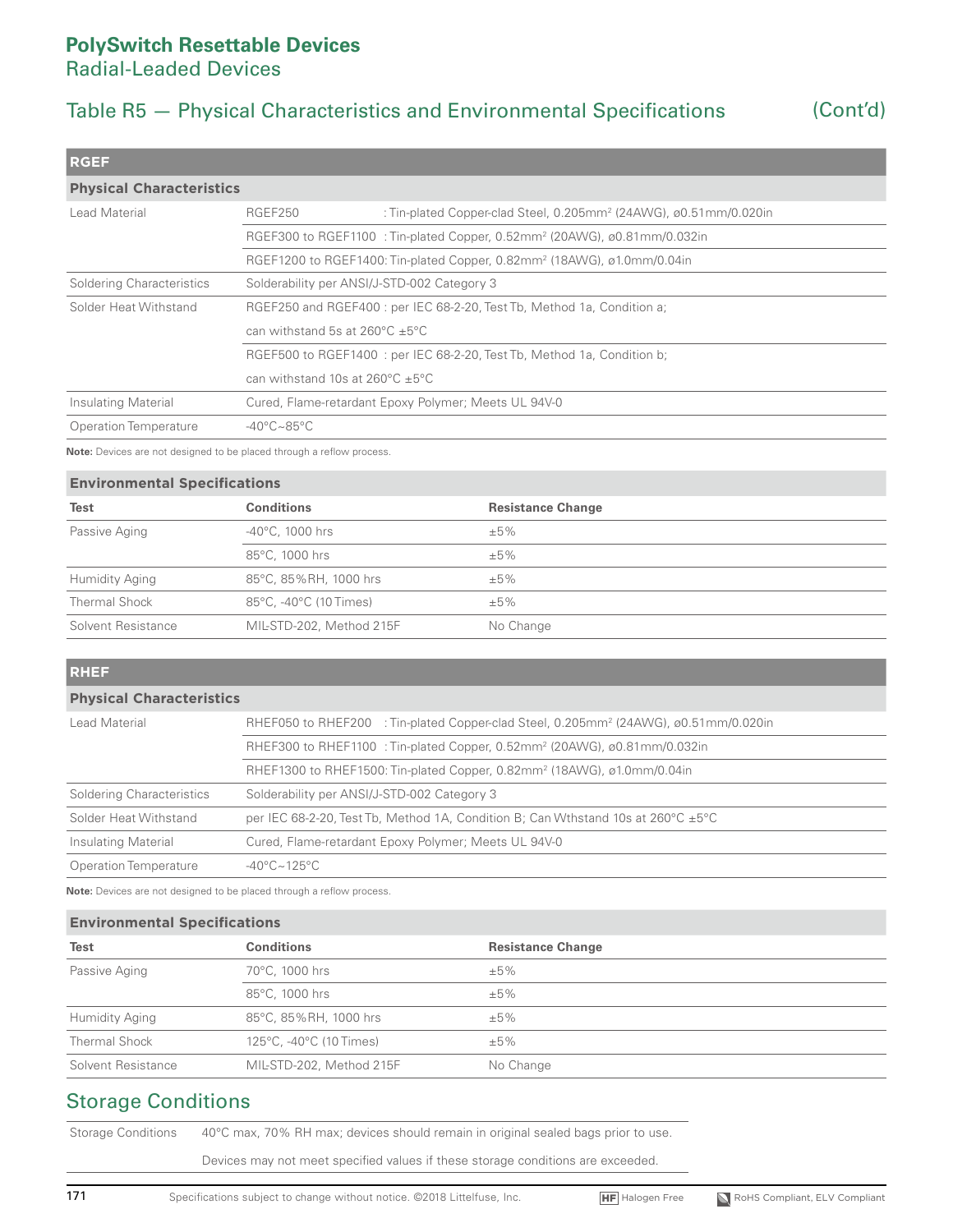# PolySwitch Resettable Devices
## Radial-Leaded Devices

## Table R5 — Physical Characteristics and Environmental Specifications (Cont'd)

### RGEF

**Physical Characteristics**

| | |
|---|---|
| Lead Material | RGEF250 : Tin-plated Copper-clad Steel, 0.205mm² (24AWG), ø0.51mm/0.020in |
| | RGEF300 to RGEF1100 : Tin-plated Copper, 0.52mm² (20AWG), ø0.81mm/0.032in |
| | RGEF1200 to RGEF1400: Tin-plated Copper, 0.82mm² (18AWG), ø1.0mm/0.04in |
| Soldering Characteristics | Solderability per ANSI/J-STD-002 Category 3 |
| Solder Heat Withstand | RGEF250 and RGEF400 : per IEC 68-2-20, Test Tb, Method 1a, Condition a; can withstand 5s at 260°C ±5°C |
| | RGEF500 to RGEF1400 : per IEC 68-2-20, Test Tb, Method 1a, Condition b; can withstand 10s at 260°C ±5°C |
| Insulating Material | Cured, Flame-retardant Epoxy Polymer; Meets UL 94V-0 |
| Operation Temperature | -40°C~85°C |

**Note:** Devices are not designed to be placed through a reflow process.

**Environmental Specifications**

| Test | Conditions | Resistance Change |
|---|---|---|
| Passive Aging | -40°C, 1000 hrs | ±5% |
| | 85°C, 1000 hrs | ±5% |
| Humidity Aging | 85°C, 85%RH, 1000 hrs | ±5% |
| Thermal Shock | 85°C, -40°C (10 Times) | ±5% |
| Solvent Resistance | MIL-STD-202, Method 215F | No Change |

### RHEF

**Physical Characteristics**

| | |
|---|---|
| Lead Material | RHEF050 to RHEF200 : Tin-plated Copper-clad Steel, 0.205mm² (24AWG), ø0.51mm/0.020in |
| | RHEF300 to RHEF1100 : Tin-plated Copper, 0.52mm² (20AWG), ø0.81mm/0.032in |
| | RHEF1300 to RHEF1500: Tin-plated Copper, 0.82mm² (18AWG), ø1.0mm/0.04in |
| Soldering Characteristics | Solderability per ANSI/J-STD-002 Category 3 |
| Solder Heat Withstand | per IEC 68-2-20, Test Tb, Method 1A, Condition B; Can Wthstand 10s at 260°C ±5°C |
| Insulating Material | Cured, Flame-retardant Epoxy Polymer; Meets UL 94V-0 |
| Operation Temperature | -40°C~125°C |

**Note:** Devices are not designed to be placed through a reflow process.

**Environmental Specifications**

| Test | Conditions | Resistance Change |
|---|---|---|
| Passive Aging | 70°C, 1000 hrs | ±5% |
| | 85°C, 1000 hrs | ±5% |
| Humidity Aging | 85°C, 85%RH, 1000 hrs | ±5% |
| Thermal Shock | 125°C, -40°C (10 Times) | ±5% |
| Solvent Resistance | MIL-STD-202, Method 215F | No Change |

## Storage Conditions

| | |
|---|---|
| Storage Conditions | 40°C max, 70% RH max; devices should remain in original sealed bags prior to use. |
| | Devices may not meet specified values if these storage conditions are exceeded. |

Specifications subject to change without notice. ©2018 Littelfuse, Inc. HF Halogen Free RoHS Compliant, ELV Compliant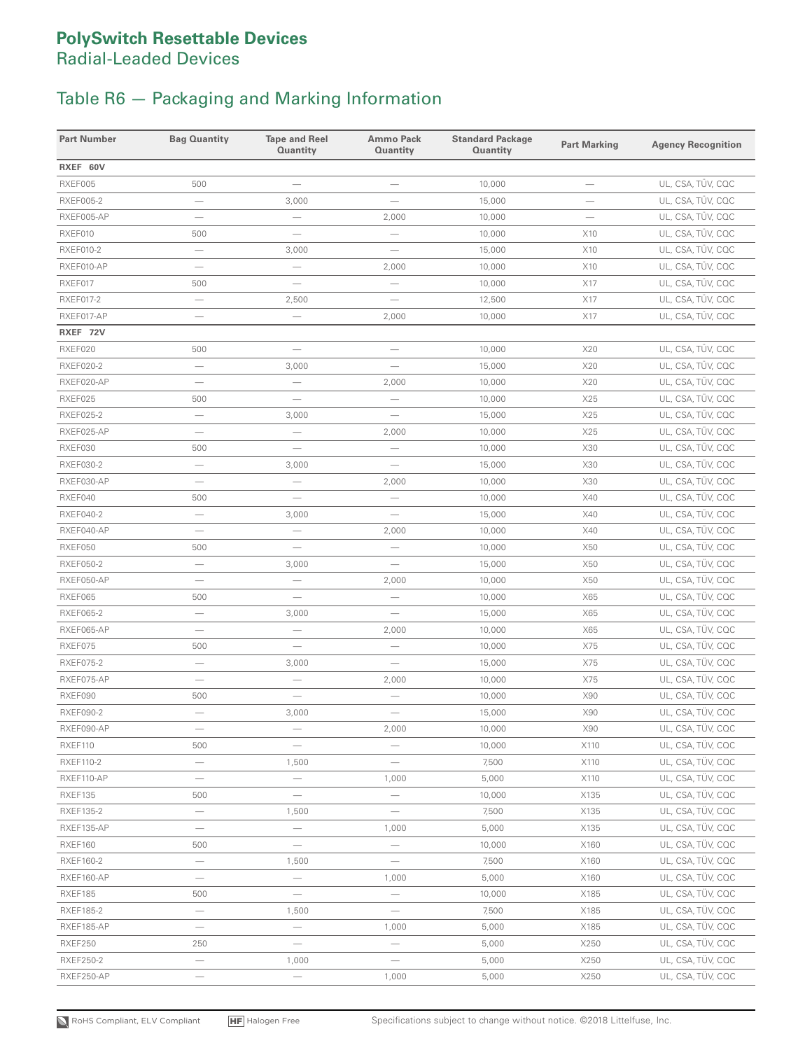# PolySwitch Resettable Devices
## Radial-Leaded Devices

## Table R6 — Packaging and Marking Information

| Part Number | Bag Quantity | Tape and Reel Quantity | Ammo Pack Quantity | Standard Package Quantity | Part Marking | Agency Recognition |
|---|---|---|---|---|---|---|
| **RXEF 60V** | | | | | | |
| RXEF005 | 500 | — | — | 10,000 | — | UL, CSA, TÜV, CQC |
| RXEF005-2 | — | 3,000 | — | 15,000 | — | UL, CSA, TÜV, CQC |
| RXEF005-AP | — | — | 2,000 | 10,000 | — | UL, CSA, TÜV, CQC |
| RXEF010 | 500 | — | — | 10,000 | X10 | UL, CSA, TÜV, CQC |
| RXEF010-2 | — | 3,000 | — | 15,000 | X10 | UL, CSA, TÜV, CQC |
| RXEF010-AP | — | — | 2,000 | 10,000 | X10 | UL, CSA, TÜV, CQC |
| RXEF017 | 500 | — | — | 10,000 | X17 | UL, CSA, TÜV, CQC |
| RXEF017-2 | — | 2,500 | — | 12,500 | X17 | UL, CSA, TÜV, CQC |
| RXEF017-AP | — | — | 2,000 | 10,000 | X17 | UL, CSA, TÜV, CQC |
| **RXEF 72V** | | | | | | |
| RXEF020 | 500 | — | — | 10,000 | X20 | UL, CSA, TÜV, CQC |
| RXEF020-2 | — | 3,000 | — | 15,000 | X20 | UL, CSA, TÜV, CQC |
| RXEF020-AP | — | — | 2,000 | 10,000 | X20 | UL, CSA, TÜV, CQC |
| RXEF025 | 500 | — | — | 10,000 | X25 | UL, CSA, TÜV, CQC |
| RXEF025-2 | — | 3,000 | — | 15,000 | X25 | UL, CSA, TÜV, CQC |
| RXEF025-AP | — | — | 2,000 | 10,000 | X25 | UL, CSA, TÜV, CQC |
| RXEF030 | 500 | — | — | 10,000 | X30 | UL, CSA, TÜV, CQC |
| RXEF030-2 | — | 3,000 | — | 15,000 | X30 | UL, CSA, TÜV, CQC |
| RXEF030-AP | — | — | 2,000 | 10,000 | X30 | UL, CSA, TÜV, CQC |
| RXEF040 | 500 | — | — | 10,000 | X40 | UL, CSA, TÜV, CQC |
| RXEF040-2 | — | 3,000 | — | 15,000 | X40 | UL, CSA, TÜV, CQC |
| RXEF040-AP | — | — | 2,000 | 10,000 | X40 | UL, CSA, TÜV, CQC |
| RXEF050 | 500 | — | — | 10,000 | X50 | UL, CSA, TÜV, CQC |
| RXEF050-2 | — | 3,000 | — | 15,000 | X50 | UL, CSA, TÜV, CQC |
| RXEF050-AP | — | — | 2,000 | 10,000 | X50 | UL, CSA, TÜV, CQC |
| RXEF065 | 500 | — | — | 10,000 | X65 | UL, CSA, TÜV, CQC |
| RXEF065-2 | — | 3,000 | — | 15,000 | X65 | UL, CSA, TÜV, CQC |
| RXEF065-AP | — | — | 2,000 | 10,000 | X65 | UL, CSA, TÜV, CQC |
| RXEF075 | 500 | — | — | 10,000 | X75 | UL, CSA, TÜV, CQC |
| RXEF075-2 | — | 3,000 | — | 15,000 | X75 | UL, CSA, TÜV, CQC |
| RXEF075-AP | — | — | 2,000 | 10,000 | X75 | UL, CSA, TÜV, CQC |
| RXEF090 | 500 | — | — | 10,000 | X90 | UL, CSA, TÜV, CQC |
| RXEF090-2 | — | 3,000 | — | 15,000 | X90 | UL, CSA, TÜV, CQC |
| RXEF090-AP | — | — | 2,000 | 10,000 | X90 | UL, CSA, TÜV, CQC |
| RXEF110 | 500 | — | — | 10,000 | X110 | UL, CSA, TÜV, CQC |
| RXEF110-2 | — | 1,500 | — | 7,500 | X110 | UL, CSA, TÜV, CQC |
| RXEF110-AP | — | — | 1,000 | 5,000 | X110 | UL, CSA, TÜV, CQC |
| RXEF135 | 500 | — | — | 10,000 | X135 | UL, CSA, TÜV, CQC |
| RXEF135-2 | — | 1,500 | — | 7,500 | X135 | UL, CSA, TÜV, CQC |
| RXEF135-AP | — | — | 1,000 | 5,000 | X135 | UL, CSA, TÜV, CQC |
| RXEF160 | 500 | — | — | 10,000 | X160 | UL, CSA, TÜV, CQC |
| RXEF160-2 | — | 1,500 | — | 7,500 | X160 | UL, CSA, TÜV, CQC |
| RXEF160-AP | — | — | 1,000 | 5,000 | X160 | UL, CSA, TÜV, CQC |
| RXEF185 | 500 | — | — | 10,000 | X185 | UL, CSA, TÜV, CQC |
| RXEF185-2 | — | 1,500 | — | 7,500 | X185 | UL, CSA, TÜV, CQC |
| RXEF185-AP | — | — | 1,000 | 5,000 | X185 | UL, CSA, TÜV, CQC |
| RXEF250 | 250 | — | — | 5,000 | X250 | UL, CSA, TÜV, CQC |
| RXEF250-2 | — | 1,000 | — | 5,000 | X250 | UL, CSA, TÜV, CQC |
| RXEF250-AP | — | — | 1,000 | 5,000 | X250 | UL, CSA, TÜV, CQC |

RoHS Compliant, ELV Compliant   HF Halogen Free   Specifications subject to change without notice. ©2018 Littelfuse, Inc.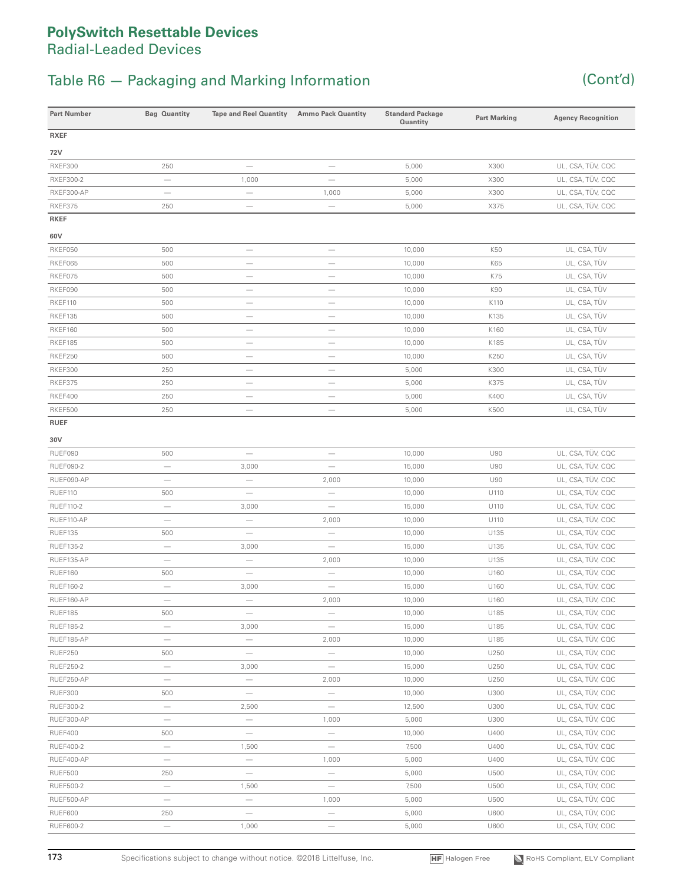# PolySwitch Resettable Devices
## Radial-Leaded Devices

## Table R6 — Packaging and Marking Information (Cont'd)

| Part Number | Bag Quantity | Tape and Reel Quantity | Ammo Pack Quantity | Standard Package Quantity | Part Marking | Agency Recognition |
|---|---|---|---|---|---|---|
| **RXEF** | | | | | | |
| **72V** | | | | | | |
| RXEF300 | 250 | — | — | 5,000 | X300 | UL, CSA, TÜV, CQC |
| RXEF300-2 | — | 1,000 | — | 5,000 | X300 | UL, CSA, TÜV, CQC |
| RXEF300-AP | — | — | 1,000 | 5,000 | X300 | UL, CSA, TÜV, CQC |
| RXEF375 | 250 | — | — | 5,000 | X375 | UL, CSA, TÜV, CQC |
| **RKEF** | | | | | | |
| **60V** | | | | | | |
| RKEF050 | 500 | — | — | 10,000 | K50 | UL, CSA, TÜV |
| RKEF065 | 500 | — | — | 10,000 | K65 | UL, CSA, TÜV |
| RKEF075 | 500 | — | — | 10,000 | K75 | UL, CSA, TÜV |
| RKEF090 | 500 | — | — | 10,000 | K90 | UL, CSA, TÜV |
| RKEF110 | 500 | — | — | 10,000 | K110 | UL, CSA, TÜV |
| RKEF135 | 500 | — | — | 10,000 | K135 | UL, CSA, TÜV |
| RKEF160 | 500 | — | — | 10,000 | K160 | UL, CSA, TÜV |
| RKEF185 | 500 | — | — | 10,000 | K185 | UL, CSA, TÜV |
| RKEF250 | 500 | — | — | 10,000 | K250 | UL, CSA, TÜV |
| RKEF300 | 250 | — | — | 5,000 | K300 | UL, CSA, TÜV |
| RKEF375 | 250 | — | — | 5,000 | K375 | UL, CSA, TÜV |
| RKEF400 | 250 | — | — | 5,000 | K400 | UL, CSA, TÜV |
| RKEF500 | 250 | — | — | 5,000 | K500 | UL, CSA, TÜV |
| **RUEF** | | | | | | |
| **30V** | | | | | | |
| RUEF090 | 500 | — | — | 10,000 | U90 | UL, CSA, TÜV, CQC |
| RUEF090-2 | — | 3,000 | — | 15,000 | U90 | UL, CSA, TÜV, CQC |
| RUEF090-AP | — | — | 2,000 | 10,000 | U90 | UL, CSA, TÜV, CQC |
| RUEF110 | 500 | — | — | 10,000 | U110 | UL, CSA, TÜV, CQC |
| RUEF110-2 | — | 3,000 | — | 15,000 | U110 | UL, CSA, TÜV, CQC |
| RUEF110-AP | — | — | 2,000 | 10,000 | U110 | UL, CSA, TÜV, CQC |
| RUEF135 | 500 | — | — | 10,000 | U135 | UL, CSA, TÜV, CQC |
| RUEF135-2 | — | 3,000 | — | 15,000 | U135 | UL, CSA, TÜV, CQC |
| RUEF135-AP | — | — | 2,000 | 10,000 | U135 | UL, CSA, TÜV, CQC |
| RUEF160 | 500 | — | — | 10,000 | U160 | UL, CSA, TÜV, CQC |
| RUEF160-2 | — | 3,000 | — | 15,000 | U160 | UL, CSA, TÜV, CQC |
| RUEF160-AP | — | — | 2,000 | 10,000 | U160 | UL, CSA, TÜV, CQC |
| RUEF185 | 500 | — | — | 10,000 | U185 | UL, CSA, TÜV, CQC |
| RUEF185-2 | — | 3,000 | — | 15,000 | U185 | UL, CSA, TÜV, CQC |
| RUEF185-AP | — | — | 2,000 | 10,000 | U185 | UL, CSA, TÜV, CQC |
| RUEF250 | 500 | — | — | 10,000 | U250 | UL, CSA, TÜV, CQC |
| RUEF250-2 | — | 3,000 | — | 15,000 | U250 | UL, CSA, TÜV, CQC |
| RUEF250-AP | — | — | 2,000 | 10,000 | U250 | UL, CSA, TÜV, CQC |
| RUEF300 | 500 | — | — | 10,000 | U300 | UL, CSA, TÜV, CQC |
| RUEF300-2 | — | 2,500 | — | 12,500 | U300 | UL, CSA, TÜV, CQC |
| RUEF300-AP | — | — | 1,000 | 5,000 | U300 | UL, CSA, TÜV, CQC |
| RUEF400 | 500 | — | — | 10,000 | U400 | UL, CSA, TÜV, CQC |
| RUEF400-2 | — | 1,500 | — | 7,500 | U400 | UL, CSA, TÜV, CQC |
| RUEF400-AP | — | — | 1,000 | 5,000 | U400 | UL, CSA, TÜV, CQC |
| RUEF500 | 250 | — | — | 5,000 | U500 | UL, CSA, TÜV, CQC |
| RUEF500-2 | — | 1,500 | — | 7,500 | U500 | UL, CSA, TÜV, CQC |
| RUEF500-AP | — | — | 1,000 | 5,000 | U500 | UL, CSA, TÜV, CQC |
| RUEF600 | 250 | — | — | 5,000 | U600 | UL, CSA, TÜV, CQC |
| RUEF600-2 | — | 1,000 | — | 5,000 | U600 | UL, CSA, TÜV, CQC |

Specifications subject to change without notice. ©2018 Littelfuse, Inc.

HF Halogen Free    RoHS Compliant, ELV Compliant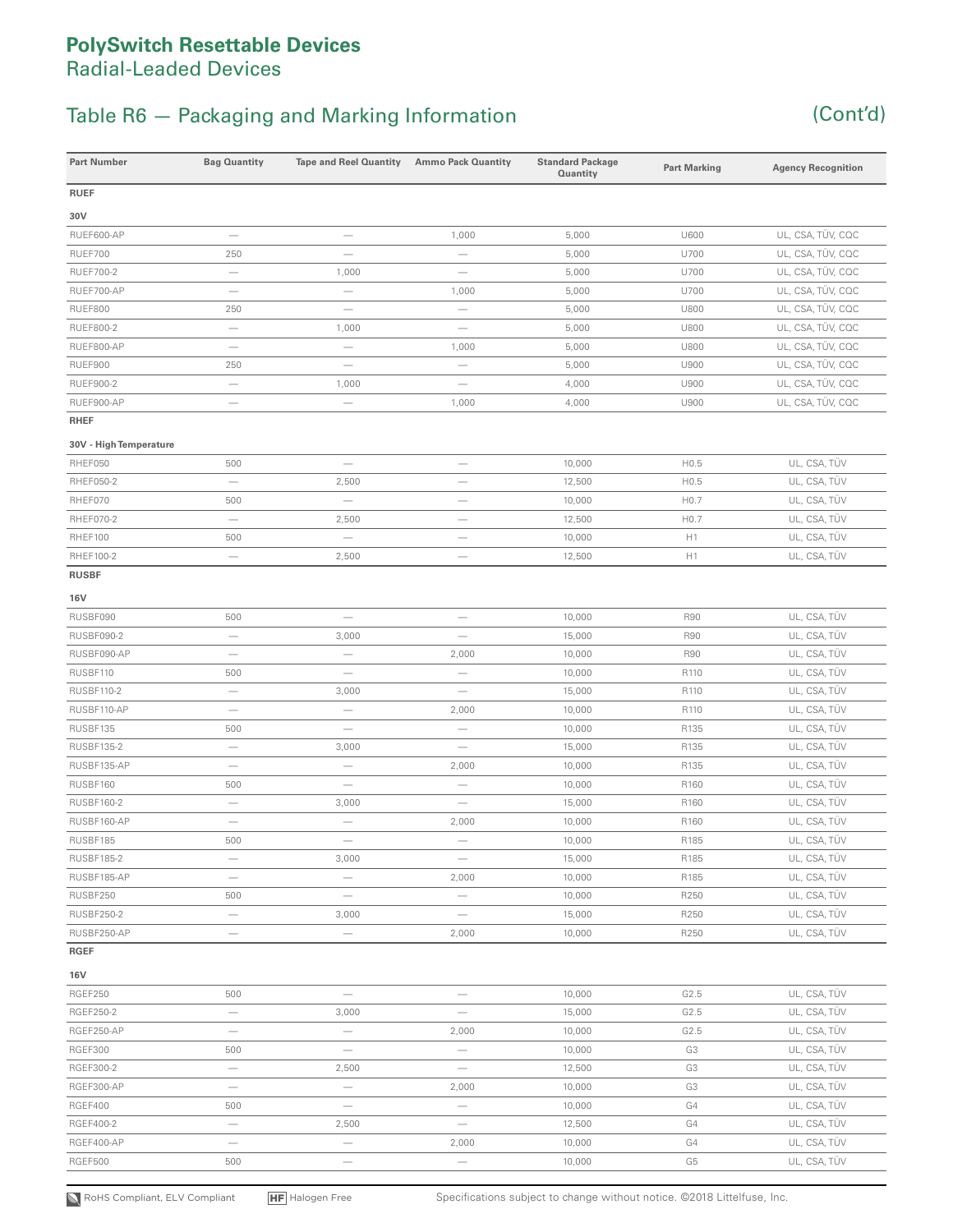# PolySwitch Resettable Devices

## Radial-Leaded Devices

## Table R6 — Packaging and Marking Information (Cont'd)

| Part Number | Bag Quantity | Tape and Reel Quantity | Ammo Pack Quantity | Standard Package Quantity | Part Marking | Agency Recognition |
|---|---|---|---|---|---|---|
| **RUEF** | | | | | | |
| **30V** | | | | | | |
| RUEF600-AP | — | — | 1,000 | 5,000 | U600 | UL, CSA, TÜV, CQC |
| RUEF700 | 250 | — | — | 5,000 | U700 | UL, CSA, TÜV, CQC |
| RUEF700-2 | — | 1,000 | — | 5,000 | U700 | UL, CSA, TÜV, CQC |
| RUEF700-AP | — | — | 1,000 | 5,000 | U700 | UL, CSA, TÜV, CQC |
| RUEF800 | 250 | — | — | 5,000 | U800 | UL, CSA, TÜV, CQC |
| RUEF800-2 | — | 1,000 | — | 5,000 | U800 | UL, CSA, TÜV, CQC |
| RUEF800-AP | — | — | 1,000 | 5,000 | U800 | UL, CSA, TÜV, CQC |
| RUEF900 | 250 | — | — | 5,000 | U900 | UL, CSA, TÜV, CQC |
| RUEF900-2 | — | 1,000 | — | 4,000 | U900 | UL, CSA, TÜV, CQC |
| RUEF900-AP | — | — | 1,000 | 4,000 | U900 | UL, CSA, TÜV, CQC |
| **RHEF** | | | | | | |
| **30V - High Temperature** | | | | | | |
| RHEF050 | 500 | — | — | 10,000 | H0.5 | UL, CSA, TÜV |
| RHEF050-2 | — | 2,500 | — | 12,500 | H0.5 | UL, CSA, TÜV |
| RHEF070 | 500 | — | — | 10,000 | H0.7 | UL, CSA, TÜV |
| RHEF070-2 | — | 2,500 | — | 12,500 | H0.7 | UL, CSA, TÜV |
| RHEF100 | 500 | — | — | 10,000 | H1 | UL, CSA, TÜV |
| RHEF100-2 | — | 2,500 | — | 12,500 | H1 | UL, CSA, TÜV |
| **RUSBF** | | | | | | |
| **16V** | | | | | | |
| RUSBF090 | 500 | — | — | 10,000 | R90 | UL, CSA, TÜV |
| RUSBF090-2 | — | 3,000 | — | 15,000 | R90 | UL, CSA, TÜV |
| RUSBF090-AP | — | — | 2,000 | 10,000 | R90 | UL, CSA, TÜV |
| RUSBF110 | 500 | — | — | 10,000 | R110 | UL, CSA, TÜV |
| RUSBF110-2 | — | 3,000 | — | 15,000 | R110 | UL, CSA, TÜV |
| RUSBF110-AP | — | — | 2,000 | 10,000 | R110 | UL, CSA, TÜV |
| RUSBF135 | 500 | — | — | 10,000 | R135 | UL, CSA, TÜV |
| RUSBF135-2 | — | 3,000 | — | 15,000 | R135 | UL, CSA, TÜV |
| RUSBF135-AP | — | — | 2,000 | 10,000 | R135 | UL, CSA, TÜV |
| RUSBF160 | 500 | — | — | 10,000 | R160 | UL, CSA, TÜV |
| RUSBF160-2 | — | 3,000 | — | 15,000 | R160 | UL, CSA, TÜV |
| RUSBF160-AP | — | — | 2,000 | 10,000 | R160 | UL, CSA, TÜV |
| RUSBF185 | 500 | — | — | 10,000 | R185 | UL, CSA, TÜV |
| RUSBF185-2 | — | 3,000 | — | 15,000 | R185 | UL, CSA, TÜV |
| RUSBF185-AP | — | — | 2,000 | 10,000 | R185 | UL, CSA, TÜV |
| RUSBF250 | 500 | — | — | 10,000 | R250 | UL, CSA, TÜV |
| RUSBF250-2 | — | 3,000 | — | 15,000 | R250 | UL, CSA, TÜV |
| RUSBF250-AP | — | — | 2,000 | 10,000 | R250 | UL, CSA, TÜV |
| **RGEF** | | | | | | |
| **16V** | | | | | | |
| RGEF250 | 500 | — | — | 10,000 | G2.5 | UL, CSA, TÜV |
| RGEF250-2 | — | 3,000 | — | 15,000 | G2.5 | UL, CSA, TÜV |
| RGEF250-AP | — | — | 2,000 | 10,000 | G2.5 | UL, CSA, TÜV |
| RGEF300 | 500 | — | — | 10,000 | G3 | UL, CSA, TÜV |
| RGEF300-2 | — | 2,500 | — | 12,500 | G3 | UL, CSA, TÜV |
| RGEF300-AP | — | — | 2,000 | 10,000 | G3 | UL, CSA, TÜV |
| RGEF400 | 500 | — | — | 10,000 | G4 | UL, CSA, TÜV |
| RGEF400-2 | — | 2,500 | — | 12,500 | G4 | UL, CSA, TÜV |
| RGEF400-AP | — | — | 2,000 | 10,000 | G4 | UL, CSA, TÜV |
| RGEF500 | 500 | — | — | 10,000 | G5 | UL, CSA, TÜV |

RoHS Compliant, ELV Compliant    HF Halogen Free    Specifications subject to change without notice. ©2018 Littelfuse, Inc.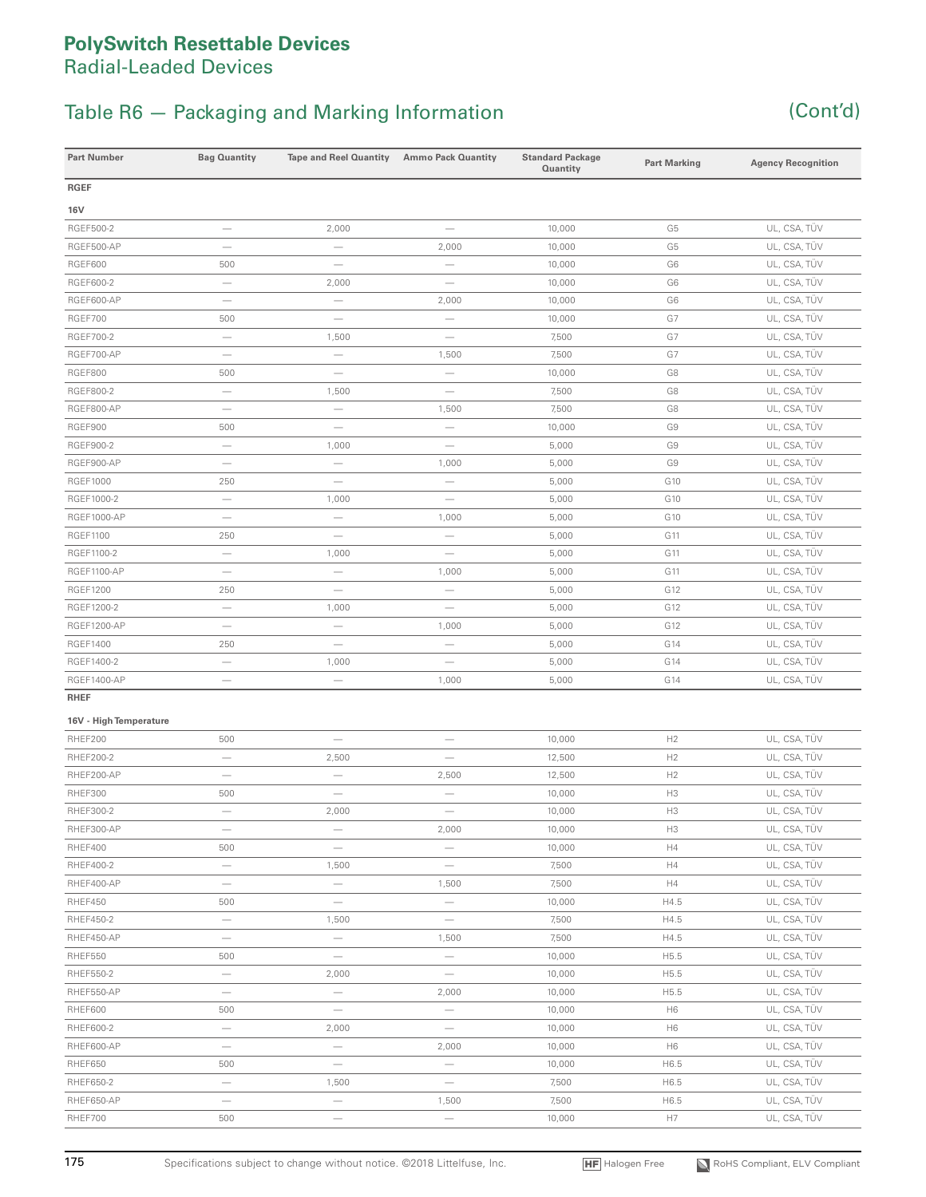# PolySwitch Resettable Devices
## Radial-Leaded Devices

## Table R6 — Packaging and Marking Information (Cont'd)

| Part Number | Bag Quantity | Tape and Reel Quantity | Ammo Pack Quantity | Standard Package Quantity | Part Marking | Agency Recognition |
|---|---|---|---|---|---|---|
| **RGEF** | | | | | | |
| **16V** | | | | | | |
| RGEF500-2 | — | 2,000 | — | 10,000 | G5 | UL, CSA, TÜV |
| RGEF500-AP | — | — | 2,000 | 10,000 | G5 | UL, CSA, TÜV |
| RGEF600 | 500 | — | — | 10,000 | G6 | UL, CSA, TÜV |
| RGEF600-2 | — | 2,000 | — | 10,000 | G6 | UL, CSA, TÜV |
| RGEF600-AP | — | — | 2,000 | 10,000 | G6 | UL, CSA, TÜV |
| RGEF700 | 500 | — | — | 10,000 | G7 | UL, CSA, TÜV |
| RGEF700-2 | — | 1,500 | — | 7,500 | G7 | UL, CSA, TÜV |
| RGEF700-AP | — | — | 1,500 | 7,500 | G7 | UL, CSA, TÜV |
| RGEF800 | 500 | — | — | 10,000 | G8 | UL, CSA, TÜV |
| RGEF800-2 | — | 1,500 | — | 7,500 | G8 | UL, CSA, TÜV |
| RGEF800-AP | — | — | 1,500 | 7,500 | G8 | UL, CSA, TÜV |
| RGEF900 | 500 | — | — | 10,000 | G9 | UL, CSA, TÜV |
| RGEF900-2 | — | 1,000 | — | 5,000 | G9 | UL, CSA, TÜV |
| RGEF900-AP | — | — | 1,000 | 5,000 | G9 | UL, CSA, TÜV |
| RGEF1000 | 250 | — | — | 5,000 | G10 | UL, CSA, TÜV |
| RGEF1000-2 | — | 1,000 | — | 5,000 | G10 | UL, CSA, TÜV |
| RGEF1000-AP | — | — | 1,000 | 5,000 | G10 | UL, CSA, TÜV |
| RGEF1100 | 250 | — | — | 5,000 | G11 | UL, CSA, TÜV |
| RGEF1100-2 | — | 1,000 | — | 5,000 | G11 | UL, CSA, TÜV |
| RGEF1100-AP | — | — | 1,000 | 5,000 | G11 | UL, CSA, TÜV |
| RGEF1200 | 250 | — | — | 5,000 | G12 | UL, CSA, TÜV |
| RGEF1200-2 | — | 1,000 | — | 5,000 | G12 | UL, CSA, TÜV |
| RGEF1200-AP | — | — | 1,000 | 5,000 | G12 | UL, CSA, TÜV |
| RGEF1400 | 250 | — | — | 5,000 | G14 | UL, CSA, TÜV |
| RGEF1400-2 | — | 1,000 | — | 5,000 | G14 | UL, CSA, TÜV |
| RGEF1400-AP | — | — | 1,000 | 5,000 | G14 | UL, CSA, TÜV |
| **RHEF** | | | | | | |
| **16V - High Temperature** | | | | | | |
| RHEF200 | 500 | — | — | 10,000 | H2 | UL, CSA, TÜV |
| RHEF200-2 | — | 2,500 | — | 12,500 | H2 | UL, CSA, TÜV |
| RHEF200-AP | — | — | 2,500 | 12,500 | H2 | UL, CSA, TÜV |
| RHEF300 | 500 | — | — | 10,000 | H3 | UL, CSA, TÜV |
| RHEF300-2 | — | 2,000 | — | 10,000 | H3 | UL, CSA, TÜV |
| RHEF300-AP | — | — | 2,000 | 10,000 | H3 | UL, CSA, TÜV |
| RHEF400 | 500 | — | — | 10,000 | H4 | UL, CSA, TÜV |
| RHEF400-2 | — | 1,500 | — | 7,500 | H4 | UL, CSA, TÜV |
| RHEF400-AP | — | — | 1,500 | 7,500 | H4 | UL, CSA, TÜV |
| RHEF450 | 500 | — | — | 10,000 | H4.5 | UL, CSA, TÜV |
| RHEF450-2 | — | 1,500 | — | 7,500 | H4.5 | UL, CSA, TÜV |
| RHEF450-AP | — | — | 1,500 | 7,500 | H4.5 | UL, CSA, TÜV |
| RHEF550 | 500 | — | — | 10,000 | H5.5 | UL, CSA, TÜV |
| RHEF550-2 | — | 2,000 | — | 10,000 | H5.5 | UL, CSA, TÜV |
| RHEF550-AP | — | — | 2,000 | 10,000 | H5.5 | UL, CSA, TÜV |
| RHEF600 | 500 | — | — | 10,000 | H6 | UL, CSA, TÜV |
| RHEF600-2 | — | 2,000 | — | 10,000 | H6 | UL, CSA, TÜV |
| RHEF600-AP | — | — | 2,000 | 10,000 | H6 | UL, CSA, TÜV |
| RHEF650 | 500 | — | — | 10,000 | H6.5 | UL, CSA, TÜV |
| RHEF650-2 | — | 1,500 | — | 7,500 | H6.5 | UL, CSA, TÜV |
| RHEF650-AP | — | — | 1,500 | 7,500 | H6.5 | UL, CSA, TÜV |
| RHEF700 | 500 | — | — | 10,000 | H7 | UL, CSA, TÜV |

Specifications subject to change without notice. ©2018 Littelfuse, Inc. HF Halogen Free RoHS Compliant, ELV Compliant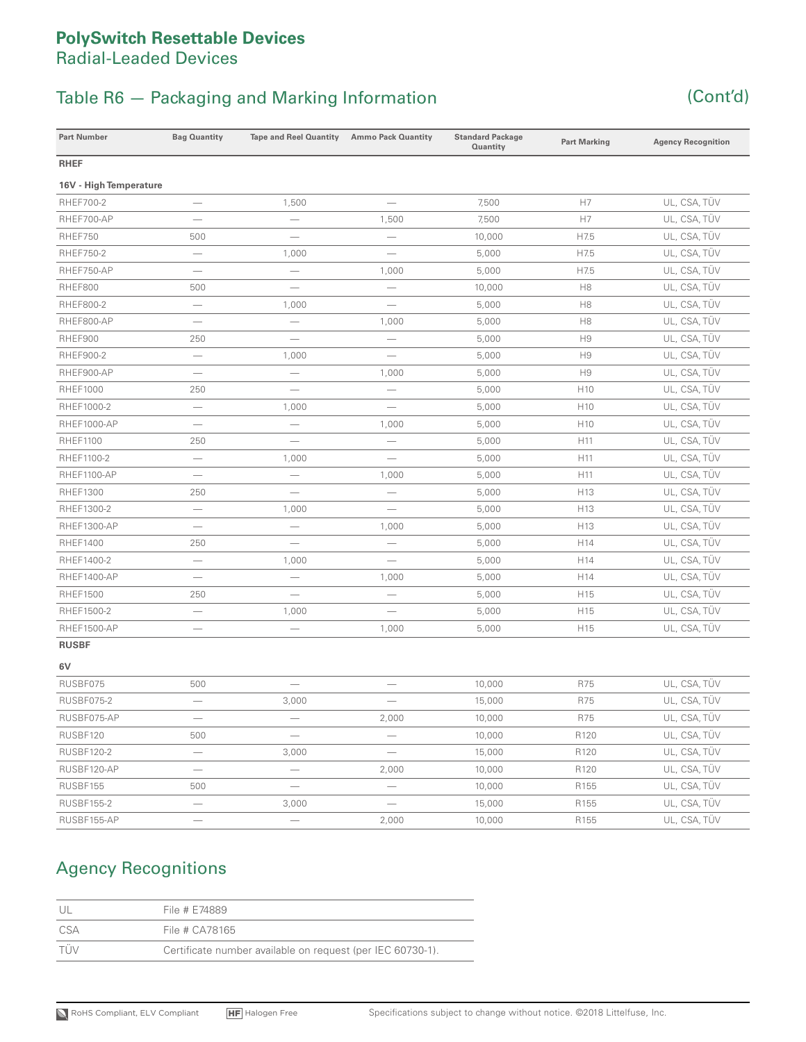# PolySwitch Resettable Devices
## Radial-Leaded Devices

## Table R6 — Packaging and Marking Information (Cont'd)

| Part Number | Bag Quantity | Tape and Reel Quantity | Ammo Pack Quantity | Standard Package Quantity | Part Marking | Agency Recognition |
|---|---|---|---|---|---|---|
| **RHEF** | | | | | | |
| **16V - High Temperature** | | | | | | |
| RHEF700-2 | — | 1,500 | — | 7,500 | H7 | UL, CSA, TÜV |
| RHEF700-AP | — | — | 1,500 | 7,500 | H7 | UL, CSA, TÜV |
| RHEF750 | 500 | — | — | 10,000 | H7.5 | UL, CSA, TÜV |
| RHEF750-2 | — | 1,000 | — | 5,000 | H7.5 | UL, CSA, TÜV |
| RHEF750-AP | — | — | 1,000 | 5,000 | H7.5 | UL, CSA, TÜV |
| RHEF800 | 500 | — | — | 10,000 | H8 | UL, CSA, TÜV |
| RHEF800-2 | — | 1,000 | — | 5,000 | H8 | UL, CSA, TÜV |
| RHEF800-AP | — | — | 1,000 | 5,000 | H8 | UL, CSA, TÜV |
| RHEF900 | 250 | — | — | 5,000 | H9 | UL, CSA, TÜV |
| RHEF900-2 | — | 1,000 | — | 5,000 | H9 | UL, CSA, TÜV |
| RHEF900-AP | — | — | 1,000 | 5,000 | H9 | UL, CSA, TÜV |
| RHEF1000 | 250 | — | — | 5,000 | H10 | UL, CSA, TÜV |
| RHEF1000-2 | — | 1,000 | — | 5,000 | H10 | UL, CSA, TÜV |
| RHEF1000-AP | — | — | 1,000 | 5,000 | H10 | UL, CSA, TÜV |
| RHEF1100 | 250 | — | — | 5,000 | H11 | UL, CSA, TÜV |
| RHEF1100-2 | — | 1,000 | — | 5,000 | H11 | UL, CSA, TÜV |
| RHEF1100-AP | — | — | 1,000 | 5,000 | H11 | UL, CSA, TÜV |
| RHEF1300 | 250 | — | — | 5,000 | H13 | UL, CSA, TÜV |
| RHEF1300-2 | — | 1,000 | — | 5,000 | H13 | UL, CSA, TÜV |
| RHEF1300-AP | — | — | 1,000 | 5,000 | H13 | UL, CSA, TÜV |
| RHEF1400 | 250 | — | — | 5,000 | H14 | UL, CSA, TÜV |
| RHEF1400-2 | — | 1,000 | — | 5,000 | H14 | UL, CSA, TÜV |
| RHEF1400-AP | — | — | 1,000 | 5,000 | H14 | UL, CSA, TÜV |
| RHEF1500 | 250 | — | — | 5,000 | H15 | UL, CSA, TÜV |
| RHEF1500-2 | — | 1,000 | — | 5,000 | H15 | UL, CSA, TÜV |
| RHEF1500-AP | — | — | 1,000 | 5,000 | H15 | UL, CSA, TÜV |
| **RUSBF** | | | | | | |
| **6V** | | | | | | |
| RUSBF075 | 500 | — | — | 10,000 | R75 | UL, CSA, TÜV |
| RUSBF075-2 | — | 3,000 | — | 15,000 | R75 | UL, CSA, TÜV |
| RUSBF075-AP | — | — | 2,000 | 10,000 | R75 | UL, CSA, TÜV |
| RUSBF120 | 500 | — | — | 10,000 | R120 | UL, CSA, TÜV |
| RUSBF120-2 | — | 3,000 | — | 15,000 | R120 | UL, CSA, TÜV |
| RUSBF120-AP | — | — | 2,000 | 10,000 | R120 | UL, CSA, TÜV |
| RUSBF155 | 500 | — | — | 10,000 | R155 | UL, CSA, TÜV |
| RUSBF155-2 | — | 3,000 | — | 15,000 | R155 | UL, CSA, TÜV |
| RUSBF155-AP | — | — | 2,000 | 10,000 | R155 | UL, CSA, TÜV |

## Agency Recognitions

| | |
|---|---|
| UL | File # E74889 |
| CSA | File # CA78165 |
| TÜV | Certificate number available on request (per IEC 60730-1). |

RoHS Compliant, ELV Compliant    HF Halogen Free    Specifications subject to change without notice. ©2018 Littelfuse, Inc.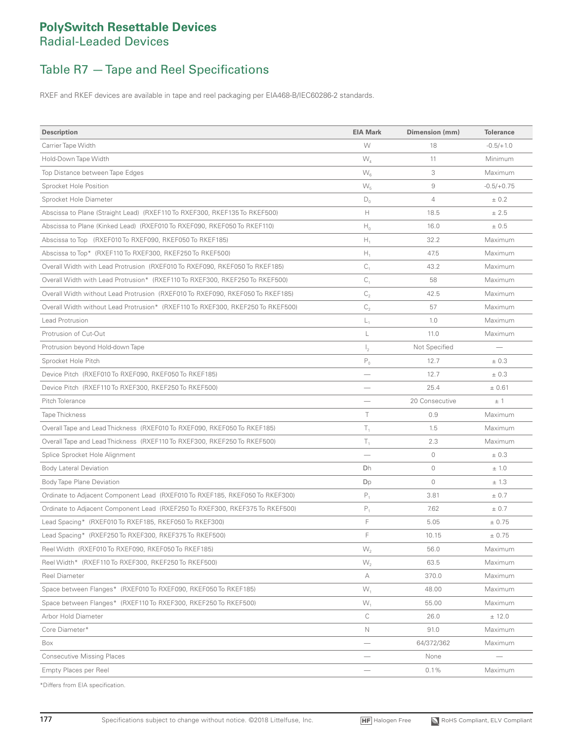# PolySwitch Resettable Devices
## Radial-Leaded Devices

## Table R7 — Tape and Reel Specifications

RXEF and RKEF devices are available in tape and reel packaging per EIA468-B/IEC60286-2 standards.

| Description | EIA Mark | Dimension (mm) | Tolerance |
|---|---|---|---|
| Carrier Tape Width | W | 18 | -0.5/+1.0 |
| Hold-Down Tape Width | $W_4$ | 11 | Minimum |
| Top Distance between Tape Edges | $W_6$ | 3 | Maximum |
| Sprocket Hole Position | $W_5$ | 9 | -0.5/+0.75 |
| Sprocket Hole Diameter | $D_0$ | 4 | ± 0.2 |
| Abscissa to Plane (Straight Lead) (RXEF110 To RXEF300, RKEF135 To RKEF500) | H | 18.5 | ± 2.5 |
| Abscissa to Plane (Kinked Lead) (RXEF010 To RXEF090, RKEF050 To RKEF110) | $H_0$ | 16.0 | ± 0.5 |
| Abscissa to Top (RXEF010 To RXEF090, RKEF050 To RKEF185) | $H_1$ | 32.2 | Maximum |
| Abscissa to Top* (RXEF110 To RXEF300, RKEF250 To RKEF500) | $H_1$ | 47.5 | Maximum |
| Overall Width with Lead Protrusion (RXEF010 To RXEF090, RKEF050 To RKEF185) | $C_1$ | 43.2 | Maximum |
| Overall Width with Lead Protrusion* (RXEF110 To RXEF300, RKEF250 To RKEF500) | $C_1$ | 58 | Maximum |
| Overall Width without Lead Protrusion (RXEF010 To RXEF090, RKEF050 To RKEF185) | $C_2$ | 42.5 | Maximum |
| Overall Width without Lead Protrusion* (RXEF110 To RXEF300, RKEF250 To RKEF500) | $C_2$ | 57 | Maximum |
| Lead Protrusion | $L_1$ | 1.0 | Maximum |
| Protrusion of Cut-Out | L | 11.0 | Maximum |
| Protrusion beyond Hold-down Tape | $I_2$ | Not Specified | — |
| Sprocket Hole Pitch | $P_0$ | 12.7 | ± 0.3 |
| Device Pitch (RXEF010 To RXEF090, RKEF050 To RKEF185) | — | 12.7 | ± 0.3 |
| Device Pitch (RXEF110 To RXEF300, RKEF250 To RKEF500) | — | 25.4 | ± 0.61 |
| Pitch Tolerance | — | 20 Consecutive | ± 1 |
| Tape Thickness | T | 0.9 | Maximum |
| Overall Tape and Lead Thickness (RXEF010 To RXEF090, RKEF050 To RKEF185) | $T_1$ | 1.5 | Maximum |
| Overall Tape and Lead Thickness (RXEF110 To RXEF300, RKEF250 To RKEF500) | $T_1$ | 2.3 | Maximum |
| Splice Sprocket Hole Alignment | — | 0 | ± 0.3 |
| Body Lateral Deviation | Dh | 0 | ± 1.0 |
| Body Tape Plane Deviation | Dp | 0 | ± 1.3 |
| Ordinate to Adjacent Component Lead (RXEF010 To RXEF185, RKEF050 To RKEF300) | $P_1$ | 3.81 | ± 0.7 |
| Ordinate to Adjacent Component Lead (RXEF250 To RXEF300, RKEF375 To RKEF500) | $P_1$ | 7.62 | ± 0.7 |
| Lead Spacing* (RXEF010 To RXEF185, RKEF050 To RKEF300) | F | 5.05 | ± 0.75 |
| Lead Spacing* (RXEF250 To RXEF300, RKEF375 To RKEF500) | F | 10.15 | ± 0.75 |
| Reel Width (RXEF010 To RXEF090, RKEF050 To RKEF185) | $W_2$ | 56.0 | Maximum |
| Reel Width* (RXEF110 To RXEF300, RKEF250 To RKEF500) | $W_2$ | 63.5 | Maximum |
| Reel Diameter | A | 370.0 | Maximum |
| Space between Flanges* (RXEF010 To RXEF090, RKEF050 To RKEF185) | $W_1$ | 48.00 | Maximum |
| Space between Flanges* (RXEF110 To RXEF300, RKEF250 To RKEF500) | $W_1$ | 55.00 | Maximum |
| Arbor Hold Diameter | C | 26.0 | ± 12.0 |
| Core Diameter* | N | 91.0 | Maximum |
| Box | — | 64/372/362 | Maximum |
| Consecutive Missing Places | — | None | — |
| Empty Places per Reel | — | 0.1% | Maximum |

*Differs from EIA specification.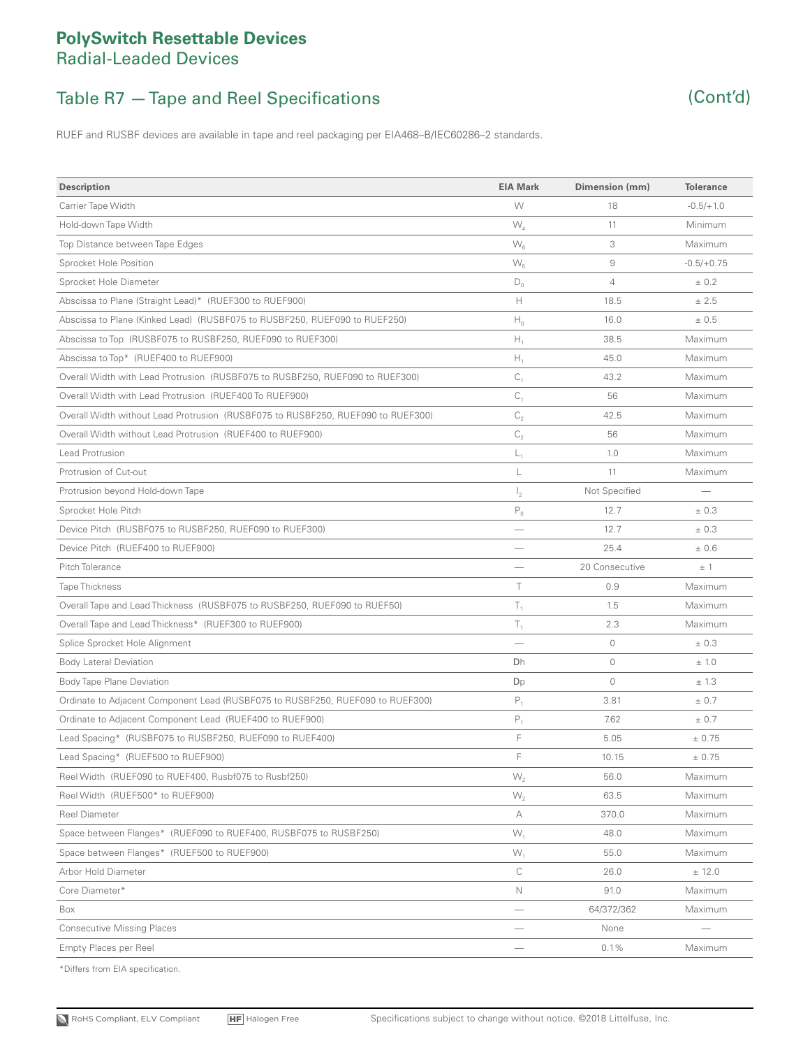# PolySwitch Resettable Devices

## Radial-Leaded Devices

## Table R7 — Tape and Reel Specifications (Cont'd)

RUEF and RUSBF devices are available in tape and reel packaging per EIA468–B/IEC60286–2 standards.

| Description | EIA Mark | Dimension (mm) | Tolerance |
|---|---|---|---|
| Carrier Tape Width | W | 18 | -0.5/+1.0 |
| Hold-down Tape Width | $W_4$ | 11 | Minimum |
| Top Distance between Tape Edges | $W_6$ | 3 | Maximum |
| Sprocket Hole Position | $W_5$ | 9 | -0.5/+0.75 |
| Sprocket Hole Diameter | $D_0$ | 4 | ± 0.2 |
| Abscissa to Plane (Straight Lead)* (RUEF300 to RUEF900) | H | 18.5 | ± 2.5 |
| Abscissa to Plane (Kinked Lead) (RUSBF075 to RUSBF250, RUEF090 to RUEF250) | $H_0$ | 16.0 | ± 0.5 |
| Abscissa to Top (RUSBF075 to RUSBF250, RUEF090 to RUEF300) | $H_1$ | 38.5 | Maximum |
| Abscissa to Top* (RUEF400 to RUEF900) | $H_1$ | 45.0 | Maximum |
| Overall Width with Lead Protrusion (RUSBF075 to RUSBF250, RUEF090 to RUEF300) | $C_1$ | 43.2 | Maximum |
| Overall Width with Lead Protrusion (RUEF400 To RUEF900) | $C_1$ | 56 | Maximum |
| Overall Width without Lead Protrusion (RUSBF075 to RUSBF250, RUEF090 to RUEF300) | $C_2$ | 42.5 | Maximum |
| Overall Width without Lead Protrusion (RUEF400 to RUEF900) | $C_2$ | 56 | Maximum |
| Lead Protrusion | $L_1$ | 1.0 | Maximum |
| Protrusion of Cut-out | L | 11 | Maximum |
| Protrusion beyond Hold-down Tape | $I_2$ | Not Specified | — |
| Sprocket Hole Pitch | $P_0$ | 12.7 | ± 0.3 |
| Device Pitch (RUSBF075 to RUSBF250, RUEF090 to RUEF300) | — | 12.7 | ± 0.3 |
| Device Pitch (RUEF400 to RUEF900) | — | 25.4 | ± 0.6 |
| Pitch Tolerance | — | 20 Consecutive | ± 1 |
| Tape Thickness | T | 0.9 | Maximum |
| Overall Tape and Lead Thickness (RUSBF075 to RUSBF250, RUEF090 to RUEF50) | $T_1$ | 1.5 | Maximum |
| Overall Tape and Lead Thickness* (RUEF300 to RUEF900) | $T_1$ | 2.3 | Maximum |
| Splice Sprocket Hole Alignment | — | 0 | ± 0.3 |
| Body Lateral Deviation | Dh | 0 | ± 1.0 |
| Body Tape Plane Deviation | Dp | 0 | ± 1.3 |
| Ordinate to Adjacent Component Lead (RUSBF075 to RUSBF250, RUEF090 to RUEF300) | $P_1$ | 3.81 | ± 0.7 |
| Ordinate to Adjacent Component Lead (RUEF400 to RUEF900) | $P_1$ | 7.62 | ± 0.7 |
| Lead Spacing* (RUSBF075 to RUSBF250, RUEF090 to RUEF400) | F | 5.05 | ± 0.75 |
| Lead Spacing* (RUEF500 to RUEF900) | F | 10.15 | ± 0.75 |
| Reel Width (RUEF090 to RUEF400, Rusbf075 to Rusbf250) | $W_2$ | 56.0 | Maximum |
| Reel Width (RUEF500* to RUEF900) | $W_2$ | 63.5 | Maximum |
| Reel Diameter | A | 370.0 | Maximum |
| Space between Flanges* (RUEF090 to RUEF400, RUSBF075 to RUSBF250) | $W_1$ | 48.0 | Maximum |
| Space between Flanges* (RUEF500 to RUEF900) | $W_1$ | 55.0 | Maximum |
| Arbor Hold Diameter | C | 26.0 | ± 12.0 |
| Core Diameter* | N | 91.0 | Maximum |
| Box | — | 64/372/362 | Maximum |
| Consecutive Missing Places | — | None | — |
| Empty Places per Reel | — | 0.1% | Maximum |

*Differs from EIA specification.

RoHS Compliant, ELV Compliant | HF Halogen Free | Specifications subject to change without notice. ©2018 Littelfuse, Inc.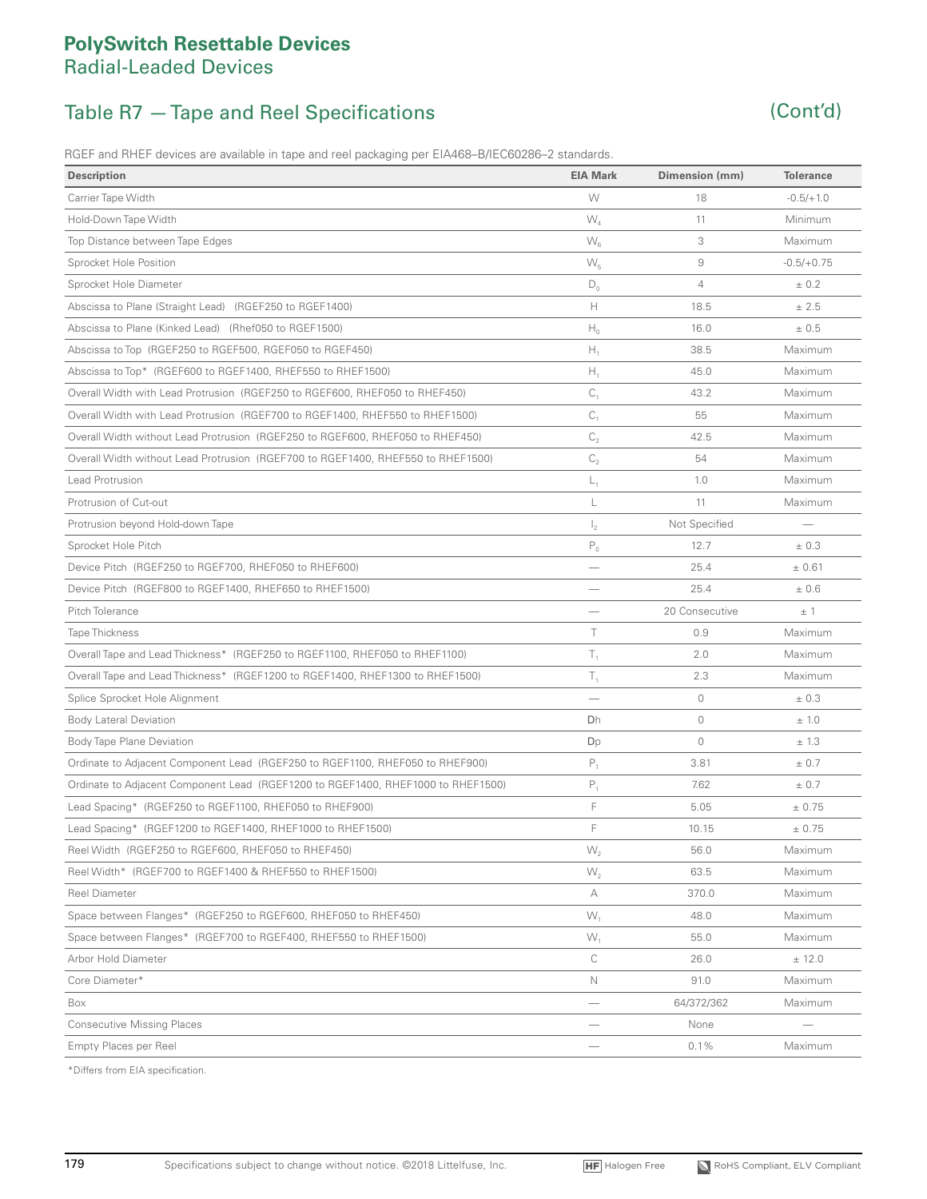# PolySwitch Resettable Devices

## Radial-Leaded Devices

## Table R7 — Tape and Reel Specifications (Cont'd)

RGEF and RHEF devices are available in tape and reel packaging per EIA468–B/IEC60286–2 standards.

| Description | EIA Mark | Dimension (mm) | Tolerance |
|---|---|---|---|
| Carrier Tape Width | W | 18 | -0.5/+1.0 |
| Hold-Down Tape Width | $W_4$ | 11 | Minimum |
| Top Distance between Tape Edges | $W_6$ | 3 | Maximum |
| Sprocket Hole Position | $W_5$ | 9 | -0.5/+0.75 |
| Sprocket Hole Diameter | $D_0$ | 4 | ± 0.2 |
| Abscissa to Plane (Straight Lead) (RGEF250 to RGEF1400) | H | 18.5 | ± 2.5 |
| Abscissa to Plane (Kinked Lead) (Rhef050 to RGEF1500) | $H_0$ | 16.0 | ± 0.5 |
| Abscissa to Top (RGEF250 to RGEF500, RGEF050 to RGEF450) | $H_1$ | 38.5 | Maximum |
| Abscissa to Top* (RGEF600 to RGEF1400, RHEF550 to RHEF1500) | $H_1$ | 45.0 | Maximum |
| Overall Width with Lead Protrusion (RGEF250 to RGEF600, RHEF050 to RHEF450) | $C_1$ | 43.2 | Maximum |
| Overall Width with Lead Protrusion (RGEF700 to RGEF1400, RHEF550 to RHEF1500) | $C_1$ | 55 | Maximum |
| Overall Width without Lead Protrusion (RGEF250 to RGEF600, RHEF050 to RHEF450) | $C_2$ | 42.5 | Maximum |
| Overall Width without Lead Protrusion (RGEF700 to RGEF1400, RHEF550 to RHEF1500) | $C_2$ | 54 | Maximum |
| Lead Protrusion | $L_1$ | 1.0 | Maximum |
| Protrusion of Cut-out | L | 11 | Maximum |
| Protrusion beyond Hold-down Tape | $I_2$ | Not Specified | — |
| Sprocket Hole Pitch | $P_0$ | 12.7 | ± 0.3 |
| Device Pitch (RGEF250 to RGEF700, RHEF050 to RHEF600) | — | 25.4 | ± 0.61 |
| Device Pitch (RGEF800 to RGEF1400, RHEF650 to RHEF1500) | — | 25.4 | ± 0.6 |
| Pitch Tolerance | — | 20 Consecutive | ± 1 |
| Tape Thickness | T | 0.9 | Maximum |
| Overall Tape and Lead Thickness* (RGEF250 to RGEF1100, RHEF050 to RHEF1100) | $T_1$ | 2.0 | Maximum |
| Overall Tape and Lead Thickness* (RGEF1200 to RGEF1400, RHEF1300 to RHEF1500) | $T_1$ | 2.3 | Maximum |
| Splice Sprocket Hole Alignment | — | 0 | ± 0.3 |
| Body Lateral Deviation | Dh | 0 | ± 1.0 |
| Body Tape Plane Deviation | Dp | 0 | ± 1.3 |
| Ordinate to Adjacent Component Lead (RGEF250 to RGEF1100, RHEF050 to RHEF900) | $P_1$ | 3.81 | ± 0.7 |
| Ordinate to Adjacent Component Lead (RGEF1200 to RGEF1400, RHEF1000 to RHEF1500) | $P_1$ | 7.62 | ± 0.7 |
| Lead Spacing* (RGEF250 to RGEF1100, RHEF050 to RHEF900) | F | 5.05 | ± 0.75 |
| Lead Spacing* (RGEF1200 to RGEF1400, RHEF1000 to RHEF1500) | F | 10.15 | ± 0.75 |
| Reel Width (RGEF250 to RGEF600, RHEF050 to RHEF450) | $W_2$ | 56.0 | Maximum |
| Reel Width* (RGEF700 to RGEF1400 & RHEF550 to RHEF1500) | $W_2$ | 63.5 | Maximum |
| Reel Diameter | A | 370.0 | Maximum |
| Space between Flanges* (RGEF250 to RGEF600, RHEF050 to RHEF450) | $W_1$ | 48.0 | Maximum |
| Space between Flanges* (RGEF700 to RGEF400, RHEF550 to RHEF1500) | $W_1$ | 55.0 | Maximum |
| Arbor Hold Diameter | C | 26.0 | ± 12.0 |
| Core Diameter* | N | 91.0 | Maximum |
| Box | — | 64/372/362 | Maximum |
| Consecutive Missing Places | — | None | — |
| Empty Places per Reel | — | 0.1% | Maximum |

*Differs from EIA specification.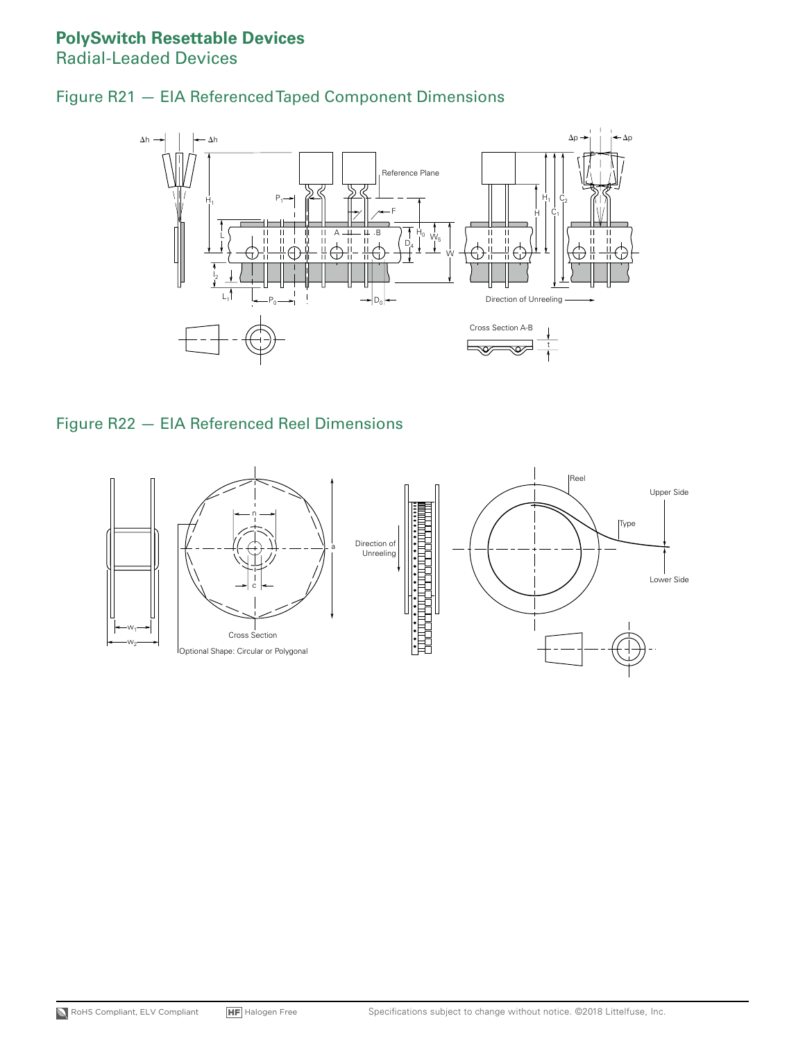# PolySwitch Resettable Devices

Radial-Leaded Devices

## Figure R21 — EIA Referenced Taped Component Dimensions

Δh
Δh
$H_1$
$P_1$
Reference Plane
F
L
A
B
$H_0$
$W_5$
$D_4$
W
$l_2$
$L_1$
$P_0$
$D_0$
H
$H_1$
$C_1$
$C_2$
Δp
Δp
Direction of Unreeling
Cross Section A-B
t

## Figure R22 — EIA Referenced Reel Dimensions

n
a
c
$w_1$
$w_2$
Cross Section
Optional Shape: Circular or Polygonal
Direction of Unreeling
Reel
Type
Upper Side
Lower Side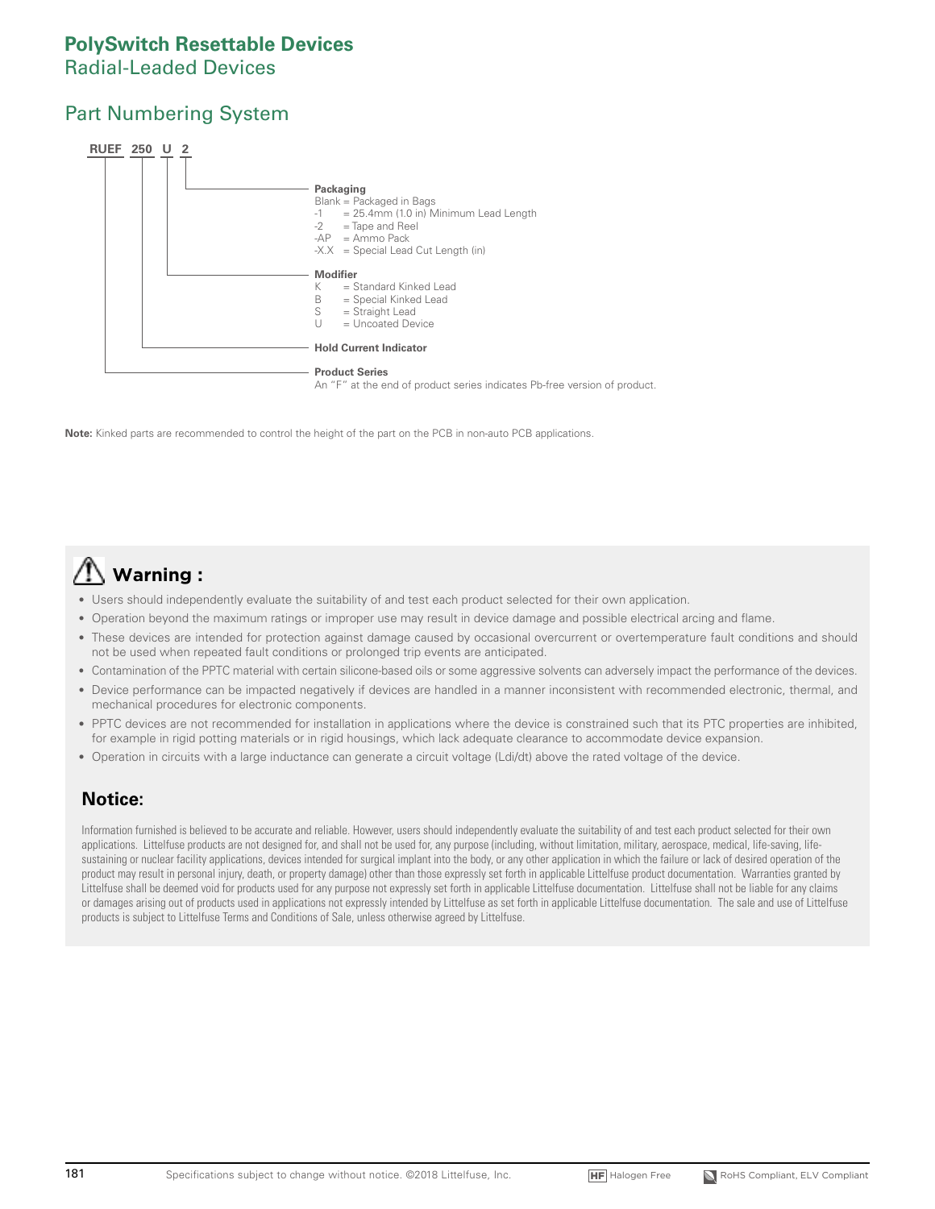# PolySwitch Resettable Devices

## Radial-Leaded Devices

## Part Numbering System

**RUEF 250 U 2**

**Packaging**
Blank = Packaged in Bags
-1 = 25.4mm (1.0 in) Minimum Lead Length
-2 = Tape and Reel
-AP = Ammo Pack
-X.X = Special Lead Cut Length (in)

**Modifier**
K = Standard Kinked Lead
B = Special Kinked Lead
S = Straight Lead
U = Uncoated Device

**Hold Current Indicator**

**Product Series**
An "F" at the end of product series indicates Pb-free version of product.

**Note:** Kinked parts are recommended to control the height of the part on the PCB in non-auto PCB applications.

## ⚠ Warning :

- Users should independently evaluate the suitability of and test each product selected for their own application.
- Operation beyond the maximum ratings or improper use may result in device damage and possible electrical arcing and flame.
- These devices are intended for protection against damage caused by occasional overcurrent or overtemperature fault conditions and should not be used when repeated fault conditions or prolonged trip events are anticipated.
- Contamination of the PPTC material with certain silicone-based oils or some aggressive solvents can adversely impact the performance of the devices.
- Device performance can be impacted negatively if devices are handled in a manner inconsistent with recommended electronic, thermal, and mechanical procedures for electronic components.
- PPTC devices are not recommended for installation in applications where the device is constrained such that its PTC properties are inhibited, for example in rigid potting materials or in rigid housings, which lack adequate clearance to accommodate device expansion.
- Operation in circuits with a large inductance can generate a circuit voltage (Ldi/dt) above the rated voltage of the device.

## Notice:

Information furnished is believed to be accurate and reliable. However, users should independently evaluate the suitability of and test each product selected for their own applications. Littelfuse products are not designed for, and shall not be used for, any purpose (including, without limitation, military, aerospace, medical, life-saving, life-sustaining or nuclear facility applications, devices intended for surgical implant into the body, or any other application in which the failure or lack of desired operation of the product may result in personal injury, death, or property damage) other than those expressly set forth in applicable Littelfuse product documentation. Warranties granted by Littelfuse shall be deemed void for products used for any purpose not expressly set forth in applicable Littelfuse documentation. Littelfuse shall not be liable for any claims or damages arising out of products used in applications not expressly intended by Littelfuse as set forth in applicable Littelfuse documentation. The sale and use of Littelfuse products is subject to Littelfuse Terms and Conditions of Sale, unless otherwise agreed by Littelfuse.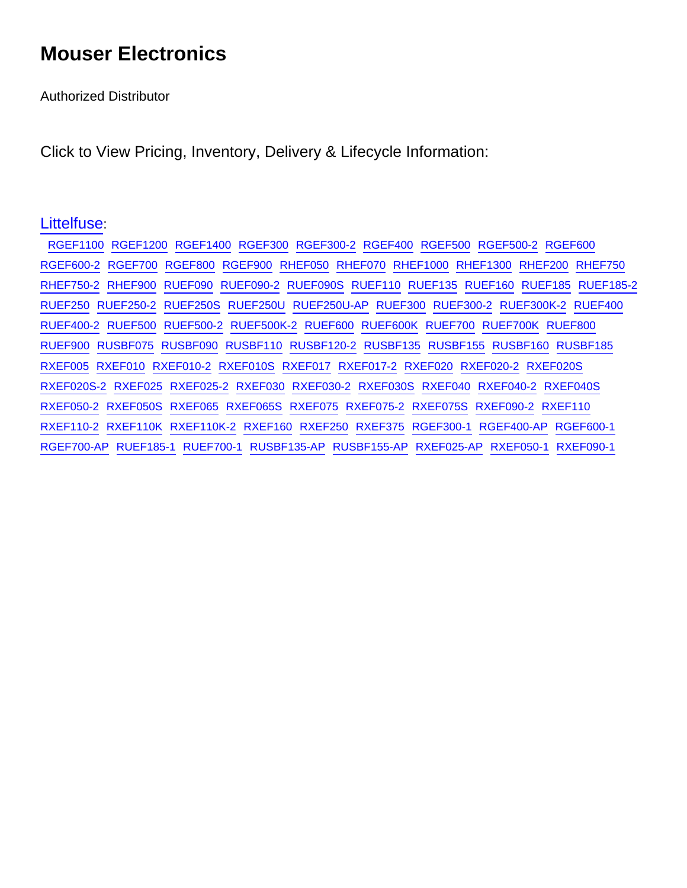# Mouser Electronics

Authorized Distributor

Click to View Pricing, Inventory, Delivery & Lifecycle Information:

Littelfuse:

RGEF1100 RGEF1200 RGEF1400 RGEF300 RGEF300-2 RGEF400 RGEF500 RGEF500-2 RGEF600 RGEF600-2 RGEF700 RGEF800 RGEF900 RHEF050 RHEF070 RHEF1000 RHEF1300 RHEF200 RHEF750 RHEF750-2 RHEF900 RUEF090 RUEF090-2 RUEF090S RUEF110 RUEF135 RUEF160 RUEF185 RUEF185-2 RUEF250 RUEF250-2 RUEF250S RUEF250U RUEF250U-AP RUEF300 RUEF300-2 RUEF300K-2 RUEF400 RUEF400-2 RUEF500 RUEF500-2 RUEF500K-2 RUEF600 RUEF600K RUEF700 RUEF700K RUEF800 RUEF900 RUSBF075 RUSBF090 RUSBF110 RUSBF120-2 RUSBF135 RUSBF155 RUSBF160 RUSBF185 RXEF005 RXEF010 RXEF010-2 RXEF010S RXEF017 RXEF017-2 RXEF020 RXEF020-2 RXEF020S RXEF020S-2 RXEF025 RXEF025-2 RXEF030 RXEF030-2 RXEF030S RXEF040 RXEF040-2 RXEF040S RXEF050-2 RXEF050S RXEF065 RXEF065S RXEF075 RXEF075-2 RXEF075S RXEF090-2 RXEF110 RXEF110-2 RXEF110K RXEF110K-2 RXEF160 RXEF250 RXEF375 RGEF300-1 RGEF400-AP RGEF600-1 RGEF700-AP RUEF185-1 RUEF700-1 RUSBF135-AP RUSBF155-AP RXEF025-AP RXEF050-1 RXEF090-1